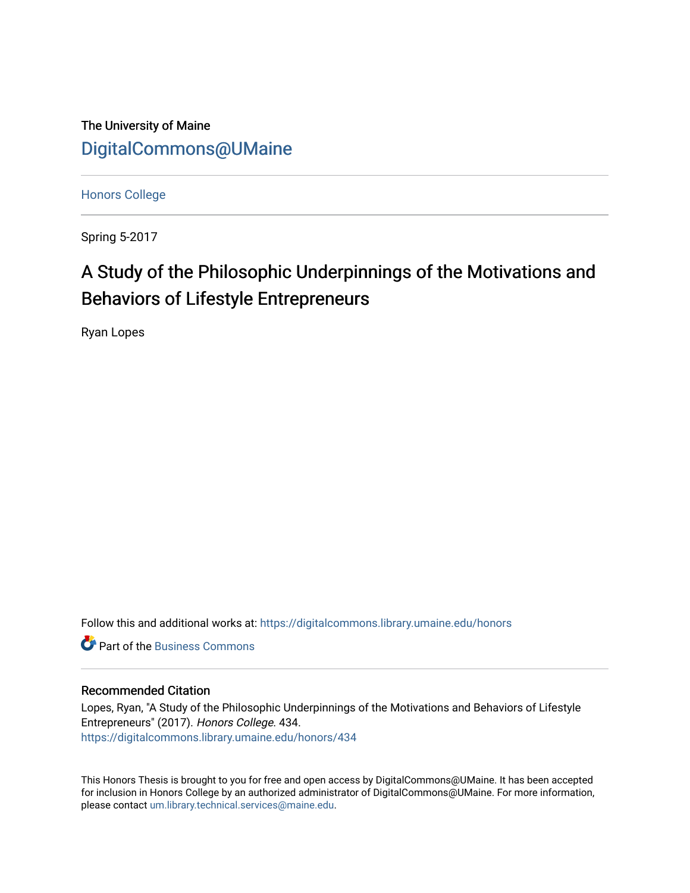The University of Maine

DigitalCommons@UMaine

Honors College

Spring 5-2017

# A Study of the Philosophic Underpinnings of the Motivations and Behaviors of Lifestyle Entrepreneurs

Ryan Lopes

Follow this and additional works at: https://digitalcommons.library.umaine.edu/honors

Part of the Business Commons

## Recommended Citation

Lopes, Ryan, "A Study of the Philosophic Underpinnings of the Motivations and Behaviors of Lifestyle Entrepreneurs" (2017). *Honors College*. 434.
https://digitalcommons.library.umaine.edu/honors/434

This Honors Thesis is brought to you for free and open access by DigitalCommons@UMaine. It has been accepted for inclusion in Honors College by an authorized administrator of DigitalCommons@UMaine. For more information, please contact um.library.technical.services@maine.edu.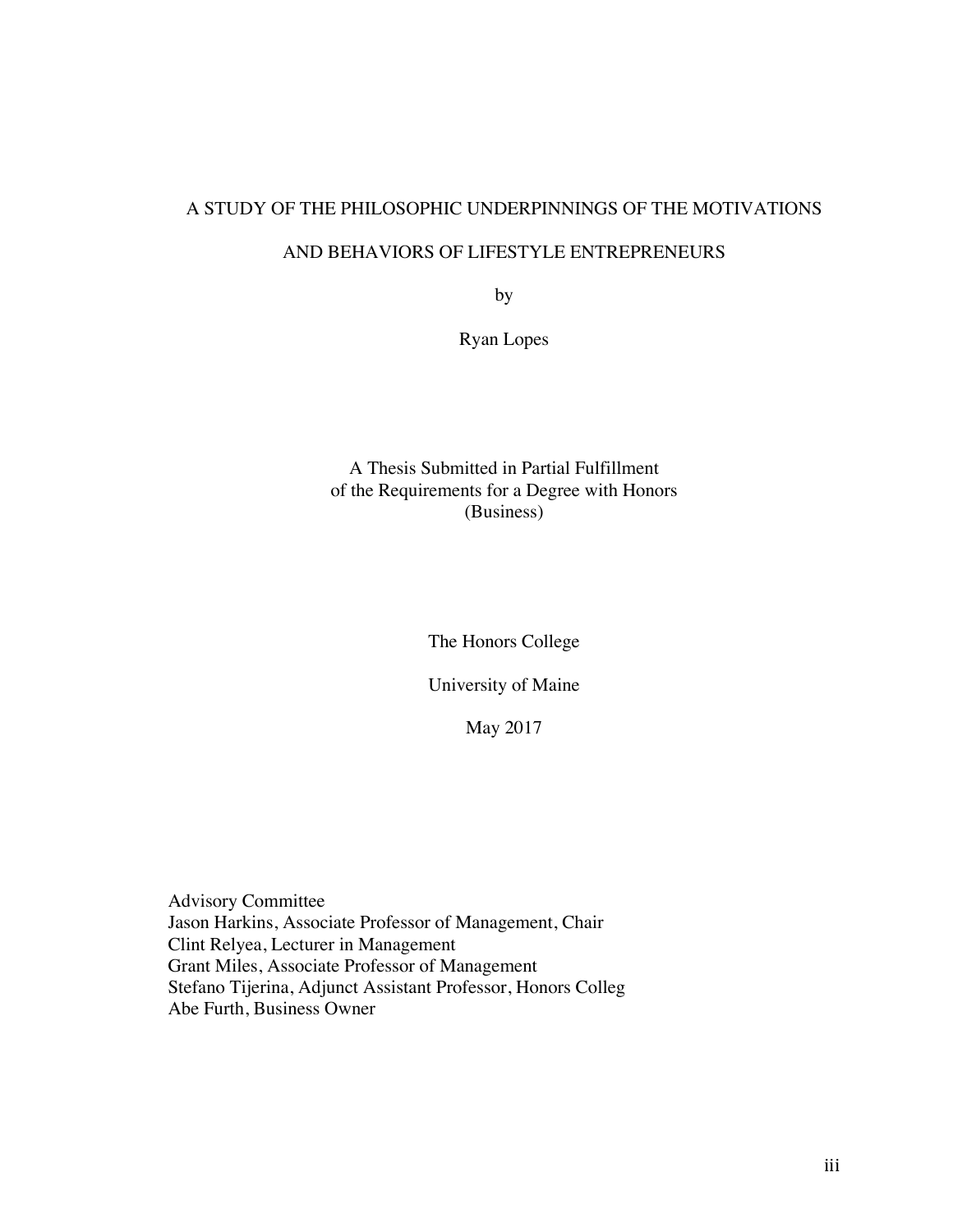# A STUDY OF THE PHILOSOPHIC UNDERPINNINGS OF THE MOTIVATIONS AND BEHAVIORS OF LIFESTYLE ENTREPRENEURS

by

Ryan Lopes

A Thesis Submitted in Partial Fulfillment
of the Requirements for a Degree with Honors
(Business)

The Honors College

University of Maine

May 2017

Advisory Committee
Jason Harkins, Associate Professor of Management, Chair
Clint Relyea, Lecturer in Management
Grant Miles, Associate Professor of Management
Stefano Tijerina, Adjunct Assistant Professor, Honors Colleg
Abe Furth, Business Owner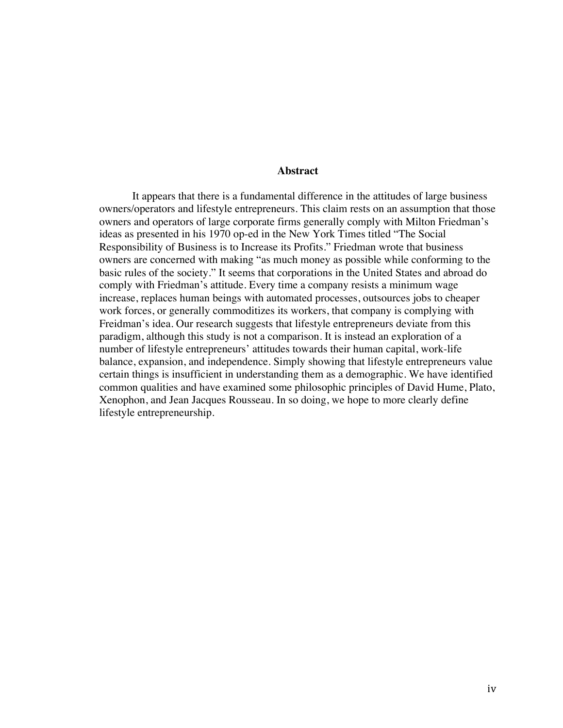## Abstract

It appears that there is a fundamental difference in the attitudes of large business owners/operators and lifestyle entrepreneurs. This claim rests on an assumption that those owners and operators of large corporate firms generally comply with Milton Friedman's ideas as presented in his 1970 op-ed in the New York Times titled "The Social Responsibility of Business is to Increase its Profits." Friedman wrote that business owners are concerned with making "as much money as possible while conforming to the basic rules of the society." It seems that corporations in the United States and abroad do comply with Friedman's attitude. Every time a company resists a minimum wage increase, replaces human beings with automated processes, outsources jobs to cheaper work forces, or generally commoditizes its workers, that company is complying with Freidman's idea. Our research suggests that lifestyle entrepreneurs deviate from this paradigm, although this study is not a comparison. It is instead an exploration of a number of lifestyle entrepreneurs' attitudes towards their human capital, work-life balance, expansion, and independence. Simply showing that lifestyle entrepreneurs value certain things is insufficient in understanding them as a demographic. We have identified common qualities and have examined some philosophic principles of David Hume, Plato, Xenophon, and Jean Jacques Rousseau. In so doing, we hope to more clearly define lifestyle entrepreneurship.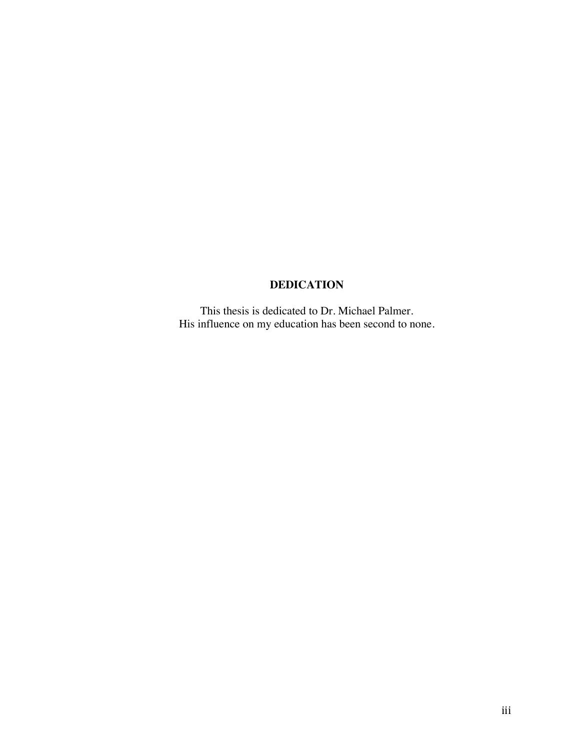## DEDICATION

This thesis is dedicated to Dr. Michael Palmer.
His influence on my education has been second to none.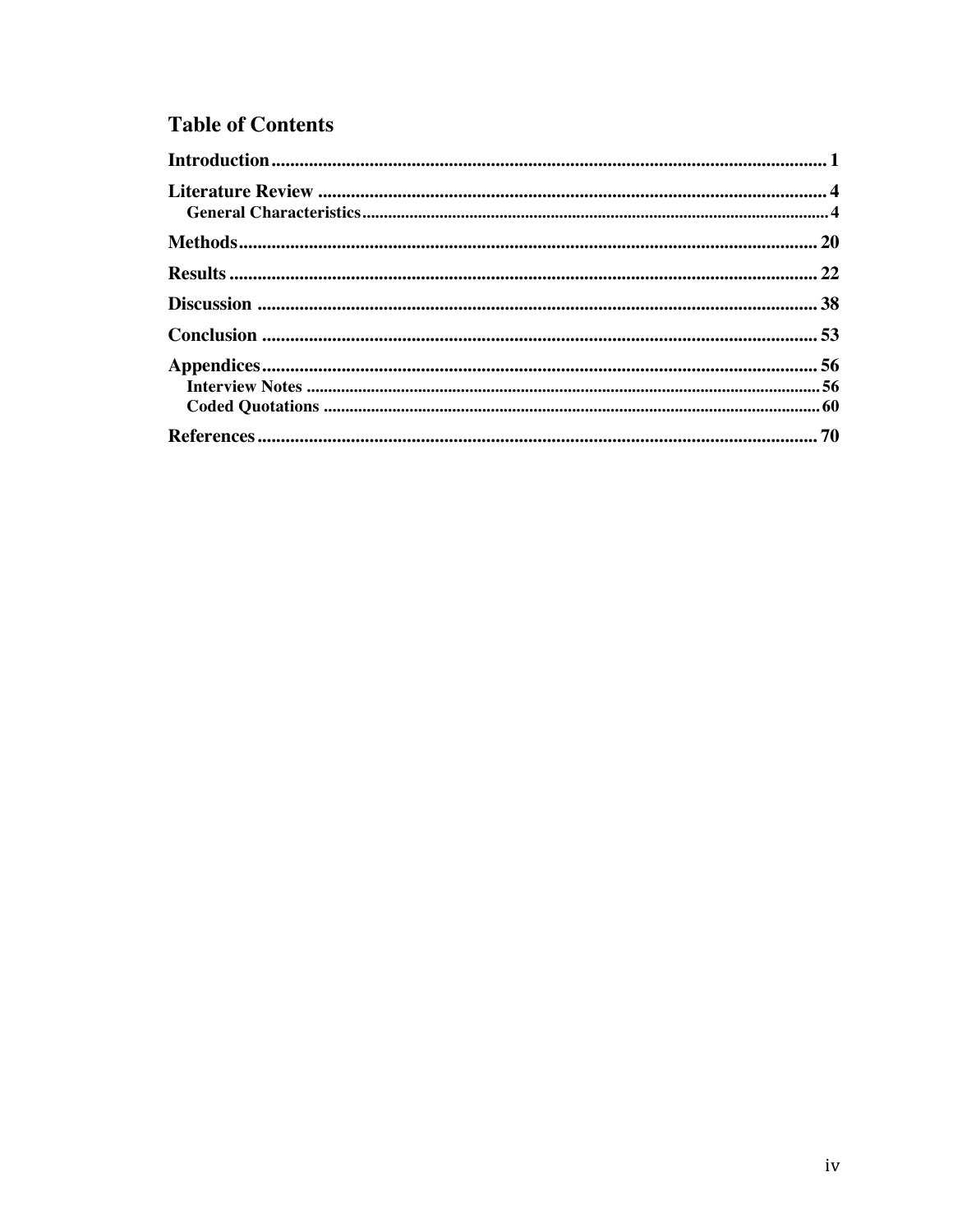# Table of Contents

**Introduction** ..... 1

**Literature Review** ..... 4

- **General Characteristics** ..... 4

**Methods** ..... 20

**Results** ..... 22

**Discussion** ..... 38

**Conclusion** ..... 53

**Appendices** ..... 56

- **Interview Notes** ..... 56
- **Coded Quotations** ..... 60

**References** ..... 70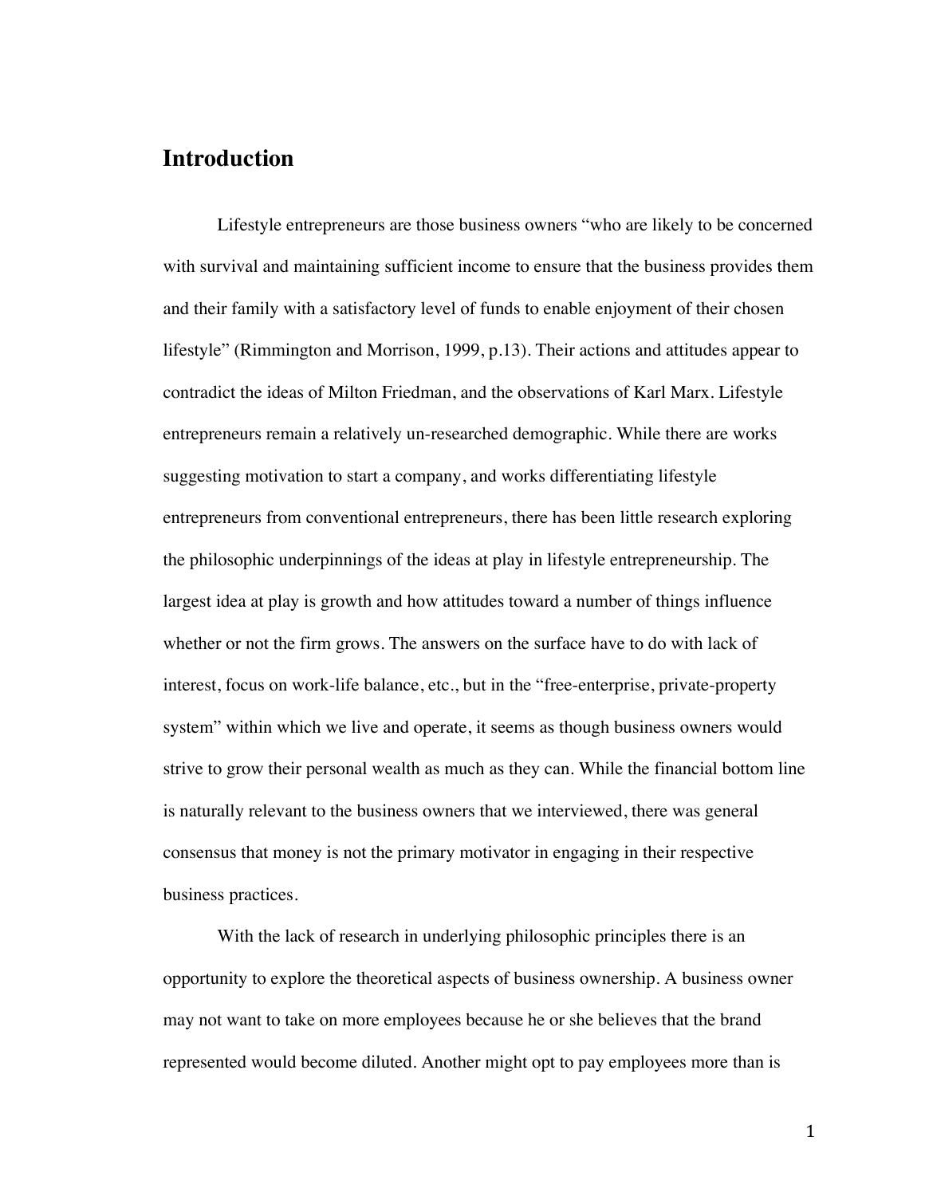## Introduction

Lifestyle entrepreneurs are those business owners "who are likely to be concerned with survival and maintaining sufficient income to ensure that the business provides them and their family with a satisfactory level of funds to enable enjoyment of their chosen lifestyle" (Rimmington and Morrison, 1999, p.13). Their actions and attitudes appear to contradict the ideas of Milton Friedman, and the observations of Karl Marx. Lifestyle entrepreneurs remain a relatively un-researched demographic. While there are works suggesting motivation to start a company, and works differentiating lifestyle entrepreneurs from conventional entrepreneurs, there has been little research exploring the philosophic underpinnings of the ideas at play in lifestyle entrepreneurship. The largest idea at play is growth and how attitudes toward a number of things influence whether or not the firm grows. The answers on the surface have to do with lack of interest, focus on work-life balance, etc., but in the "free-enterprise, private-property system" within which we live and operate, it seems as though business owners would strive to grow their personal wealth as much as they can. While the financial bottom line is naturally relevant to the business owners that we interviewed, there was general consensus that money is not the primary motivator in engaging in their respective business practices.

With the lack of research in underlying philosophic principles there is an opportunity to explore the theoretical aspects of business ownership. A business owner may not want to take on more employees because he or she believes that the brand represented would become diluted. Another might opt to pay employees more than is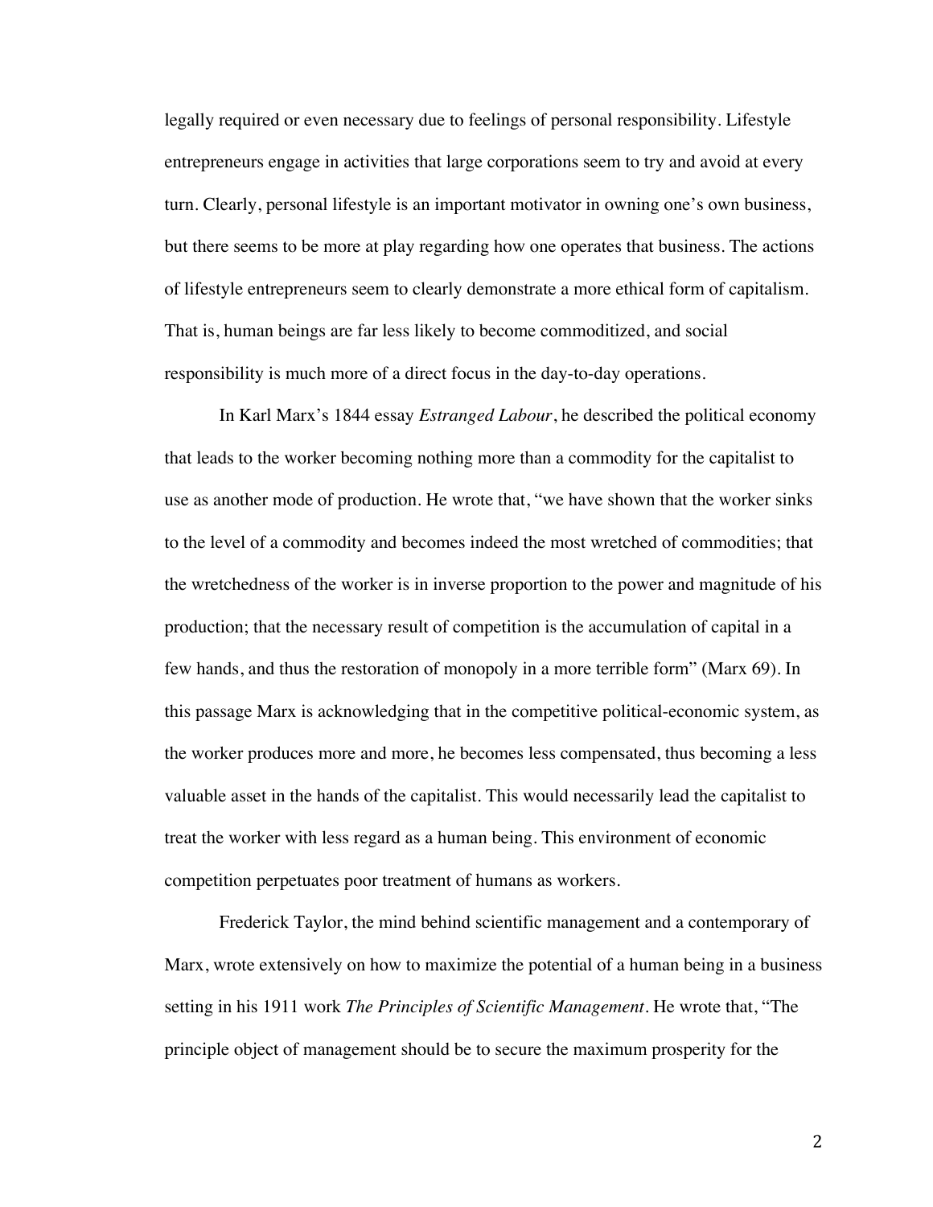legally required or even necessary due to feelings of personal responsibility. Lifestyle entrepreneurs engage in activities that large corporations seem to try and avoid at every turn. Clearly, personal lifestyle is an important motivator in owning one's own business, but there seems to be more at play regarding how one operates that business. The actions of lifestyle entrepreneurs seem to clearly demonstrate a more ethical form of capitalism. That is, human beings are far less likely to become commoditized, and social responsibility is much more of a direct focus in the day-to-day operations.

In Karl Marx's 1844 essay *Estranged Labour*, he described the political economy that leads to the worker becoming nothing more than a commodity for the capitalist to use as another mode of production. He wrote that, "we have shown that the worker sinks to the level of a commodity and becomes indeed the most wretched of commodities; that the wretchedness of the worker is in inverse proportion to the power and magnitude of his production; that the necessary result of competition is the accumulation of capital in a few hands, and thus the restoration of monopoly in a more terrible form" (Marx 69). In this passage Marx is acknowledging that in the competitive political-economic system, as the worker produces more and more, he becomes less compensated, thus becoming a less valuable asset in the hands of the capitalist. This would necessarily lead the capitalist to treat the worker with less regard as a human being. This environment of economic competition perpetuates poor treatment of humans as workers.

Frederick Taylor, the mind behind scientific management and a contemporary of Marx, wrote extensively on how to maximize the potential of a human being in a business setting in his 1911 work *The Principles of Scientific Management*. He wrote that, "The principle object of management should be to secure the maximum prosperity for the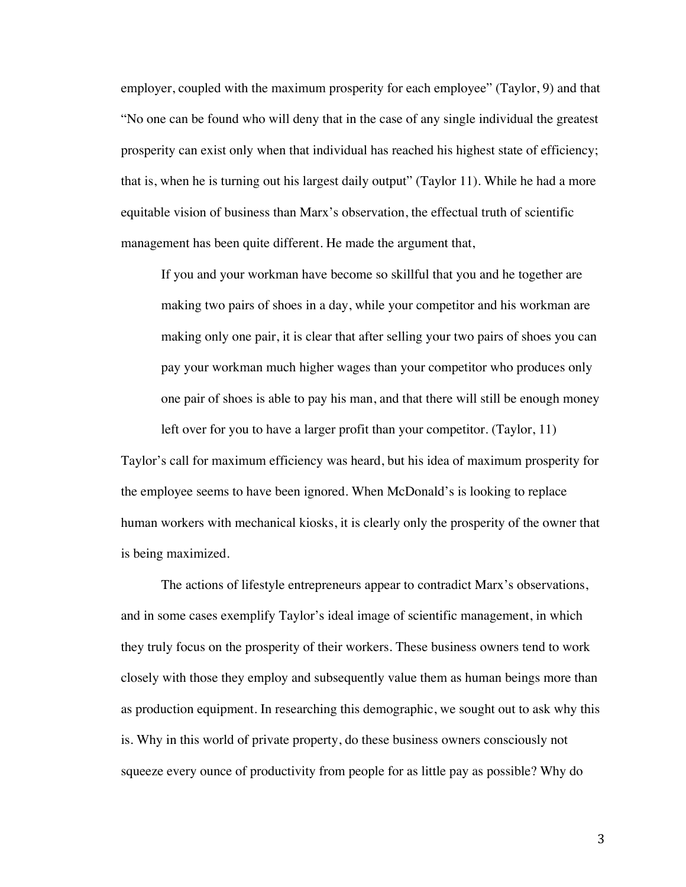employer, coupled with the maximum prosperity for each employee" (Taylor, 9) and that "No one can be found who will deny that in the case of any single individual the greatest prosperity can exist only when that individual has reached his highest state of efficiency; that is, when he is turning out his largest daily output" (Taylor 11). While he had a more equitable vision of business than Marx's observation, the effectual truth of scientific management has been quite different. He made the argument that,

> If you and your workman have become so skillful that you and he together are making two pairs of shoes in a day, while your competitor and his workman are making only one pair, it is clear that after selling your two pairs of shoes you can pay your workman much higher wages than your competitor who produces only one pair of shoes is able to pay his man, and that there will still be enough money left over for you to have a larger profit than your competitor. (Taylor, 11)

Taylor's call for maximum efficiency was heard, but his idea of maximum prosperity for the employee seems to have been ignored. When McDonald's is looking to replace human workers with mechanical kiosks, it is clearly only the prosperity of the owner that is being maximized.

The actions of lifestyle entrepreneurs appear to contradict Marx's observations, and in some cases exemplify Taylor's ideal image of scientific management, in which they truly focus on the prosperity of their workers. These business owners tend to work closely with those they employ and subsequently value them as human beings more than as production equipment. In researching this demographic, we sought out to ask why this is. Why in this world of private property, do these business owners consciously not squeeze every ounce of productivity from people for as little pay as possible? Why do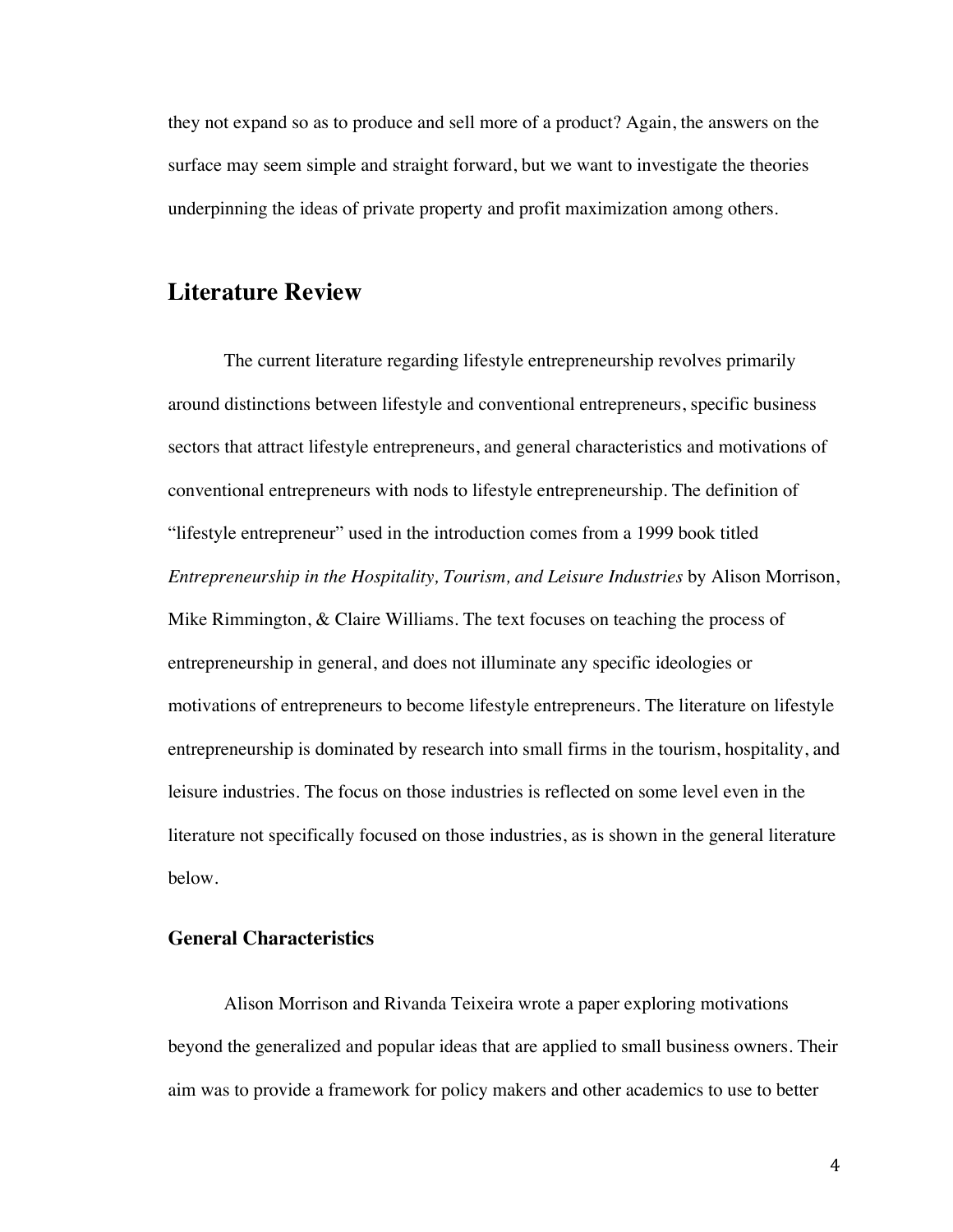they not expand so as to produce and sell more of a product? Again, the answers on the surface may seem simple and straight forward, but we want to investigate the theories underpinning the ideas of private property and profit maximization among others.

## Literature Review

The current literature regarding lifestyle entrepreneurship revolves primarily around distinctions between lifestyle and conventional entrepreneurs, specific business sectors that attract lifestyle entrepreneurs, and general characteristics and motivations of conventional entrepreneurs with nods to lifestyle entrepreneurship. The definition of "lifestyle entrepreneur" used in the introduction comes from a 1999 book titled *Entrepreneurship in the Hospitality, Tourism, and Leisure Industries* by Alison Morrison, Mike Rimmington, & Claire Williams. The text focuses on teaching the process of entrepreneurship in general, and does not illuminate any specific ideologies or motivations of entrepreneurs to become lifestyle entrepreneurs. The literature on lifestyle entrepreneurship is dominated by research into small firms in the tourism, hospitality, and leisure industries. The focus on those industries is reflected on some level even in the literature not specifically focused on those industries, as is shown in the general literature below.

### General Characteristics

Alison Morrison and Rivanda Teixeira wrote a paper exploring motivations beyond the generalized and popular ideas that are applied to small business owners. Their aim was to provide a framework for policy makers and other academics to use to better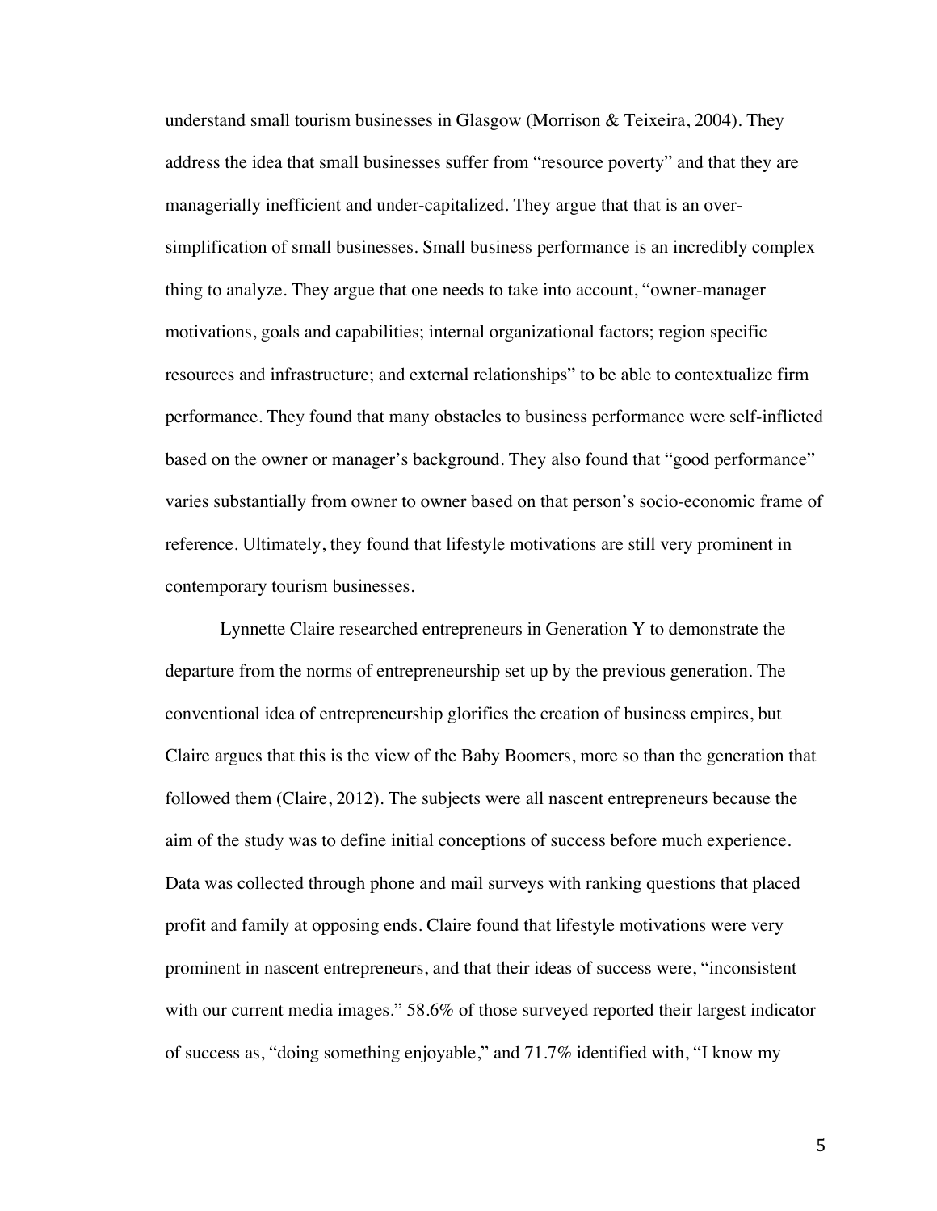understand small tourism businesses in Glasgow (Morrison & Teixeira, 2004). They address the idea that small businesses suffer from "resource poverty" and that they are managerially inefficient and under-capitalized. They argue that that is an over-simplification of small businesses. Small business performance is an incredibly complex thing to analyze. They argue that one needs to take into account, "owner-manager motivations, goals and capabilities; internal organizational factors; region specific resources and infrastructure; and external relationships" to be able to contextualize firm performance. They found that many obstacles to business performance were self-inflicted based on the owner or manager's background. They also found that "good performance" varies substantially from owner to owner based on that person's socio-economic frame of reference. Ultimately, they found that lifestyle motivations are still very prominent in contemporary tourism businesses.

Lynnette Claire researched entrepreneurs in Generation Y to demonstrate the departure from the norms of entrepreneurship set up by the previous generation. The conventional idea of entrepreneurship glorifies the creation of business empires, but Claire argues that this is the view of the Baby Boomers, more so than the generation that followed them (Claire, 2012). The subjects were all nascent entrepreneurs because the aim of the study was to define initial conceptions of success before much experience. Data was collected through phone and mail surveys with ranking questions that placed profit and family at opposing ends. Claire found that lifestyle motivations were very prominent in nascent entrepreneurs, and that their ideas of success were, "inconsistent with our current media images." 58.6% of those surveyed reported their largest indicator of success as, "doing something enjoyable," and 71.7% identified with, "I know my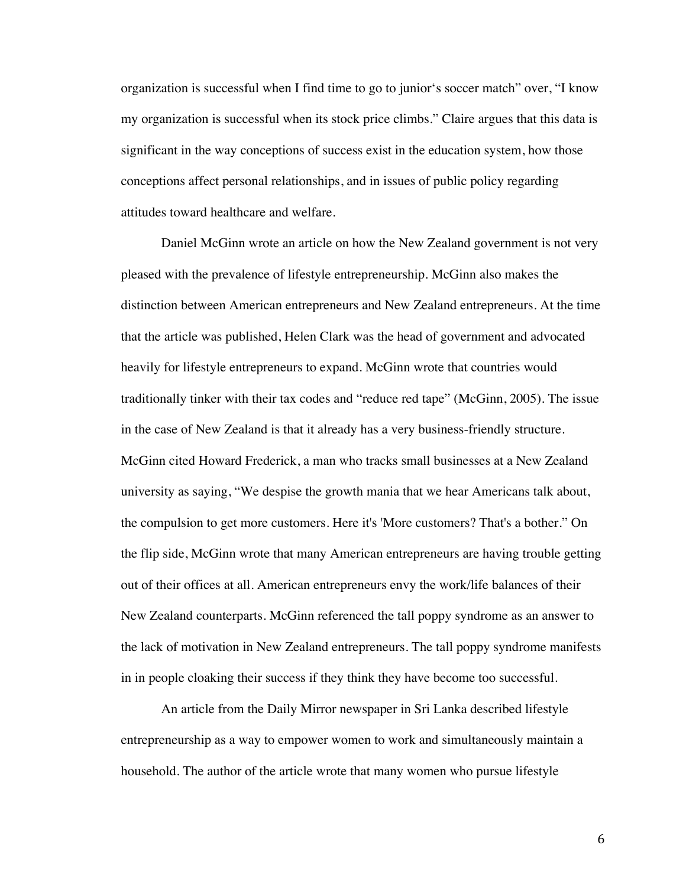organization is successful when I find time to go to junior's soccer match" over, "I know my organization is successful when its stock price climbs." Claire argues that this data is significant in the way conceptions of success exist in the education system, how those conceptions affect personal relationships, and in issues of public policy regarding attitudes toward healthcare and welfare.

Daniel McGinn wrote an article on how the New Zealand government is not very pleased with the prevalence of lifestyle entrepreneurship. McGinn also makes the distinction between American entrepreneurs and New Zealand entrepreneurs. At the time that the article was published, Helen Clark was the head of government and advocated heavily for lifestyle entrepreneurs to expand. McGinn wrote that countries would traditionally tinker with their tax codes and "reduce red tape" (McGinn, 2005). The issue in the case of New Zealand is that it already has a very business-friendly structure. McGinn cited Howard Frederick, a man who tracks small businesses at a New Zealand university as saying, "We despise the growth mania that we hear Americans talk about, the compulsion to get more customers. Here it's 'More customers? That's a bother." On the flip side, McGinn wrote that many American entrepreneurs are having trouble getting out of their offices at all. American entrepreneurs envy the work/life balances of their New Zealand counterparts. McGinn referenced the tall poppy syndrome as an answer to the lack of motivation in New Zealand entrepreneurs. The tall poppy syndrome manifests in in people cloaking their success if they think they have become too successful.

An article from the Daily Mirror newspaper in Sri Lanka described lifestyle entrepreneurship as a way to empower women to work and simultaneously maintain a household. The author of the article wrote that many women who pursue lifestyle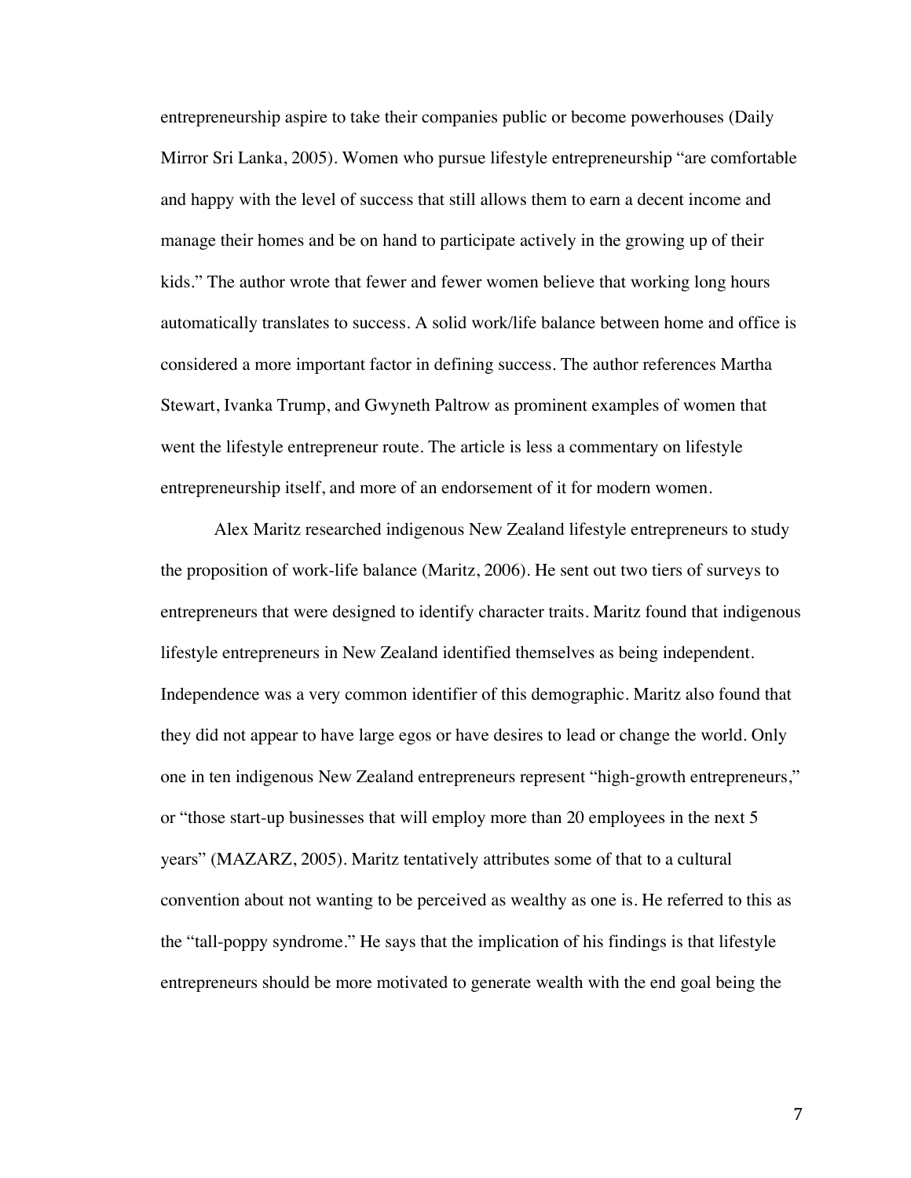entrepreneurship aspire to take their companies public or become powerhouses (Daily Mirror Sri Lanka, 2005). Women who pursue lifestyle entrepreneurship "are comfortable and happy with the level of success that still allows them to earn a decent income and manage their homes and be on hand to participate actively in the growing up of their kids." The author wrote that fewer and fewer women believe that working long hours automatically translates to success. A solid work/life balance between home and office is considered a more important factor in defining success. The author references Martha Stewart, Ivanka Trump, and Gwyneth Paltrow as prominent examples of women that went the lifestyle entrepreneur route. The article is less a commentary on lifestyle entrepreneurship itself, and more of an endorsement of it for modern women.

Alex Maritz researched indigenous New Zealand lifestyle entrepreneurs to study the proposition of work-life balance (Maritz, 2006). He sent out two tiers of surveys to entrepreneurs that were designed to identify character traits. Maritz found that indigenous lifestyle entrepreneurs in New Zealand identified themselves as being independent. Independence was a very common identifier of this demographic. Maritz also found that they did not appear to have large egos or have desires to lead or change the world. Only one in ten indigenous New Zealand entrepreneurs represent "high-growth entrepreneurs," or "those start-up businesses that will employ more than 20 employees in the next 5 years" (MAZARZ, 2005). Maritz tentatively attributes some of that to a cultural convention about not wanting to be perceived as wealthy as one is. He referred to this as the "tall-poppy syndrome." He says that the implication of his findings is that lifestyle entrepreneurs should be more motivated to generate wealth with the end goal being the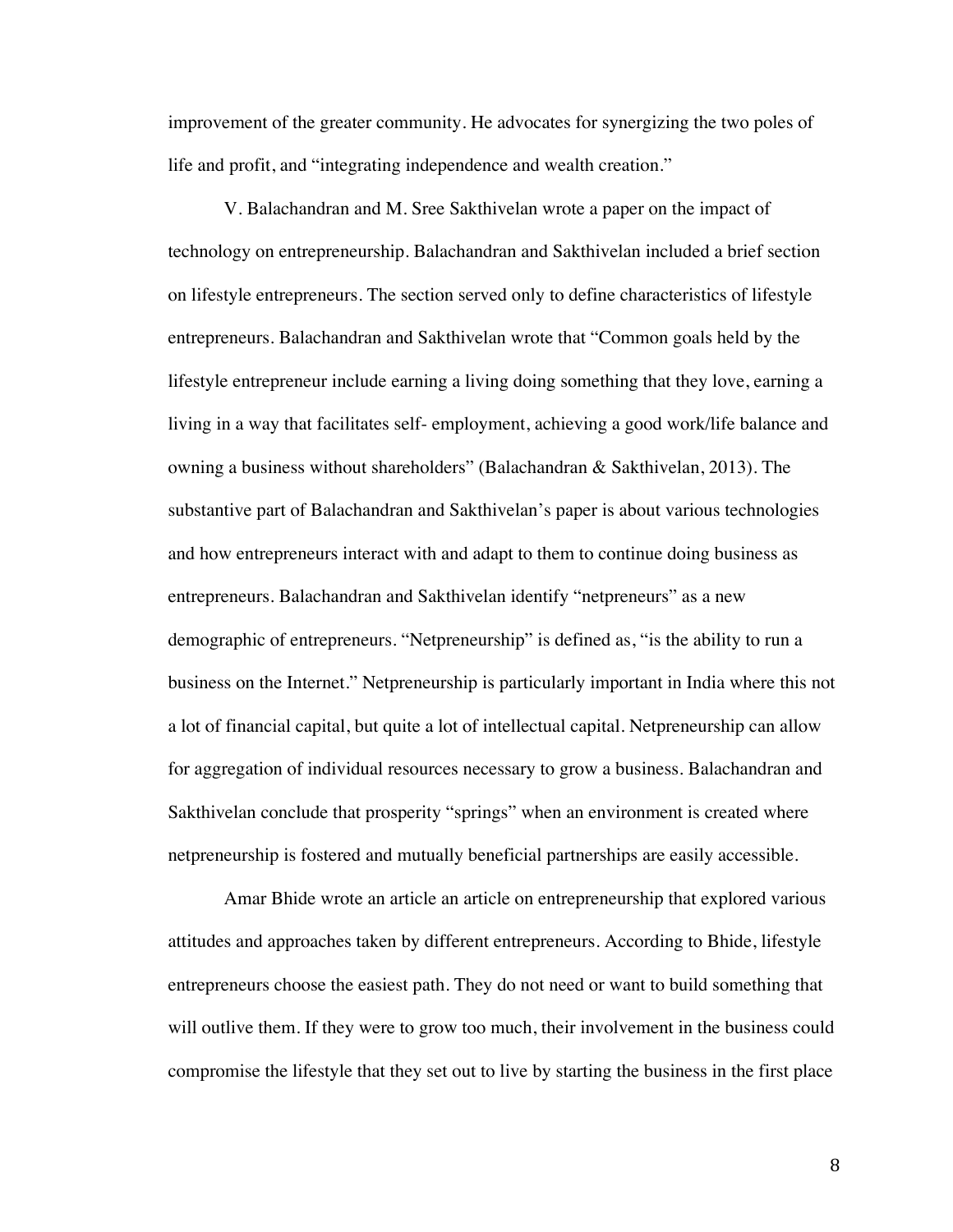improvement of the greater community. He advocates for synergizing the two poles of life and profit, and "integrating independence and wealth creation."

V. Balachandran and M. Sree Sakthivelan wrote a paper on the impact of technology on entrepreneurship. Balachandran and Sakthivelan included a brief section on lifestyle entrepreneurs. The section served only to define characteristics of lifestyle entrepreneurs. Balachandran and Sakthivelan wrote that "Common goals held by the lifestyle entrepreneur include earning a living doing something that they love, earning a living in a way that facilitates self- employment, achieving a good work/life balance and owning a business without shareholders" (Balachandran & Sakthivelan, 2013). The substantive part of Balachandran and Sakthivelan's paper is about various technologies and how entrepreneurs interact with and adapt to them to continue doing business as entrepreneurs. Balachandran and Sakthivelan identify "netpreneurs" as a new demographic of entrepreneurs. "Netpreneurship" is defined as, "is the ability to run a business on the Internet." Netpreneurship is particularly important in India where this not a lot of financial capital, but quite a lot of intellectual capital. Netpreneurship can allow for aggregation of individual resources necessary to grow a business. Balachandran and Sakthivelan conclude that prosperity "springs" when an environment is created where netpreneurship is fostered and mutually beneficial partnerships are easily accessible.

Amar Bhide wrote an article an article on entrepreneurship that explored various attitudes and approaches taken by different entrepreneurs. According to Bhide, lifestyle entrepreneurs choose the easiest path. They do not need or want to build something that will outlive them. If they were to grow too much, their involvement in the business could compromise the lifestyle that they set out to live by starting the business in the first place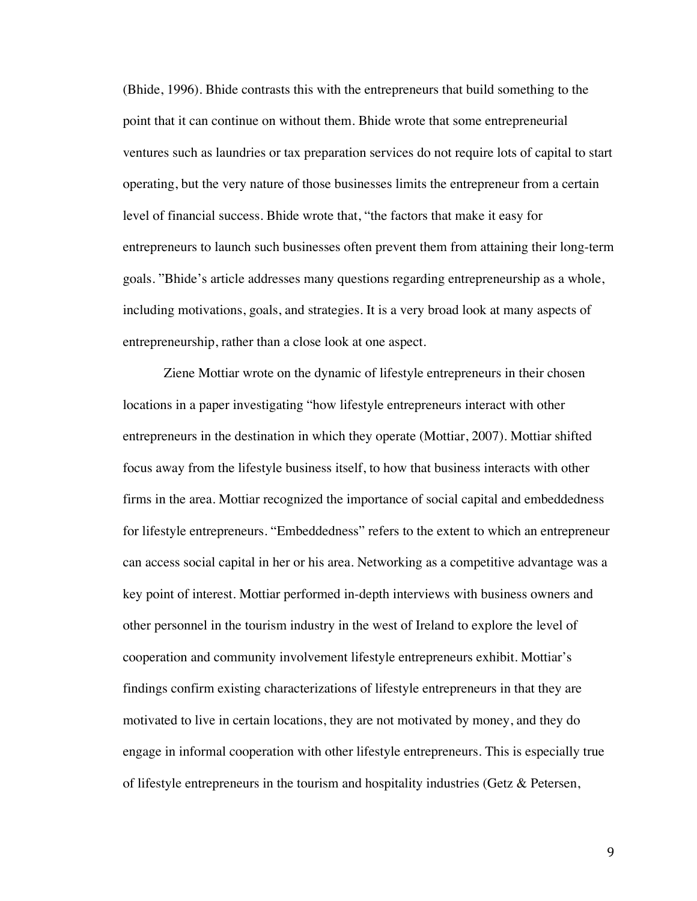(Bhide, 1996). Bhide contrasts this with the entrepreneurs that build something to the point that it can continue on without them. Bhide wrote that some entrepreneurial ventures such as laundries or tax preparation services do not require lots of capital to start operating, but the very nature of those businesses limits the entrepreneur from a certain level of financial success. Bhide wrote that, "the factors that make it easy for entrepreneurs to launch such businesses often prevent them from attaining their long-term goals. "Bhide's article addresses many questions regarding entrepreneurship as a whole, including motivations, goals, and strategies. It is a very broad look at many aspects of entrepreneurship, rather than a close look at one aspect.

Ziene Mottiar wrote on the dynamic of lifestyle entrepreneurs in their chosen locations in a paper investigating "how lifestyle entrepreneurs interact with other entrepreneurs in the destination in which they operate (Mottiar, 2007). Mottiar shifted focus away from the lifestyle business itself, to how that business interacts with other firms in the area. Mottiar recognized the importance of social capital and embeddedness for lifestyle entrepreneurs. "Embeddedness" refers to the extent to which an entrepreneur can access social capital in her or his area. Networking as a competitive advantage was a key point of interest. Mottiar performed in-depth interviews with business owners and other personnel in the tourism industry in the west of Ireland to explore the level of cooperation and community involvement lifestyle entrepreneurs exhibit. Mottiar's findings confirm existing characterizations of lifestyle entrepreneurs in that they are motivated to live in certain locations, they are not motivated by money, and they do engage in informal cooperation with other lifestyle entrepreneurs. This is especially true of lifestyle entrepreneurs in the tourism and hospitality industries (Getz & Petersen,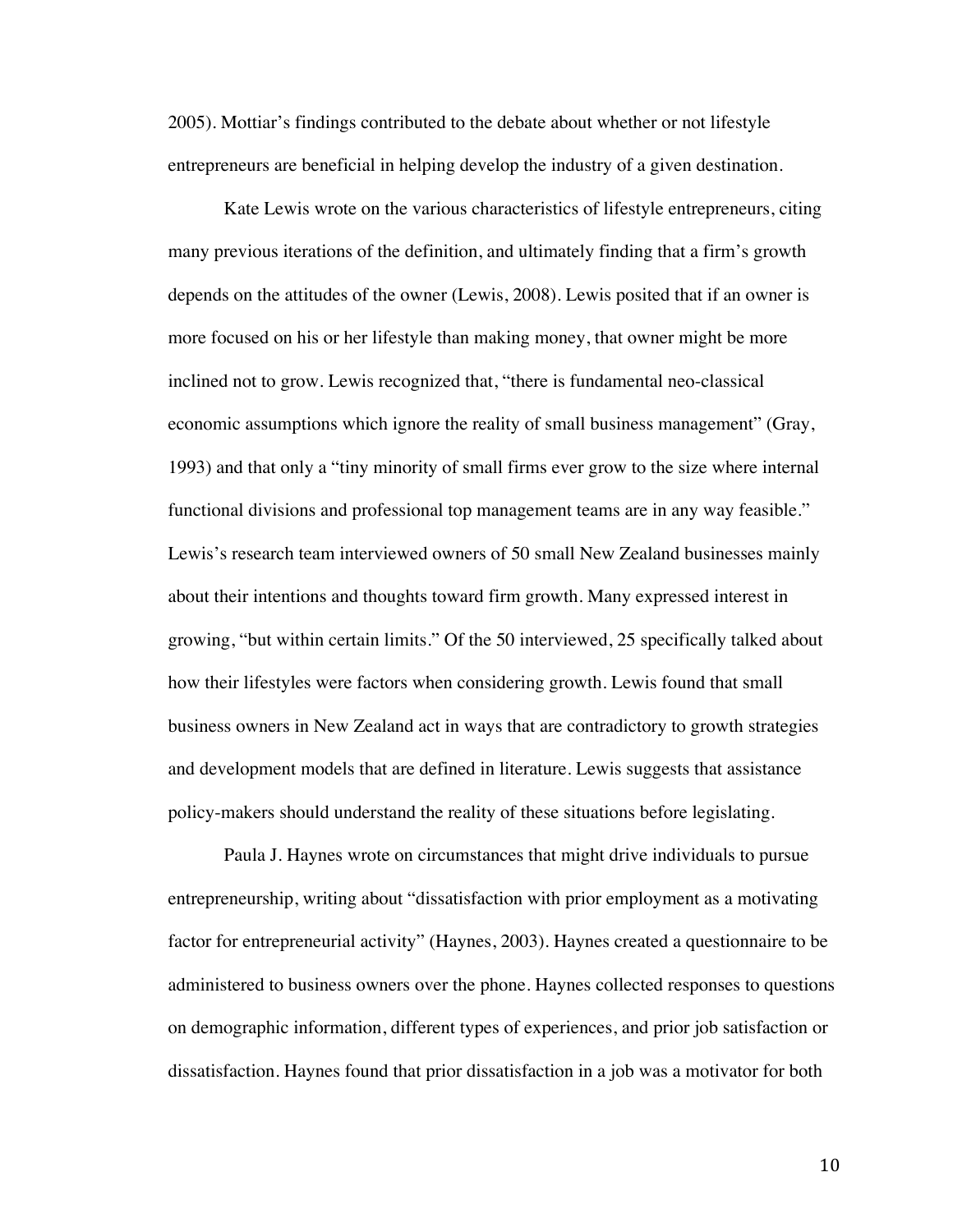2005). Mottiar's findings contributed to the debate about whether or not lifestyle entrepreneurs are beneficial in helping develop the industry of a given destination.

Kate Lewis wrote on the various characteristics of lifestyle entrepreneurs, citing many previous iterations of the definition, and ultimately finding that a firm's growth depends on the attitudes of the owner (Lewis, 2008). Lewis posited that if an owner is more focused on his or her lifestyle than making money, that owner might be more inclined not to grow. Lewis recognized that, "there is fundamental neo-classical economic assumptions which ignore the reality of small business management" (Gray, 1993) and that only a "tiny minority of small firms ever grow to the size where internal functional divisions and professional top management teams are in any way feasible." Lewis's research team interviewed owners of 50 small New Zealand businesses mainly about their intentions and thoughts toward firm growth. Many expressed interest in growing, "but within certain limits." Of the 50 interviewed, 25 specifically talked about how their lifestyles were factors when considering growth. Lewis found that small business owners in New Zealand act in ways that are contradictory to growth strategies and development models that are defined in literature. Lewis suggests that assistance policy-makers should understand the reality of these situations before legislating.

Paula J. Haynes wrote on circumstances that might drive individuals to pursue entrepreneurship, writing about "dissatisfaction with prior employment as a motivating factor for entrepreneurial activity" (Haynes, 2003). Haynes created a questionnaire to be administered to business owners over the phone. Haynes collected responses to questions on demographic information, different types of experiences, and prior job satisfaction or dissatisfaction. Haynes found that prior dissatisfaction in a job was a motivator for both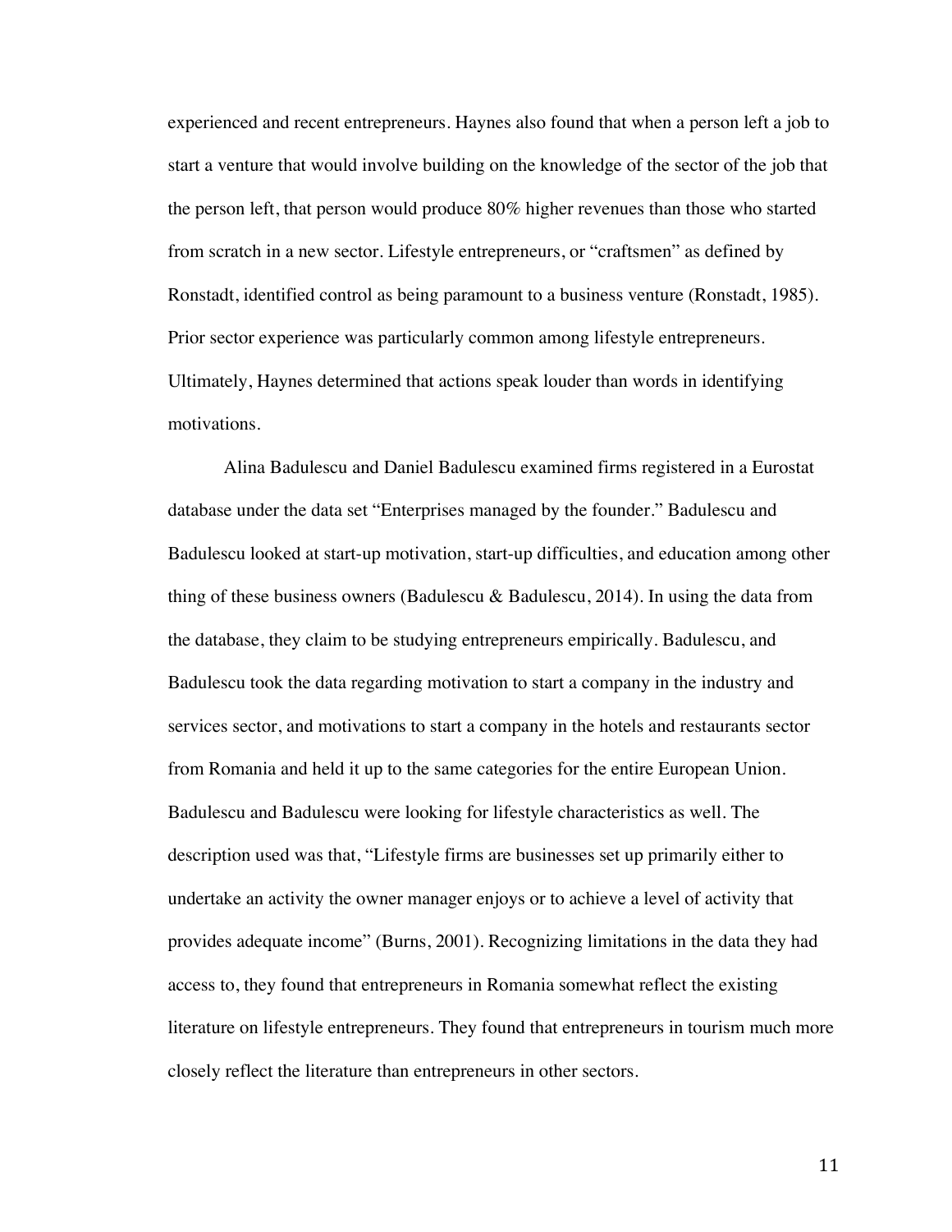experienced and recent entrepreneurs. Haynes also found that when a person left a job to start a venture that would involve building on the knowledge of the sector of the job that the person left, that person would produce 80% higher revenues than those who started from scratch in a new sector. Lifestyle entrepreneurs, or "craftsmen" as defined by Ronstadt, identified control as being paramount to a business venture (Ronstadt, 1985). Prior sector experience was particularly common among lifestyle entrepreneurs. Ultimately, Haynes determined that actions speak louder than words in identifying motivations.

Alina Badulescu and Daniel Badulescu examined firms registered in a Eurostat database under the data set "Enterprises managed by the founder." Badulescu and Badulescu looked at start-up motivation, start-up difficulties, and education among other thing of these business owners (Badulescu & Badulescu, 2014). In using the data from the database, they claim to be studying entrepreneurs empirically. Badulescu, and Badulescu took the data regarding motivation to start a company in the industry and services sector, and motivations to start a company in the hotels and restaurants sector from Romania and held it up to the same categories for the entire European Union. Badulescu and Badulescu were looking for lifestyle characteristics as well. The description used was that, "Lifestyle firms are businesses set up primarily either to undertake an activity the owner manager enjoys or to achieve a level of activity that provides adequate income" (Burns, 2001). Recognizing limitations in the data they had access to, they found that entrepreneurs in Romania somewhat reflect the existing literature on lifestyle entrepreneurs. They found that entrepreneurs in tourism much more closely reflect the literature than entrepreneurs in other sectors.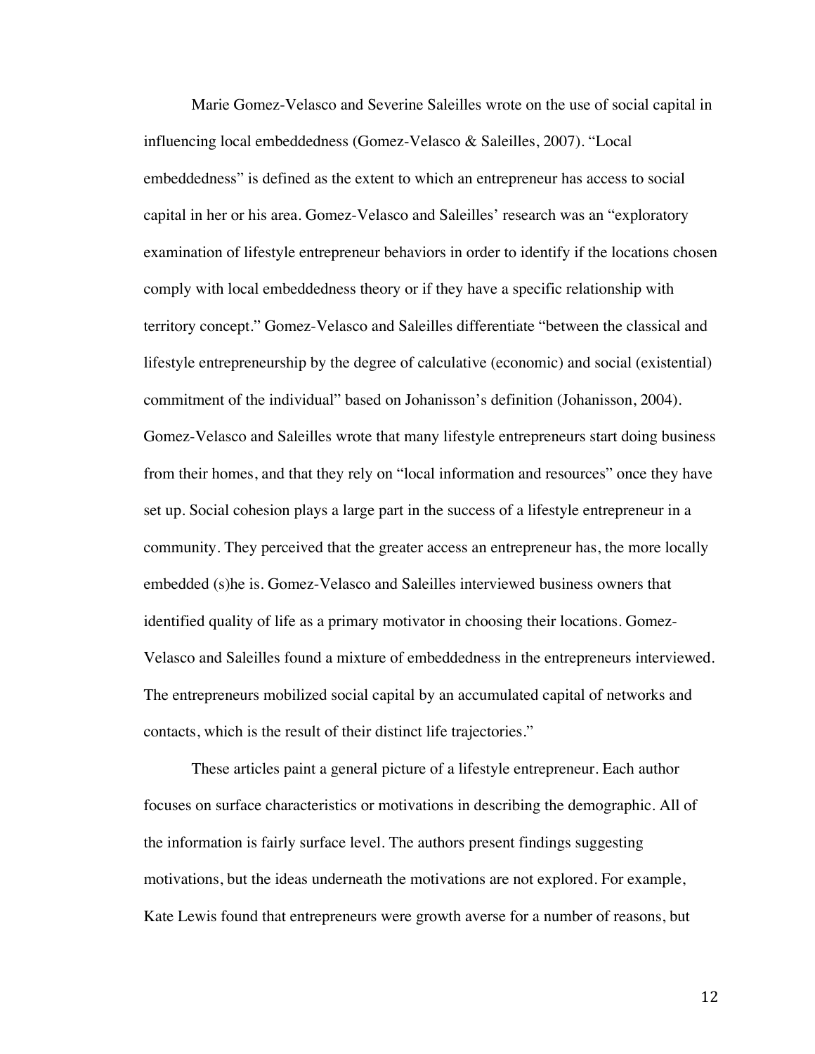Marie Gomez-Velasco and Severine Saleilles wrote on the use of social capital in influencing local embeddedness (Gomez-Velasco & Saleilles, 2007). "Local embeddedness" is defined as the extent to which an entrepreneur has access to social capital in her or his area. Gomez-Velasco and Saleilles' research was an "exploratory examination of lifestyle entrepreneur behaviors in order to identify if the locations chosen comply with local embeddedness theory or if they have a specific relationship with territory concept." Gomez-Velasco and Saleilles differentiate "between the classical and lifestyle entrepreneurship by the degree of calculative (economic) and social (existential) commitment of the individual" based on Johanisson's definition (Johanisson, 2004). Gomez-Velasco and Saleilles wrote that many lifestyle entrepreneurs start doing business from their homes, and that they rely on "local information and resources" once they have set up. Social cohesion plays a large part in the success of a lifestyle entrepreneur in a community. They perceived that the greater access an entrepreneur has, the more locally embedded (s)he is. Gomez-Velasco and Saleilles interviewed business owners that identified quality of life as a primary motivator in choosing their locations. Gomez-Velasco and Saleilles found a mixture of embeddedness in the entrepreneurs interviewed. The entrepreneurs mobilized social capital by an accumulated capital of networks and contacts, which is the result of their distinct life trajectories."

These articles paint a general picture of a lifestyle entrepreneur. Each author focuses on surface characteristics or motivations in describing the demographic. All of the information is fairly surface level. The authors present findings suggesting motivations, but the ideas underneath the motivations are not explored. For example, Kate Lewis found that entrepreneurs were growth averse for a number of reasons, but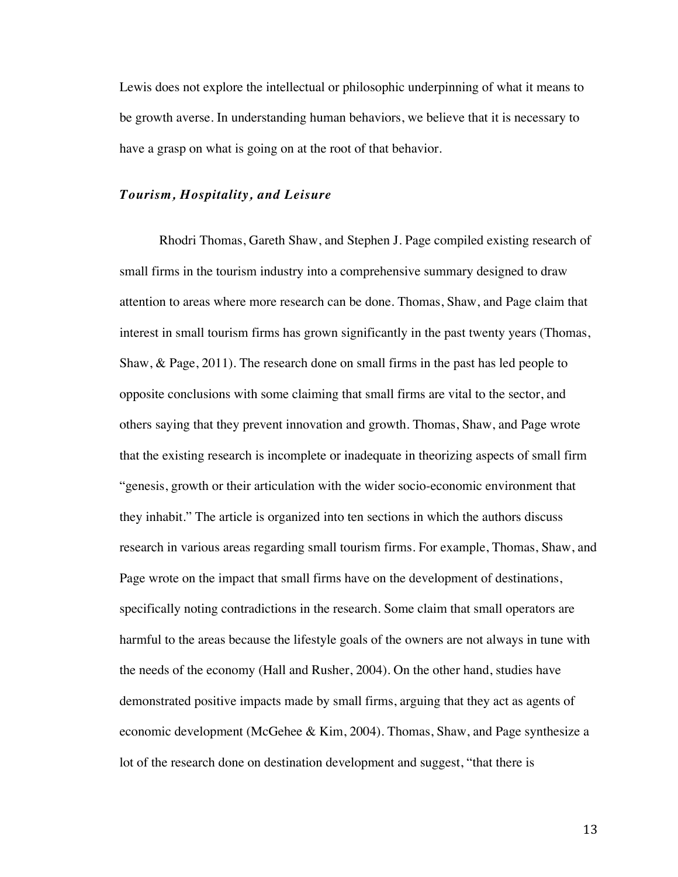Lewis does not explore the intellectual or philosophic underpinning of what it means to be growth averse. In understanding human behaviors, we believe that it is necessary to have a grasp on what is going on at the root of that behavior.

### ***Tourism, Hospitality, and Leisure***

Rhodri Thomas, Gareth Shaw, and Stephen J. Page compiled existing research of small firms in the tourism industry into a comprehensive summary designed to draw attention to areas where more research can be done. Thomas, Shaw, and Page claim that interest in small tourism firms has grown significantly in the past twenty years (Thomas, Shaw, & Page, 2011). The research done on small firms in the past has led people to opposite conclusions with some claiming that small firms are vital to the sector, and others saying that they prevent innovation and growth. Thomas, Shaw, and Page wrote that the existing research is incomplete or inadequate in theorizing aspects of small firm "genesis, growth or their articulation with the wider socio-economic environment that they inhabit." The article is organized into ten sections in which the authors discuss research in various areas regarding small tourism firms. For example, Thomas, Shaw, and Page wrote on the impact that small firms have on the development of destinations, specifically noting contradictions in the research. Some claim that small operators are harmful to the areas because the lifestyle goals of the owners are not always in tune with the needs of the economy (Hall and Rusher, 2004). On the other hand, studies have demonstrated positive impacts made by small firms, arguing that they act as agents of economic development (McGehee & Kim, 2004). Thomas, Shaw, and Page synthesize a lot of the research done on destination development and suggest, "that there is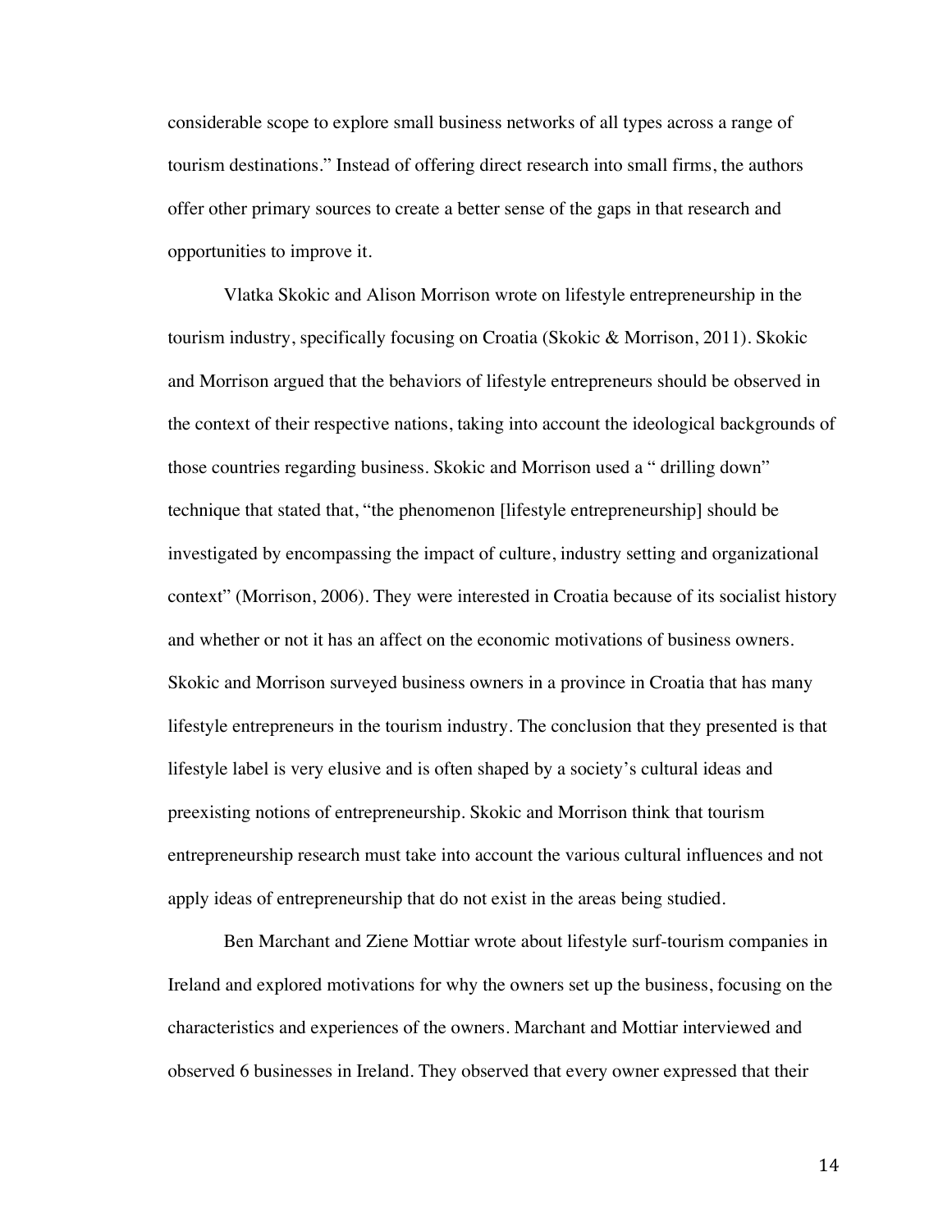considerable scope to explore small business networks of all types across a range of tourism destinations." Instead of offering direct research into small firms, the authors offer other primary sources to create a better sense of the gaps in that research and opportunities to improve it.

Vlatka Skokic and Alison Morrison wrote on lifestyle entrepreneurship in the tourism industry, specifically focusing on Croatia (Skokic & Morrison, 2011). Skokic and Morrison argued that the behaviors of lifestyle entrepreneurs should be observed in the context of their respective nations, taking into account the ideological backgrounds of those countries regarding business. Skokic and Morrison used a " drilling down" technique that stated that, "the phenomenon [lifestyle entrepreneurship] should be investigated by encompassing the impact of culture, industry setting and organizational context" (Morrison, 2006). They were interested in Croatia because of its socialist history and whether or not it has an affect on the economic motivations of business owners. Skokic and Morrison surveyed business owners in a province in Croatia that has many lifestyle entrepreneurs in the tourism industry. The conclusion that they presented is that lifestyle label is very elusive and is often shaped by a society's cultural ideas and preexisting notions of entrepreneurship. Skokic and Morrison think that tourism entrepreneurship research must take into account the various cultural influences and not apply ideas of entrepreneurship that do not exist in the areas being studied.

Ben Marchant and Ziene Mottiar wrote about lifestyle surf-tourism companies in Ireland and explored motivations for why the owners set up the business, focusing on the characteristics and experiences of the owners. Marchant and Mottiar interviewed and observed 6 businesses in Ireland. They observed that every owner expressed that their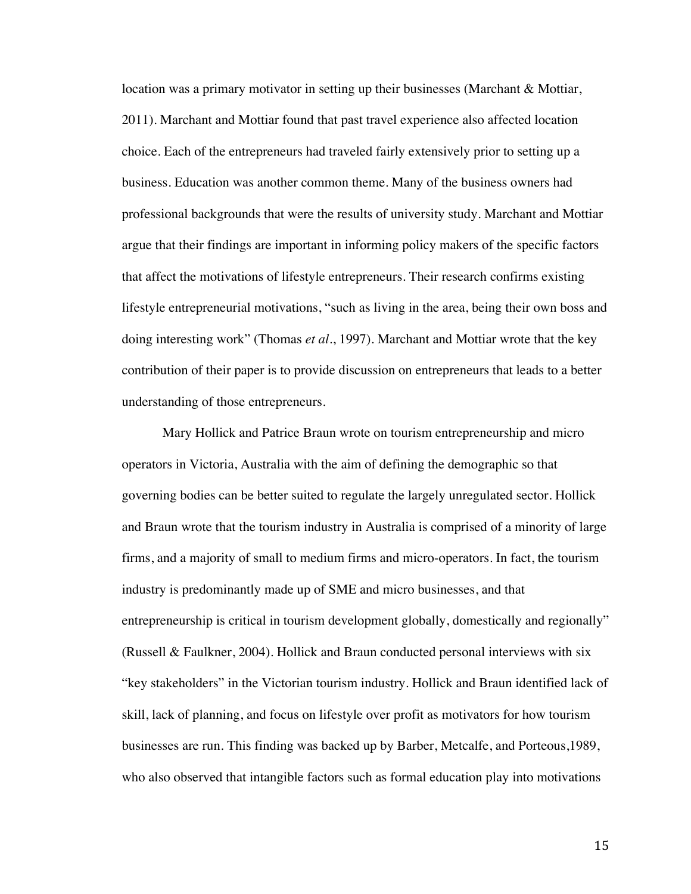location was a primary motivator in setting up their businesses (Marchant & Mottiar, 2011). Marchant and Mottiar found that past travel experience also affected location choice. Each of the entrepreneurs had traveled fairly extensively prior to setting up a business. Education was another common theme. Many of the business owners had professional backgrounds that were the results of university study. Marchant and Mottiar argue that their findings are important in informing policy makers of the specific factors that affect the motivations of lifestyle entrepreneurs. Their research confirms existing lifestyle entrepreneurial motivations, "such as living in the area, being their own boss and doing interesting work" (Thomas *et al*., 1997). Marchant and Mottiar wrote that the key contribution of their paper is to provide discussion on entrepreneurs that leads to a better understanding of those entrepreneurs.

Mary Hollick and Patrice Braun wrote on tourism entrepreneurship and micro operators in Victoria, Australia with the aim of defining the demographic so that governing bodies can be better suited to regulate the largely unregulated sector. Hollick and Braun wrote that the tourism industry in Australia is comprised of a minority of large firms, and a majority of small to medium firms and micro-operators. In fact, the tourism industry is predominantly made up of SME and micro businesses, and that entrepreneurship is critical in tourism development globally, domestically and regionally" (Russell & Faulkner, 2004). Hollick and Braun conducted personal interviews with six "key stakeholders" in the Victorian tourism industry. Hollick and Braun identified lack of skill, lack of planning, and focus on lifestyle over profit as motivators for how tourism businesses are run. This finding was backed up by Barber, Metcalfe, and Porteous,1989, who also observed that intangible factors such as formal education play into motivations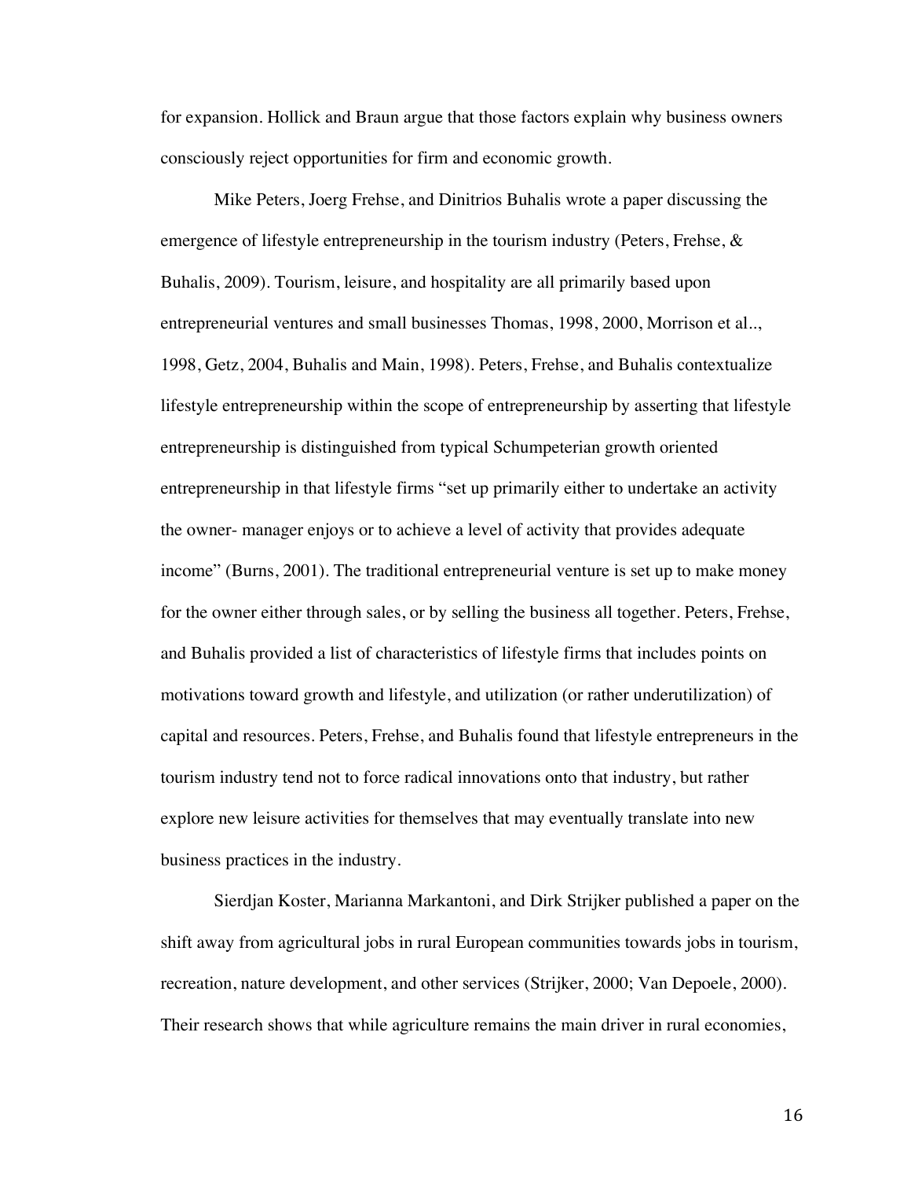for expansion. Hollick and Braun argue that those factors explain why business owners consciously reject opportunities for firm and economic growth.

Mike Peters, Joerg Frehse, and Dinitrios Buhalis wrote a paper discussing the emergence of lifestyle entrepreneurship in the tourism industry (Peters, Frehse, & Buhalis, 2009). Tourism, leisure, and hospitality are all primarily based upon entrepreneurial ventures and small businesses Thomas, 1998, 2000, Morrison et al.., 1998, Getz, 2004, Buhalis and Main, 1998). Peters, Frehse, and Buhalis contextualize lifestyle entrepreneurship within the scope of entrepreneurship by asserting that lifestyle entrepreneurship is distinguished from typical Schumpeterian growth oriented entrepreneurship in that lifestyle firms "set up primarily either to undertake an activity the owner- manager enjoys or to achieve a level of activity that provides adequate income" (Burns, 2001). The traditional entrepreneurial venture is set up to make money for the owner either through sales, or by selling the business all together. Peters, Frehse, and Buhalis provided a list of characteristics of lifestyle firms that includes points on motivations toward growth and lifestyle, and utilization (or rather underutilization) of capital and resources. Peters, Frehse, and Buhalis found that lifestyle entrepreneurs in the tourism industry tend not to force radical innovations onto that industry, but rather explore new leisure activities for themselves that may eventually translate into new business practices in the industry.

Sierdjan Koster, Marianna Markantoni, and Dirk Strijker published a paper on the shift away from agricultural jobs in rural European communities towards jobs in tourism, recreation, nature development, and other services (Strijker, 2000; Van Depoele, 2000). Their research shows that while agriculture remains the main driver in rural economies,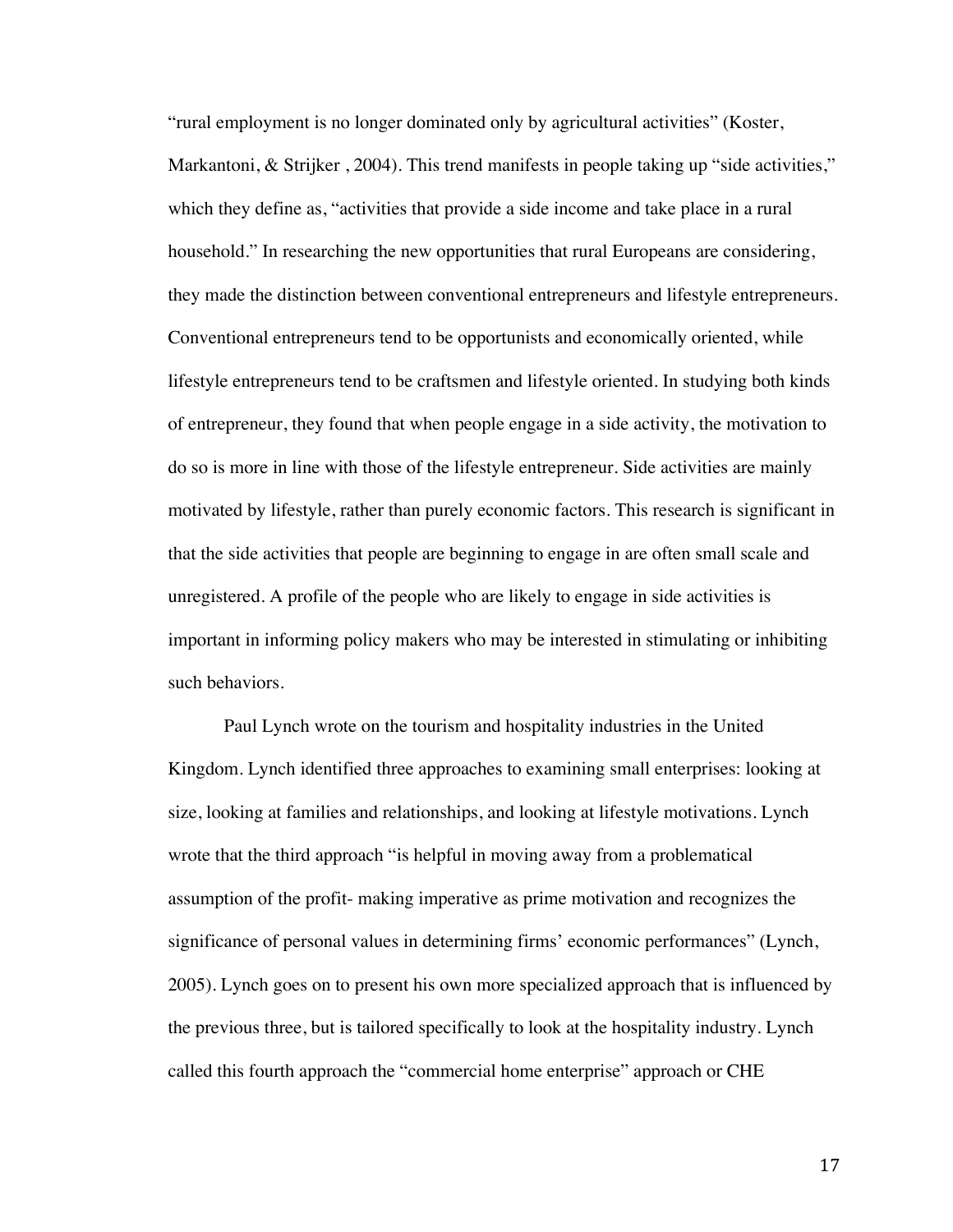"rural employment is no longer dominated only by agricultural activities" (Koster, Markantoni, & Strijker , 2004). This trend manifests in people taking up "side activities," which they define as, "activities that provide a side income and take place in a rural household." In researching the new opportunities that rural Europeans are considering, they made the distinction between conventional entrepreneurs and lifestyle entrepreneurs. Conventional entrepreneurs tend to be opportunists and economically oriented, while lifestyle entrepreneurs tend to be craftsmen and lifestyle oriented. In studying both kinds of entrepreneur, they found that when people engage in a side activity, the motivation to do so is more in line with those of the lifestyle entrepreneur. Side activities are mainly motivated by lifestyle, rather than purely economic factors. This research is significant in that the side activities that people are beginning to engage in are often small scale and unregistered. A profile of the people who are likely to engage in side activities is important in informing policy makers who may be interested in stimulating or inhibiting such behaviors.

Paul Lynch wrote on the tourism and hospitality industries in the United Kingdom. Lynch identified three approaches to examining small enterprises: looking at size, looking at families and relationships, and looking at lifestyle motivations. Lynch wrote that the third approach "is helpful in moving away from a problematical assumption of the profit- making imperative as prime motivation and recognizes the significance of personal values in determining firms' economic performances" (Lynch, 2005). Lynch goes on to present his own more specialized approach that is influenced by the previous three, but is tailored specifically to look at the hospitality industry. Lynch called this fourth approach the "commercial home enterprise" approach or CHE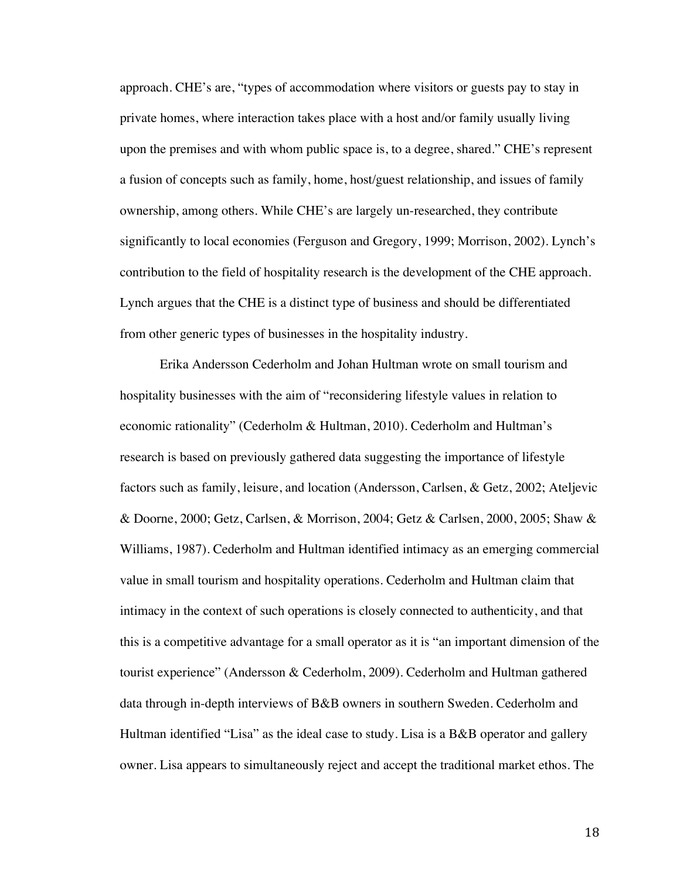approach. CHE's are, "types of accommodation where visitors or guests pay to stay in private homes, where interaction takes place with a host and/or family usually living upon the premises and with whom public space is, to a degree, shared." CHE's represent a fusion of concepts such as family, home, host/guest relationship, and issues of family ownership, among others. While CHE's are largely un-researched, they contribute significantly to local economies (Ferguson and Gregory, 1999; Morrison, 2002). Lynch's contribution to the field of hospitality research is the development of the CHE approach. Lynch argues that the CHE is a distinct type of business and should be differentiated from other generic types of businesses in the hospitality industry.

Erika Andersson Cederholm and Johan Hultman wrote on small tourism and hospitality businesses with the aim of "reconsidering lifestyle values in relation to economic rationality" (Cederholm & Hultman, 2010). Cederholm and Hultman's research is based on previously gathered data suggesting the importance of lifestyle factors such as family, leisure, and location (Andersson, Carlsen, & Getz, 2002; Ateljevic & Doorne, 2000; Getz, Carlsen, & Morrison, 2004; Getz & Carlsen, 2000, 2005; Shaw & Williams, 1987). Cederholm and Hultman identified intimacy as an emerging commercial value in small tourism and hospitality operations. Cederholm and Hultman claim that intimacy in the context of such operations is closely connected to authenticity, and that this is a competitive advantage for a small operator as it is "an important dimension of the tourist experience" (Andersson & Cederholm, 2009). Cederholm and Hultman gathered data through in-depth interviews of B&B owners in southern Sweden. Cederholm and Hultman identified "Lisa" as the ideal case to study. Lisa is a B&B operator and gallery owner. Lisa appears to simultaneously reject and accept the traditional market ethos. The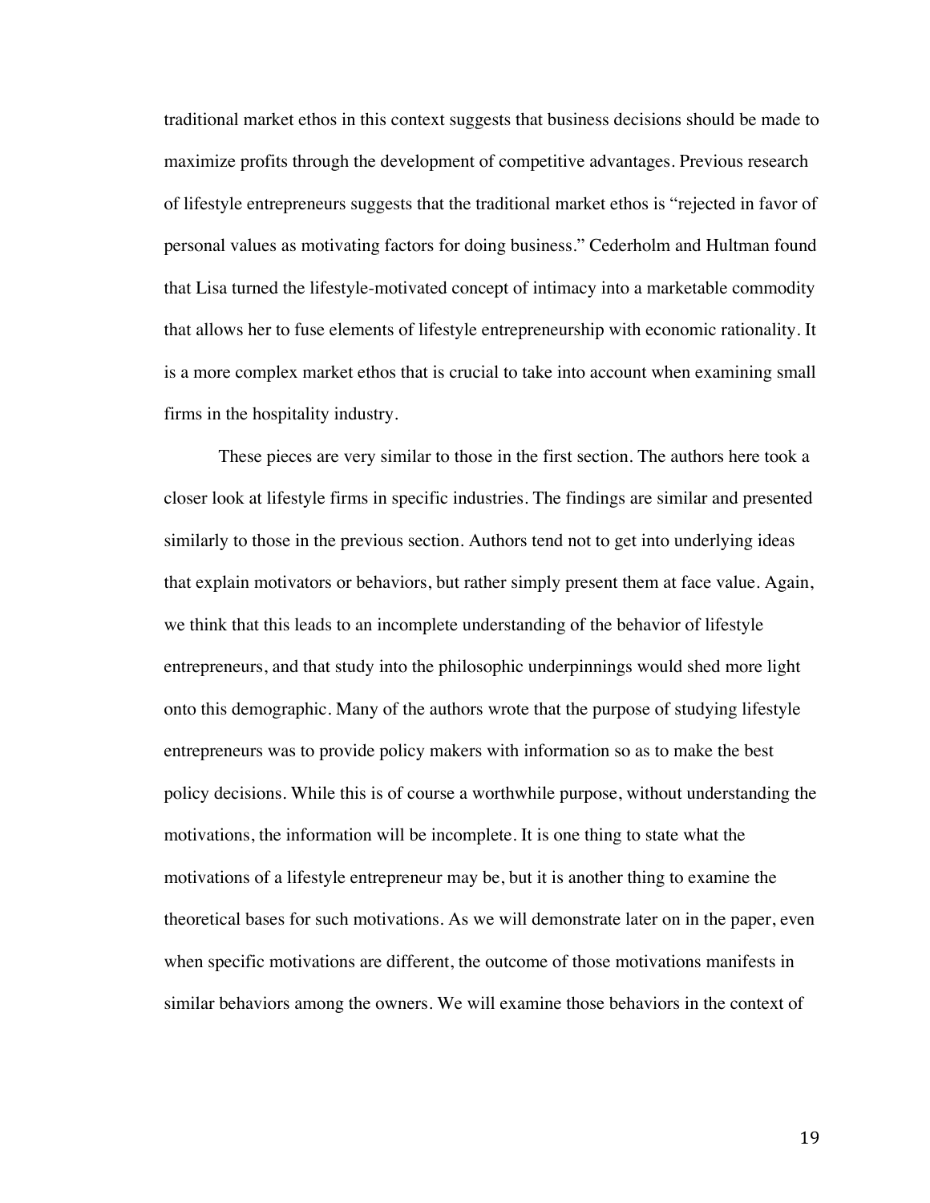traditional market ethos in this context suggests that business decisions should be made to maximize profits through the development of competitive advantages. Previous research of lifestyle entrepreneurs suggests that the traditional market ethos is "rejected in favor of personal values as motivating factors for doing business." Cederholm and Hultman found that Lisa turned the lifestyle-motivated concept of intimacy into a marketable commodity that allows her to fuse elements of lifestyle entrepreneurship with economic rationality. It is a more complex market ethos that is crucial to take into account when examining small firms in the hospitality industry.

These pieces are very similar to those in the first section. The authors here took a closer look at lifestyle firms in specific industries. The findings are similar and presented similarly to those in the previous section. Authors tend not to get into underlying ideas that explain motivators or behaviors, but rather simply present them at face value. Again, we think that this leads to an incomplete understanding of the behavior of lifestyle entrepreneurs, and that study into the philosophic underpinnings would shed more light onto this demographic. Many of the authors wrote that the purpose of studying lifestyle entrepreneurs was to provide policy makers with information so as to make the best policy decisions. While this is of course a worthwhile purpose, without understanding the motivations, the information will be incomplete. It is one thing to state what the motivations of a lifestyle entrepreneur may be, but it is another thing to examine the theoretical bases for such motivations. As we will demonstrate later on in the paper, even when specific motivations are different, the outcome of those motivations manifests in similar behaviors among the owners. We will examine those behaviors in the context of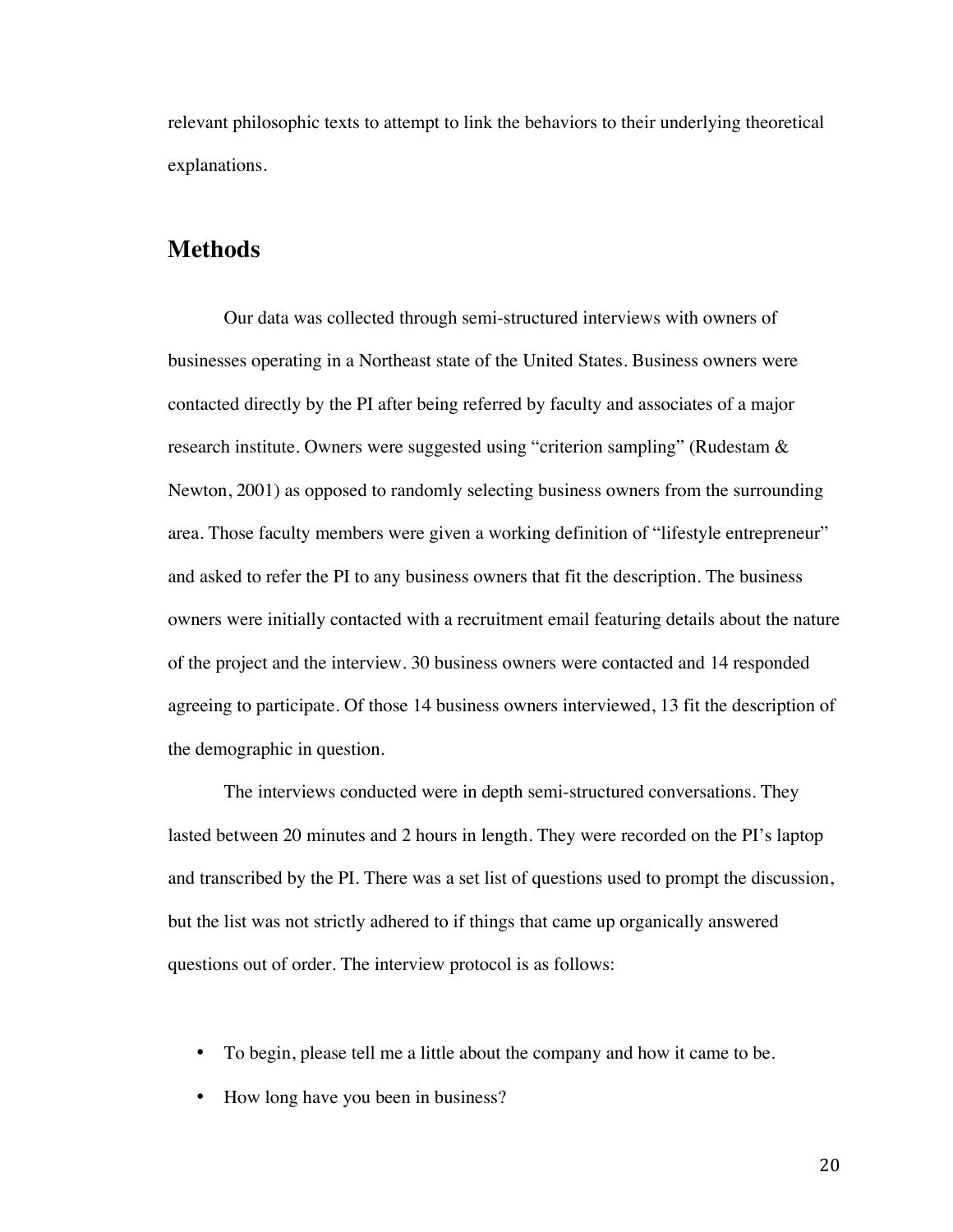relevant philosophic texts to attempt to link the behaviors to their underlying theoretical explanations.

## Methods

Our data was collected through semi-structured interviews with owners of businesses operating in a Northeast state of the United States. Business owners were contacted directly by the PI after being referred by faculty and associates of a major research institute. Owners were suggested using "criterion sampling" (Rudestam & Newton, 2001) as opposed to randomly selecting business owners from the surrounding area. Those faculty members were given a working definition of "lifestyle entrepreneur" and asked to refer the PI to any business owners that fit the description. The business owners were initially contacted with a recruitment email featuring details about the nature of the project and the interview. 30 business owners were contacted and 14 responded agreeing to participate. Of those 14 business owners interviewed, 13 fit the description of the demographic in question.

The interviews conducted were in depth semi-structured conversations. They lasted between 20 minutes and 2 hours in length. They were recorded on the PI's laptop and transcribed by the PI. There was a set list of questions used to prompt the discussion, but the list was not strictly adhered to if things that came up organically answered questions out of order. The interview protocol is as follows:

- To begin, please tell me a little about the company and how it came to be.
- How long have you been in business?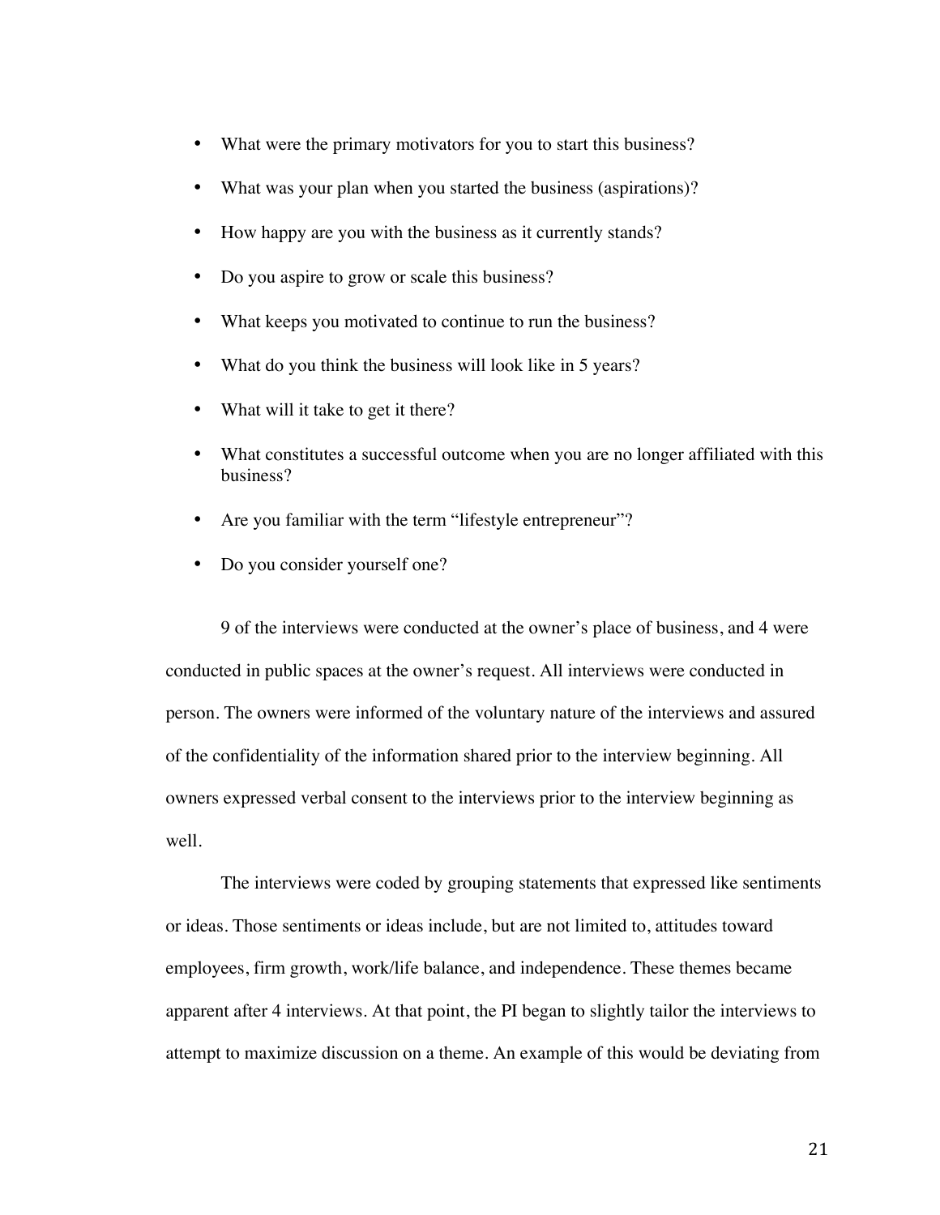- What were the primary motivators for you to start this business?
- What was your plan when you started the business (aspirations)?
- How happy are you with the business as it currently stands?
- Do you aspire to grow or scale this business?
- What keeps you motivated to continue to run the business?
- What do you think the business will look like in 5 years?
- What will it take to get it there?
- What constitutes a successful outcome when you are no longer affiliated with this business?
- Are you familiar with the term "lifestyle entrepreneur"?
- Do you consider yourself one?

9 of the interviews were conducted at the owner's place of business, and 4 were conducted in public spaces at the owner's request. All interviews were conducted in person. The owners were informed of the voluntary nature of the interviews and assured of the confidentiality of the information shared prior to the interview beginning. All owners expressed verbal consent to the interviews prior to the interview beginning as well.

The interviews were coded by grouping statements that expressed like sentiments or ideas. Those sentiments or ideas include, but are not limited to, attitudes toward employees, firm growth, work/life balance, and independence. These themes became apparent after 4 interviews. At that point, the PI began to slightly tailor the interviews to attempt to maximize discussion on a theme. An example of this would be deviating from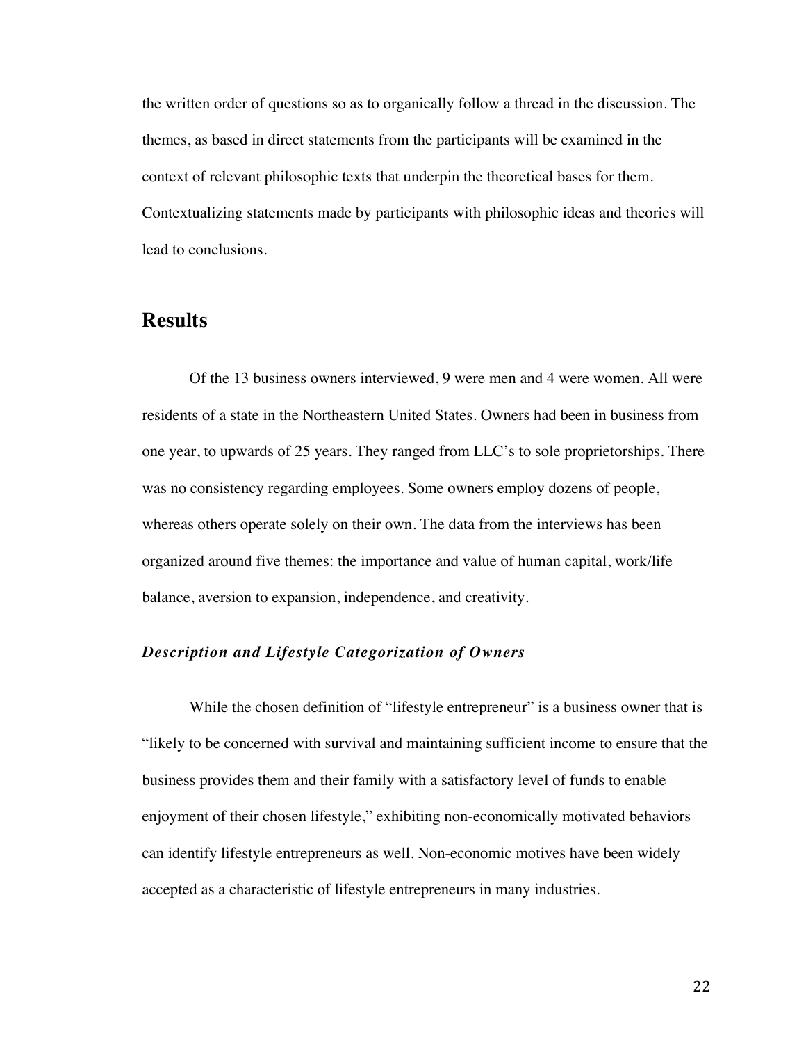the written order of questions so as to organically follow a thread in the discussion. The themes, as based in direct statements from the participants will be examined in the context of relevant philosophic texts that underpin the theoretical bases for them. Contextualizing statements made by participants with philosophic ideas and theories will lead to conclusions.

## Results

Of the 13 business owners interviewed, 9 were men and 4 were women. All were residents of a state in the Northeastern United States. Owners had been in business from one year, to upwards of 25 years. They ranged from LLC's to sole proprietorships. There was no consistency regarding employees. Some owners employ dozens of people, whereas others operate solely on their own. The data from the interviews has been organized around five themes: the importance and value of human capital, work/life balance, aversion to expansion, independence, and creativity.

### *Description and Lifestyle Categorization of Owners*

While the chosen definition of "lifestyle entrepreneur" is a business owner that is "likely to be concerned with survival and maintaining sufficient income to ensure that the business provides them and their family with a satisfactory level of funds to enable enjoyment of their chosen lifestyle," exhibiting non-economically motivated behaviors can identify lifestyle entrepreneurs as well. Non-economic motives have been widely accepted as a characteristic of lifestyle entrepreneurs in many industries.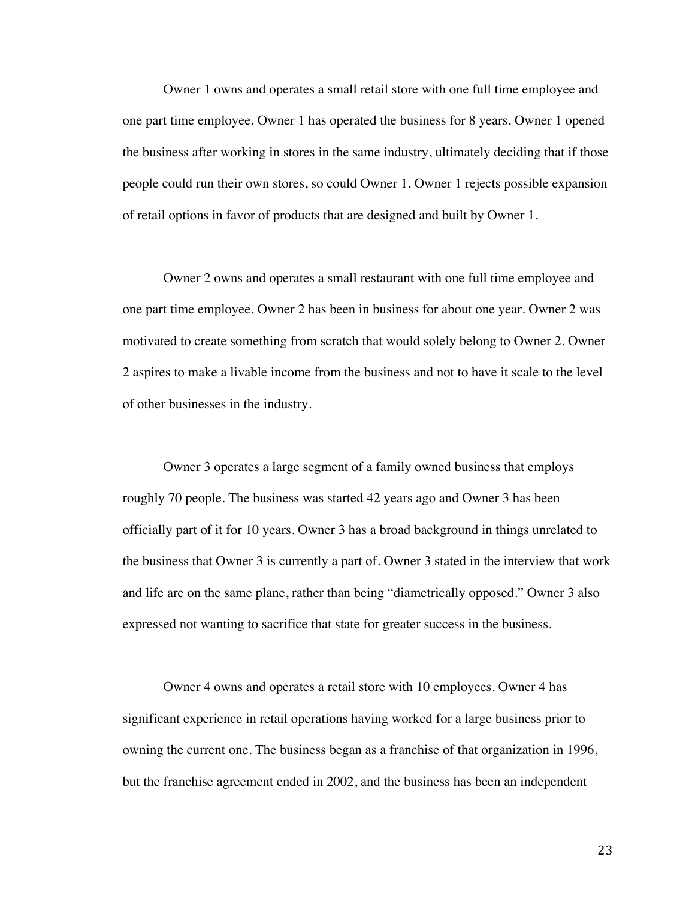Owner 1 owns and operates a small retail store with one full time employee and one part time employee. Owner 1 has operated the business for 8 years. Owner 1 opened the business after working in stores in the same industry, ultimately deciding that if those people could run their own stores, so could Owner 1. Owner 1 rejects possible expansion of retail options in favor of products that are designed and built by Owner 1.

Owner 2 owns and operates a small restaurant with one full time employee and one part time employee. Owner 2 has been in business for about one year. Owner 2 was motivated to create something from scratch that would solely belong to Owner 2. Owner 2 aspires to make a livable income from the business and not to have it scale to the level of other businesses in the industry.

Owner 3 operates a large segment of a family owned business that employs roughly 70 people. The business was started 42 years ago and Owner 3 has been officially part of it for 10 years. Owner 3 has a broad background in things unrelated to the business that Owner 3 is currently a part of. Owner 3 stated in the interview that work and life are on the same plane, rather than being "diametrically opposed." Owner 3 also expressed not wanting to sacrifice that state for greater success in the business.

Owner 4 owns and operates a retail store with 10 employees. Owner 4 has significant experience in retail operations having worked for a large business prior to owning the current one. The business began as a franchise of that organization in 1996, but the franchise agreement ended in 2002, and the business has been an independent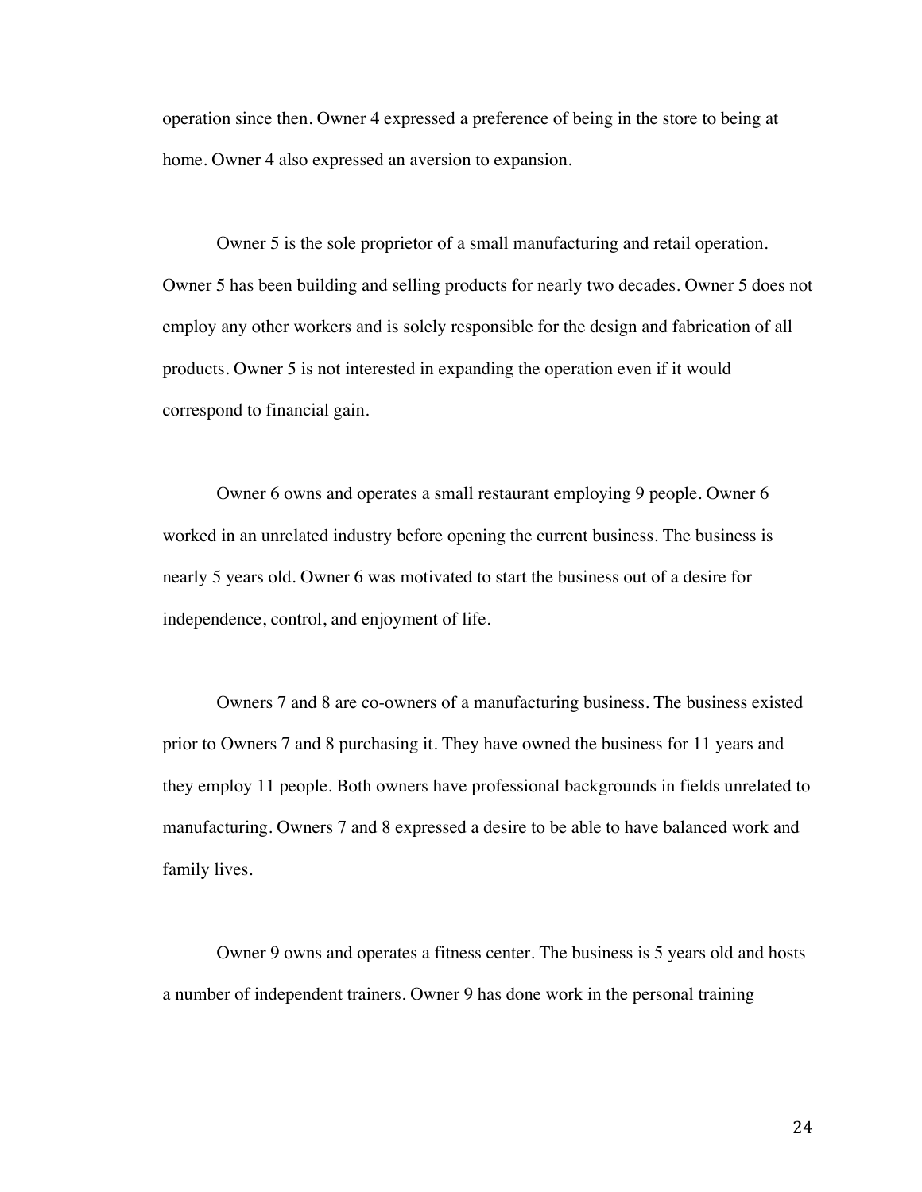operation since then. Owner 4 expressed a preference of being in the store to being at home. Owner 4 also expressed an aversion to expansion.

Owner 5 is the sole proprietor of a small manufacturing and retail operation. Owner 5 has been building and selling products for nearly two decades. Owner 5 does not employ any other workers and is solely responsible for the design and fabrication of all products. Owner 5 is not interested in expanding the operation even if it would correspond to financial gain.

Owner 6 owns and operates a small restaurant employing 9 people. Owner 6 worked in an unrelated industry before opening the current business. The business is nearly 5 years old. Owner 6 was motivated to start the business out of a desire for independence, control, and enjoyment of life.

Owners 7 and 8 are co-owners of a manufacturing business. The business existed prior to Owners 7 and 8 purchasing it. They have owned the business for 11 years and they employ 11 people. Both owners have professional backgrounds in fields unrelated to manufacturing. Owners 7 and 8 expressed a desire to be able to have balanced work and family lives.

Owner 9 owns and operates a fitness center. The business is 5 years old and hosts a number of independent trainers. Owner 9 has done work in the personal training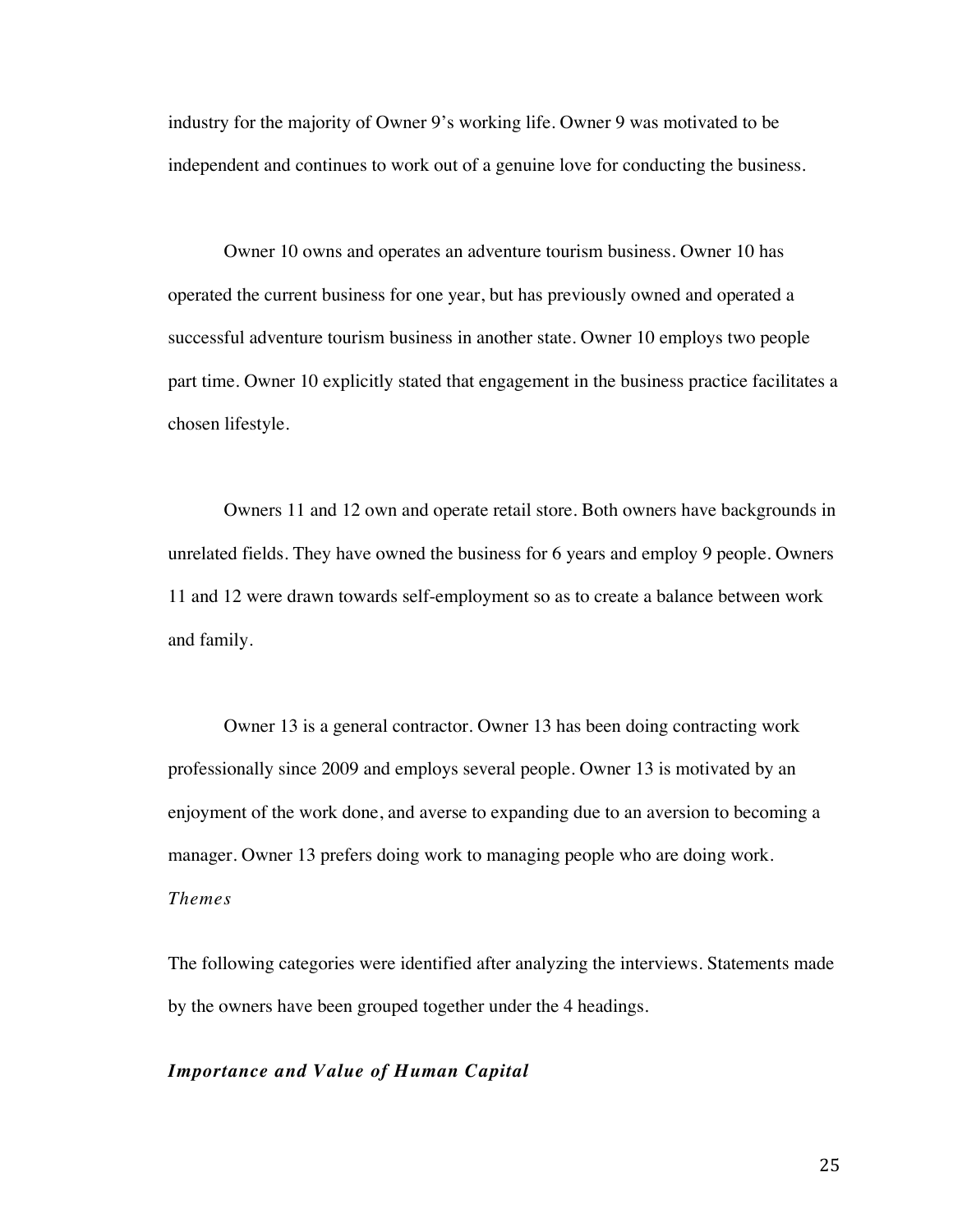industry for the majority of Owner 9's working life. Owner 9 was motivated to be independent and continues to work out of a genuine love for conducting the business.

Owner 10 owns and operates an adventure tourism business. Owner 10 has operated the current business for one year, but has previously owned and operated a successful adventure tourism business in another state. Owner 10 employs two people part time. Owner 10 explicitly stated that engagement in the business practice facilitates a chosen lifestyle.

Owners 11 and 12 own and operate retail store. Both owners have backgrounds in unrelated fields. They have owned the business for 6 years and employ 9 people. Owners 11 and 12 were drawn towards self-employment so as to create a balance between work and family.

Owner 13 is a general contractor. Owner 13 has been doing contracting work professionally since 2009 and employs several people. Owner 13 is motivated by an enjoyment of the work done, and averse to expanding due to an aversion to becoming a manager. Owner 13 prefers doing work to managing people who are doing work.

*Themes*

The following categories were identified after analyzing the interviews. Statements made by the owners have been grouped together under the 4 headings.

***Importance and Value of Human Capital***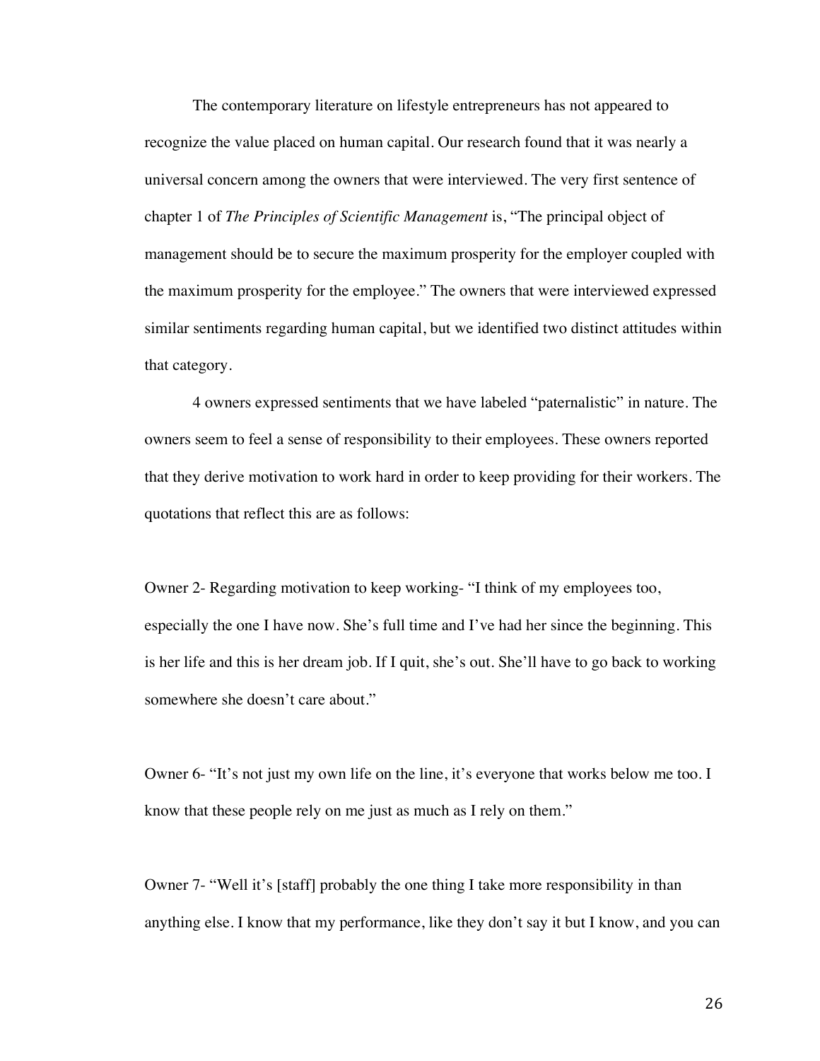The contemporary literature on lifestyle entrepreneurs has not appeared to recognize the value placed on human capital. Our research found that it was nearly a universal concern among the owners that were interviewed. The very first sentence of chapter 1 of *The Principles of Scientific Management* is, "The principal object of management should be to secure the maximum prosperity for the employer coupled with the maximum prosperity for the employee." The owners that were interviewed expressed similar sentiments regarding human capital, but we identified two distinct attitudes within that category.

4 owners expressed sentiments that we have labeled "paternalistic" in nature. The owners seem to feel a sense of responsibility to their employees. These owners reported that they derive motivation to work hard in order to keep providing for their workers. The quotations that reflect this are as follows:

Owner 2- Regarding motivation to keep working- "I think of my employees too, especially the one I have now. She's full time and I've had her since the beginning. This is her life and this is her dream job. If I quit, she's out. She'll have to go back to working somewhere she doesn't care about."

Owner 6- "It's not just my own life on the line, it's everyone that works below me too. I know that these people rely on me just as much as I rely on them."

Owner 7- "Well it's [staff] probably the one thing I take more responsibility in than anything else. I know that my performance, like they don't say it but I know, and you can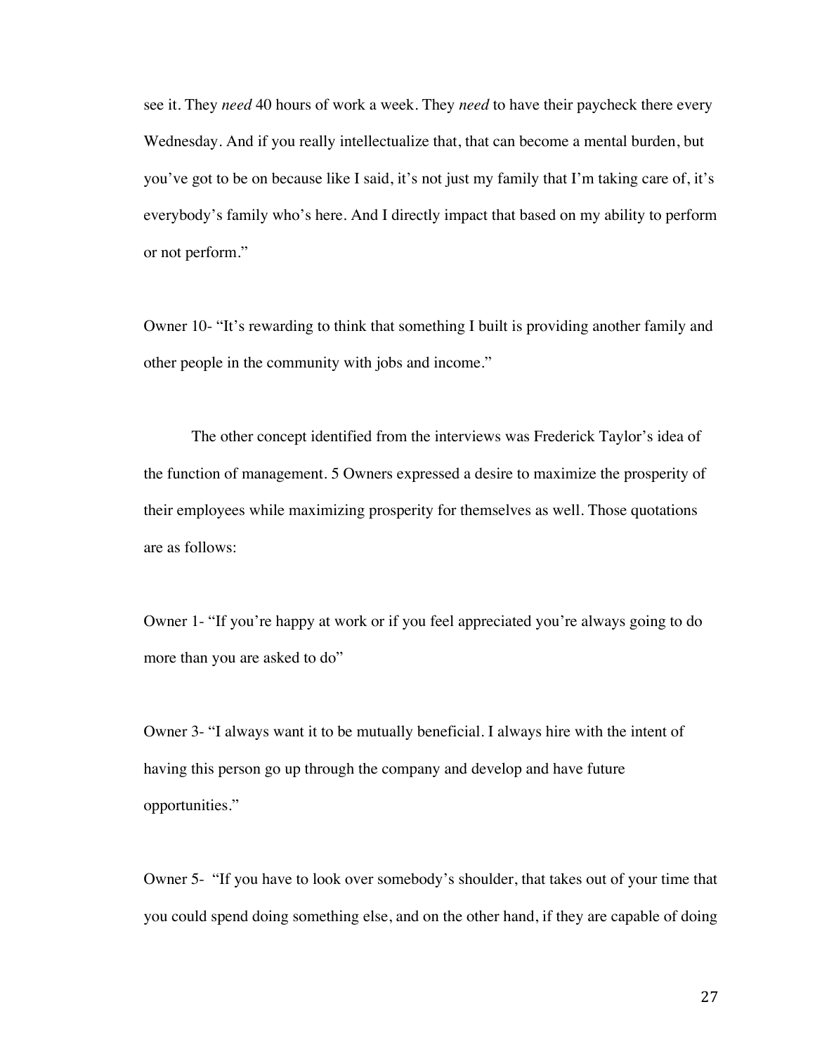see it. They *need* 40 hours of work a week. They *need* to have their paycheck there every Wednesday. And if you really intellectualize that, that can become a mental burden, but you've got to be on because like I said, it's not just my family that I'm taking care of, it's everybody's family who's here. And I directly impact that based on my ability to perform or not perform."

Owner 10- "It's rewarding to think that something I built is providing another family and other people in the community with jobs and income."

The other concept identified from the interviews was Frederick Taylor's idea of the function of management. 5 Owners expressed a desire to maximize the prosperity of their employees while maximizing prosperity for themselves as well. Those quotations are as follows:

Owner 1- "If you're happy at work or if you feel appreciated you're always going to do more than you are asked to do"

Owner 3- "I always want it to be mutually beneficial. I always hire with the intent of having this person go up through the company and develop and have future opportunities."

Owner 5- "If you have to look over somebody's shoulder, that takes out of your time that you could spend doing something else, and on the other hand, if they are capable of doing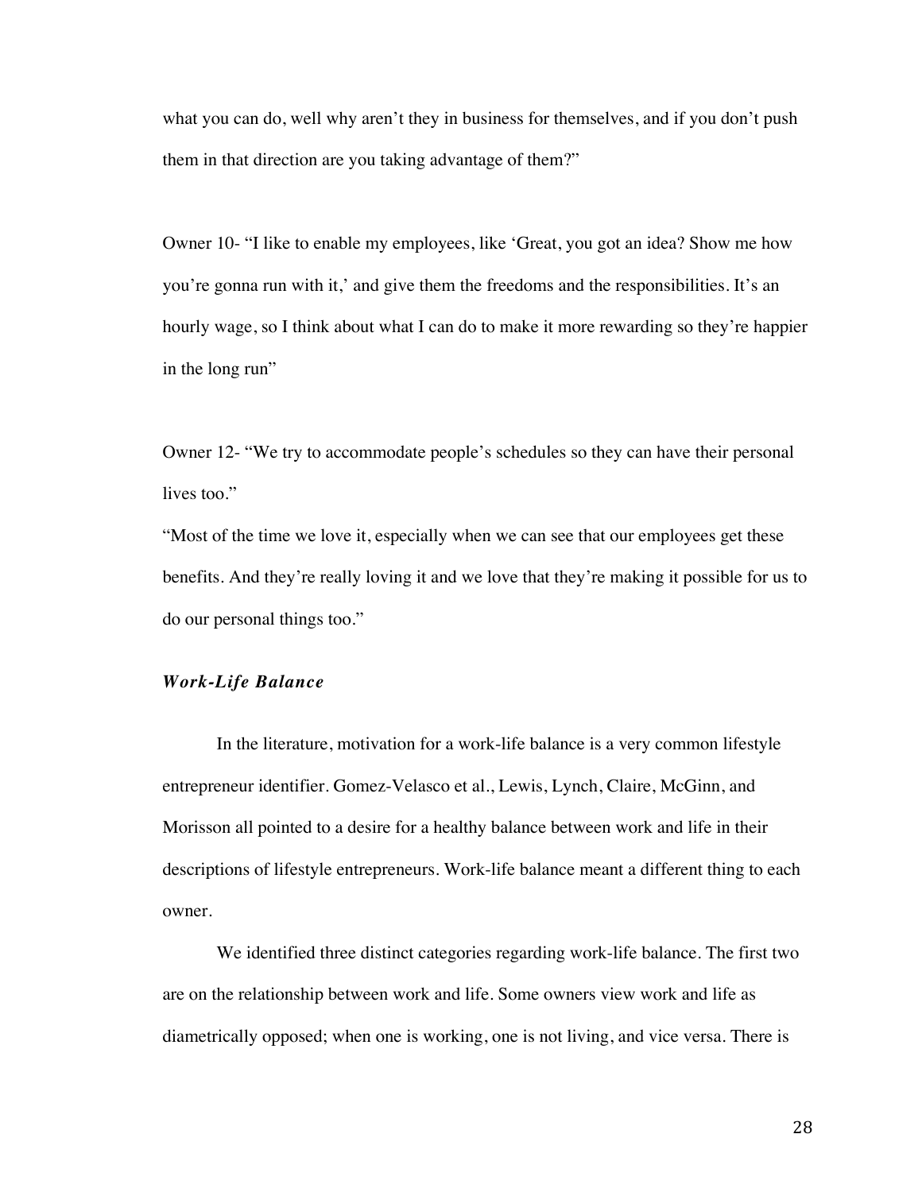what you can do, well why aren't they in business for themselves, and if you don't push them in that direction are you taking advantage of them?"

Owner 10- "I like to enable my employees, like 'Great, you got an idea? Show me how you're gonna run with it,' and give them the freedoms and the responsibilities. It's an hourly wage, so I think about what I can do to make it more rewarding so they're happier in the long run"

Owner 12- "We try to accommodate people's schedules so they can have their personal lives too."

"Most of the time we love it, especially when we can see that our employees get these benefits. And they're really loving it and we love that they're making it possible for us to do our personal things too."

### *Work-Life Balance*

In the literature, motivation for a work-life balance is a very common lifestyle entrepreneur identifier. Gomez-Velasco et al., Lewis, Lynch, Claire, McGinn, and Morisson all pointed to a desire for a healthy balance between work and life in their descriptions of lifestyle entrepreneurs. Work-life balance meant a different thing to each owner.

We identified three distinct categories regarding work-life balance. The first two are on the relationship between work and life. Some owners view work and life as diametrically opposed; when one is working, one is not living, and vice versa. There is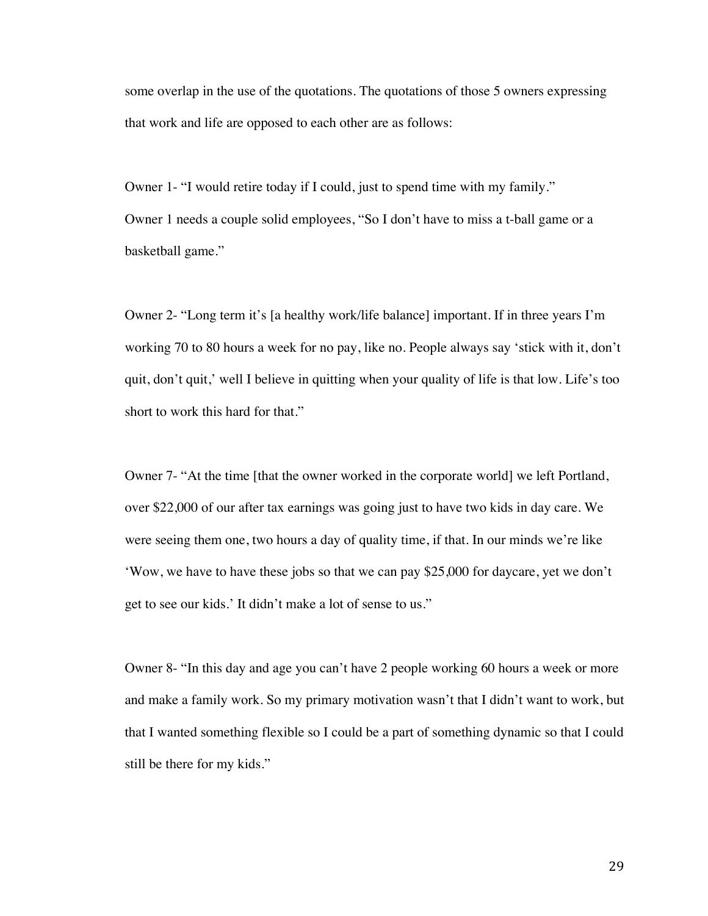some overlap in the use of the quotations. The quotations of those 5 owners expressing that work and life are opposed to each other are as follows:

Owner 1- "I would retire today if I could, just to spend time with my family."
Owner 1 needs a couple solid employees, "So I don't have to miss a t-ball game or a basketball game."

Owner 2- "Long term it's [a healthy work/life balance] important. If in three years I'm working 70 to 80 hours a week for no pay, like no. People always say 'stick with it, don't quit, don't quit,' well I believe in quitting when your quality of life is that low. Life's too short to work this hard for that."

Owner 7- "At the time [that the owner worked in the corporate world] we left Portland, over $22,000 of our after tax earnings was going just to have two kids in day care. We were seeing them one, two hours a day of quality time, if that. In our minds we're like 'Wow, we have to have these jobs so that we can pay $25,000 for daycare, yet we don't get to see our kids.' It didn't make a lot of sense to us."

Owner 8- "In this day and age you can't have 2 people working 60 hours a week or more and make a family work. So my primary motivation wasn't that I didn't want to work, but that I wanted something flexible so I could be a part of something dynamic so that I could still be there for my kids."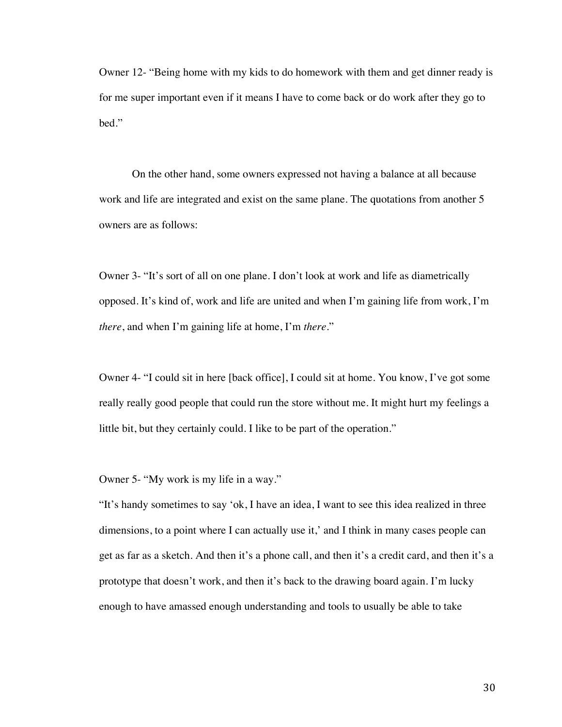Owner 12- "Being home with my kids to do homework with them and get dinner ready is for me super important even if it means I have to come back or do work after they go to bed."

On the other hand, some owners expressed not having a balance at all because work and life are integrated and exist on the same plane. The quotations from another 5 owners are as follows:

Owner 3- "It's sort of all on one plane. I don't look at work and life as diametrically opposed. It's kind of, work and life are united and when I'm gaining life from work, I'm *there*, and when I'm gaining life at home, I'm *there*."

Owner 4- "I could sit in here [back office], I could sit at home. You know, I've got some really really good people that could run the store without me. It might hurt my feelings a little bit, but they certainly could. I like to be part of the operation."

Owner 5- "My work is my life in a way."
"It's handy sometimes to say 'ok, I have an idea, I want to see this idea realized in three dimensions, to a point where I can actually use it,' and I think in many cases people can get as far as a sketch. And then it's a phone call, and then it's a credit card, and then it's a prototype that doesn't work, and then it's back to the drawing board again. I'm lucky enough to have amassed enough understanding and tools to usually be able to take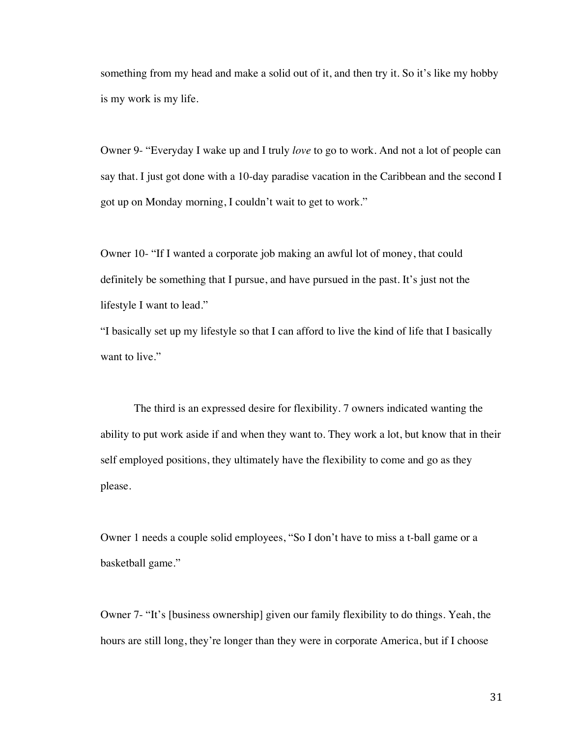something from my head and make a solid out of it, and then try it. So it's like my hobby is my work is my life.

Owner 9- "Everyday I wake up and I truly *love* to go to work. And not a lot of people can say that. I just got done with a 10-day paradise vacation in the Caribbean and the second I got up on Monday morning, I couldn't wait to get to work."

Owner 10- "If I wanted a corporate job making an awful lot of money, that could definitely be something that I pursue, and have pursued in the past. It's just not the lifestyle I want to lead."
"I basically set up my lifestyle so that I can afford to live the kind of life that I basically want to live."

The third is an expressed desire for flexibility. 7 owners indicated wanting the ability to put work aside if and when they want to. They work a lot, but know that in their self employed positions, they ultimately have the flexibility to come and go as they please.

Owner 1 needs a couple solid employees, "So I don't have to miss a t-ball game or a basketball game."

Owner 7- "It's [business ownership] given our family flexibility to do things. Yeah, the hours are still long, they're longer than they were in corporate America, but if I choose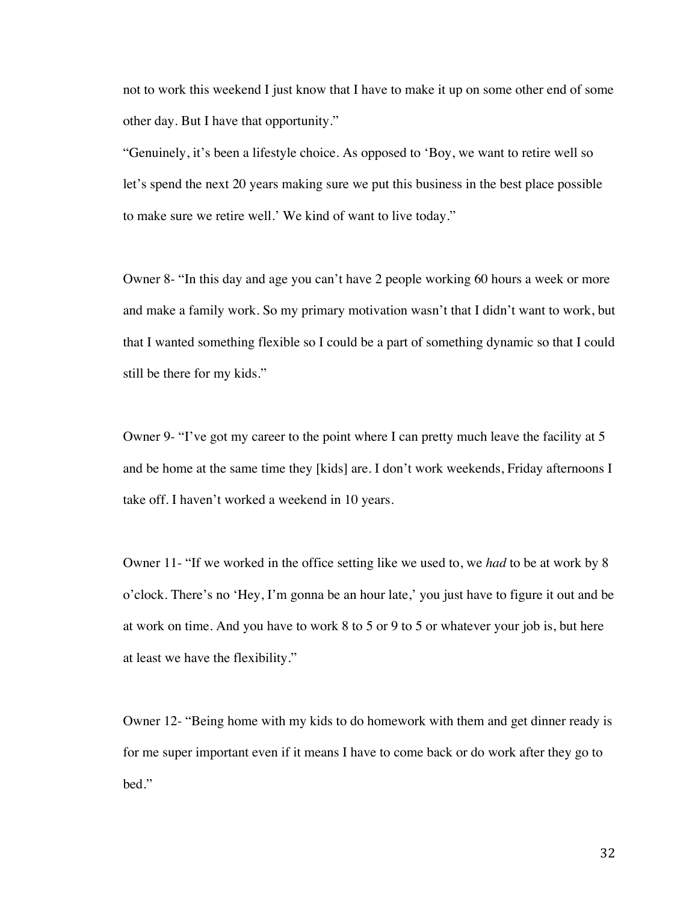not to work this weekend I just know that I have to make it up on some other end of some other day. But I have that opportunity."

"Genuinely, it's been a lifestyle choice. As opposed to 'Boy, we want to retire well so let's spend the next 20 years making sure we put this business in the best place possible to make sure we retire well.' We kind of want to live today."

Owner 8- "In this day and age you can't have 2 people working 60 hours a week or more and make a family work. So my primary motivation wasn't that I didn't want to work, but that I wanted something flexible so I could be a part of something dynamic so that I could still be there for my kids."

Owner 9- "I've got my career to the point where I can pretty much leave the facility at 5 and be home at the same time they [kids] are. I don't work weekends, Friday afternoons I take off. I haven't worked a weekend in 10 years.

Owner 11- "If we worked in the office setting like we used to, we *had* to be at work by 8 o'clock. There's no 'Hey, I'm gonna be an hour late,' you just have to figure it out and be at work on time. And you have to work 8 to 5 or 9 to 5 or whatever your job is, but here at least we have the flexibility."

Owner 12- "Being home with my kids to do homework with them and get dinner ready is for me super important even if it means I have to come back or do work after they go to bed."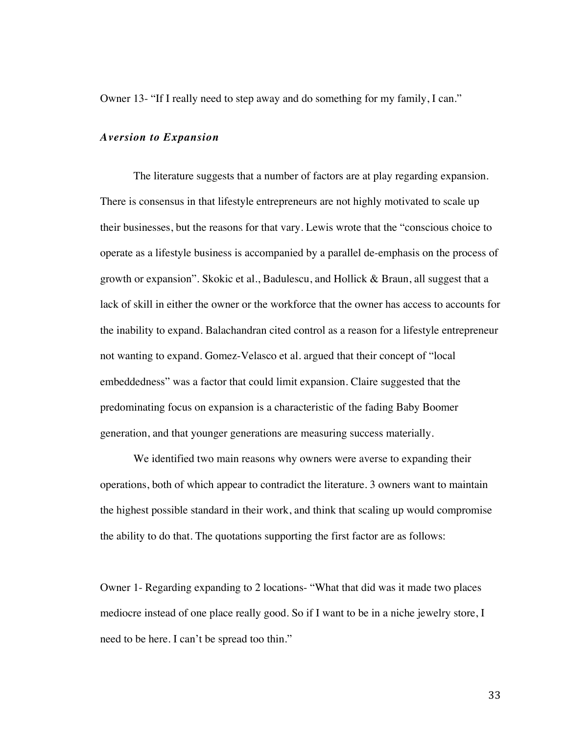Owner 13- "If I really need to step away and do something for my family, I can."

### *Aversion to Expansion*

The literature suggests that a number of factors are at play regarding expansion. There is consensus in that lifestyle entrepreneurs are not highly motivated to scale up their businesses, but the reasons for that vary. Lewis wrote that the "conscious choice to operate as a lifestyle business is accompanied by a parallel de-emphasis on the process of growth or expansion". Skokic et al., Badulescu, and Hollick & Braun, all suggest that a lack of skill in either the owner or the workforce that the owner has access to accounts for the inability to expand. Balachandran cited control as a reason for a lifestyle entrepreneur not wanting to expand. Gomez-Velasco et al. argued that their concept of "local embeddedness" was a factor that could limit expansion. Claire suggested that the predominating focus on expansion is a characteristic of the fading Baby Boomer generation, and that younger generations are measuring success materially.

We identified two main reasons why owners were averse to expanding their operations, both of which appear to contradict the literature. 3 owners want to maintain the highest possible standard in their work, and think that scaling up would compromise the ability to do that. The quotations supporting the first factor are as follows:

Owner 1- Regarding expanding to 2 locations- "What that did was it made two places mediocre instead of one place really good. So if I want to be in a niche jewelry store, I need to be here. I can't be spread too thin."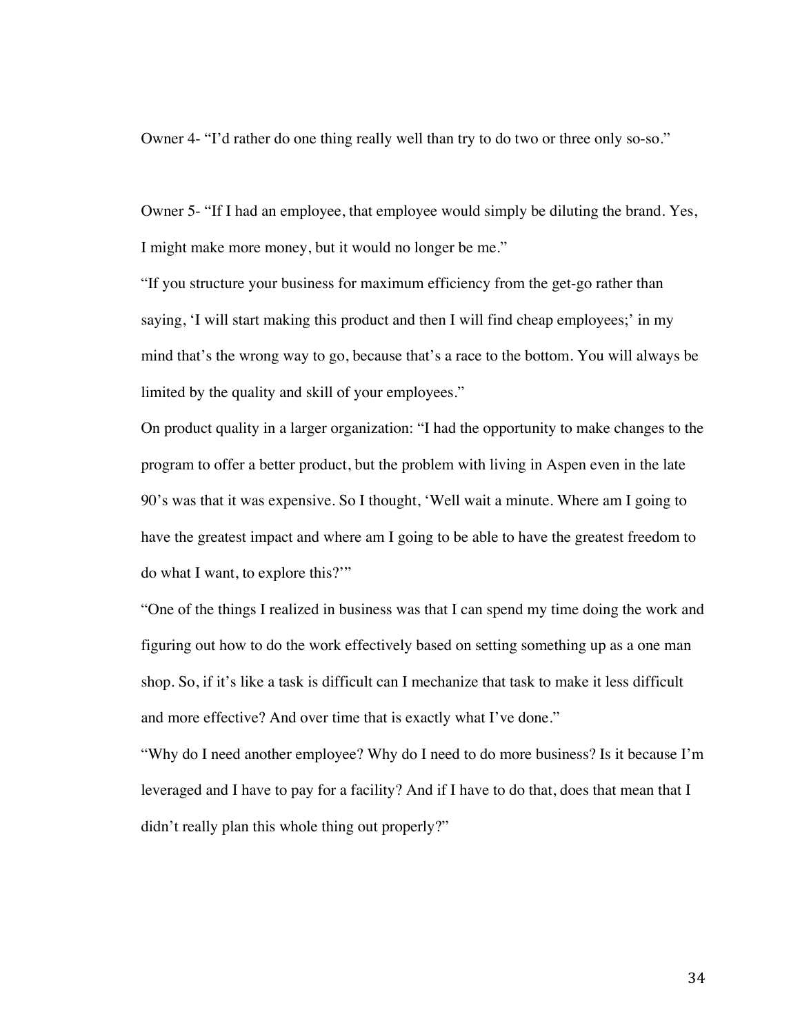Owner 4- “I’d rather do one thing really well than try to do two or three only so-so.”

Owner 5- “If I had an employee, that employee would simply be diluting the brand. Yes, I might make more money, but it would no longer be me.”

“If you structure your business for maximum efficiency from the get-go rather than saying, ‘I will start making this product and then I will find cheap employees;’ in my mind that’s the wrong way to go, because that’s a race to the bottom. You will always be limited by the quality and skill of your employees.”

On product quality in a larger organization: “I had the opportunity to make changes to the program to offer a better product, but the problem with living in Aspen even in the late 90’s was that it was expensive. So I thought, ‘Well wait a minute. Where am I going to have the greatest impact and where am I going to be able to have the greatest freedom to do what I want, to explore this?’”

“One of the things I realized in business was that I can spend my time doing the work and figuring out how to do the work effectively based on setting something up as a one man shop. So, if it’s like a task is difficult can I mechanize that task to make it less difficult and more effective? And over time that is exactly what I’ve done.”

“Why do I need another employee? Why do I need to do more business? Is it because I’m leveraged and I have to pay for a facility? And if I have to do that, does that mean that I didn’t really plan this whole thing out properly?”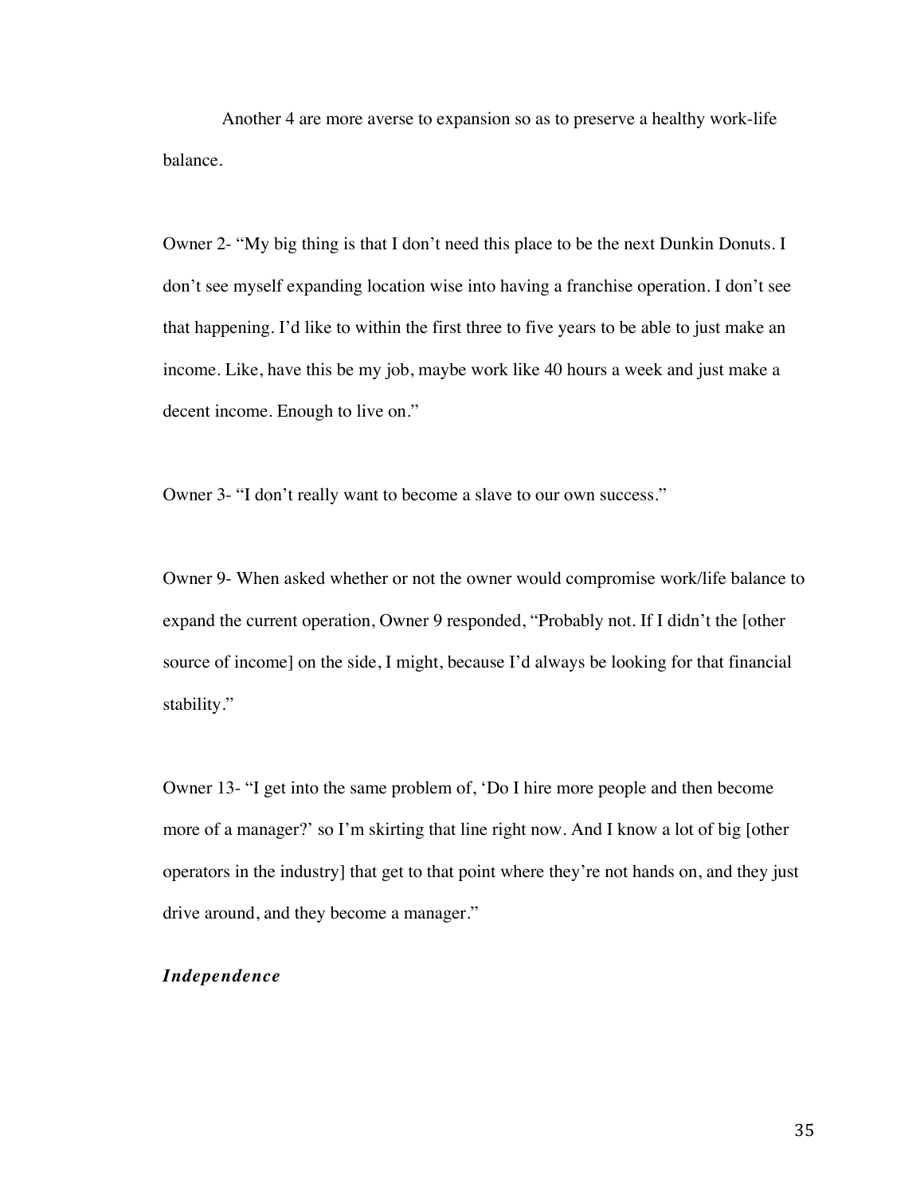Another 4 are more averse to expansion so as to preserve a healthy work-life balance.

Owner 2- "My big thing is that I don't need this place to be the next Dunkin Donuts. I don't see myself expanding location wise into having a franchise operation. I don't see that happening. I'd like to within the first three to five years to be able to just make an income. Like, have this be my job, maybe work like 40 hours a week and just make a decent income. Enough to live on."

Owner 3- "I don't really want to become a slave to our own success."

Owner 9- When asked whether or not the owner would compromise work/life balance to expand the current operation, Owner 9 responded, "Probably not. If I didn't the [other source of income] on the side, I might, because I'd always be looking for that financial stability."

Owner 13- "I get into the same problem of, 'Do I hire more people and then become more of a manager?' so I'm skirting that line right now. And I know a lot of big [other operators in the industry] that get to that point where they're not hands on, and they just drive around, and they become a manager."

***Independence***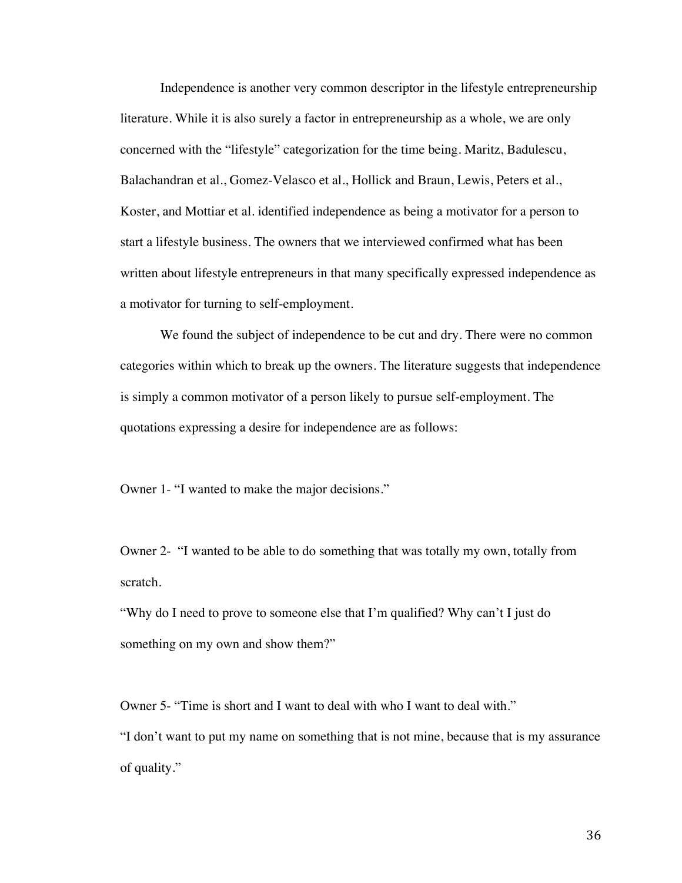Independence is another very common descriptor in the lifestyle entrepreneurship literature. While it is also surely a factor in entrepreneurship as a whole, we are only concerned with the "lifestyle" categorization for the time being. Maritz, Badulescu, Balachandran et al., Gomez-Velasco et al., Hollick and Braun, Lewis, Peters et al., Koster, and Mottiar et al. identified independence as being a motivator for a person to start a lifestyle business. The owners that we interviewed confirmed what has been written about lifestyle entrepreneurs in that many specifically expressed independence as a motivator for turning to self-employment.

We found the subject of independence to be cut and dry. There were no common categories within which to break up the owners. The literature suggests that independence is simply a common motivator of a person likely to pursue self-employment. The quotations expressing a desire for independence are as follows:

Owner 1- "I wanted to make the major decisions."

Owner 2- "I wanted to be able to do something that was totally my own, totally from scratch.

"Why do I need to prove to someone else that I'm qualified? Why can't I just do something on my own and show them?"

Owner 5- "Time is short and I want to deal with who I want to deal with."

"I don't want to put my name on something that is not mine, because that is my assurance of quality."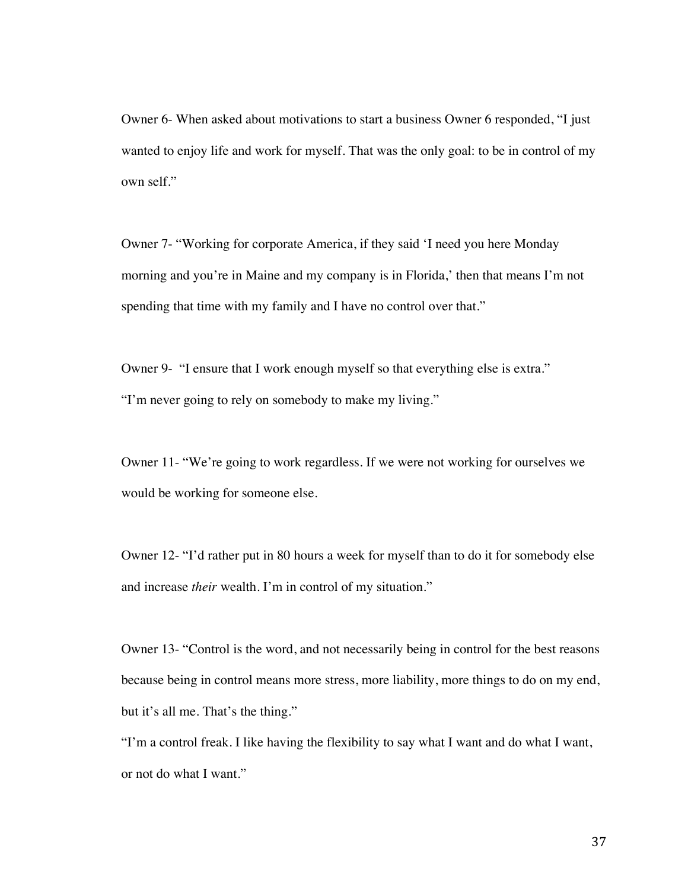Owner 6- When asked about motivations to start a business Owner 6 responded, "I just wanted to enjoy life and work for myself. That was the only goal: to be in control of my own self."

Owner 7- "Working for corporate America, if they said 'I need you here Monday morning and you're in Maine and my company is in Florida,' then that means I'm not spending that time with my family and I have no control over that."

Owner 9- "I ensure that I work enough myself so that everything else is extra."
"I'm never going to rely on somebody to make my living."

Owner 11- "We're going to work regardless. If we were not working for ourselves we would be working for someone else.

Owner 12- "I'd rather put in 80 hours a week for myself than to do it for somebody else and increase *their* wealth. I'm in control of my situation."

Owner 13- "Control is the word, and not necessarily being in control for the best reasons because being in control means more stress, more liability, more things to do on my end, but it's all me. That's the thing."
"I'm a control freak. I like having the flexibility to say what I want and do what I want, or not do what I want."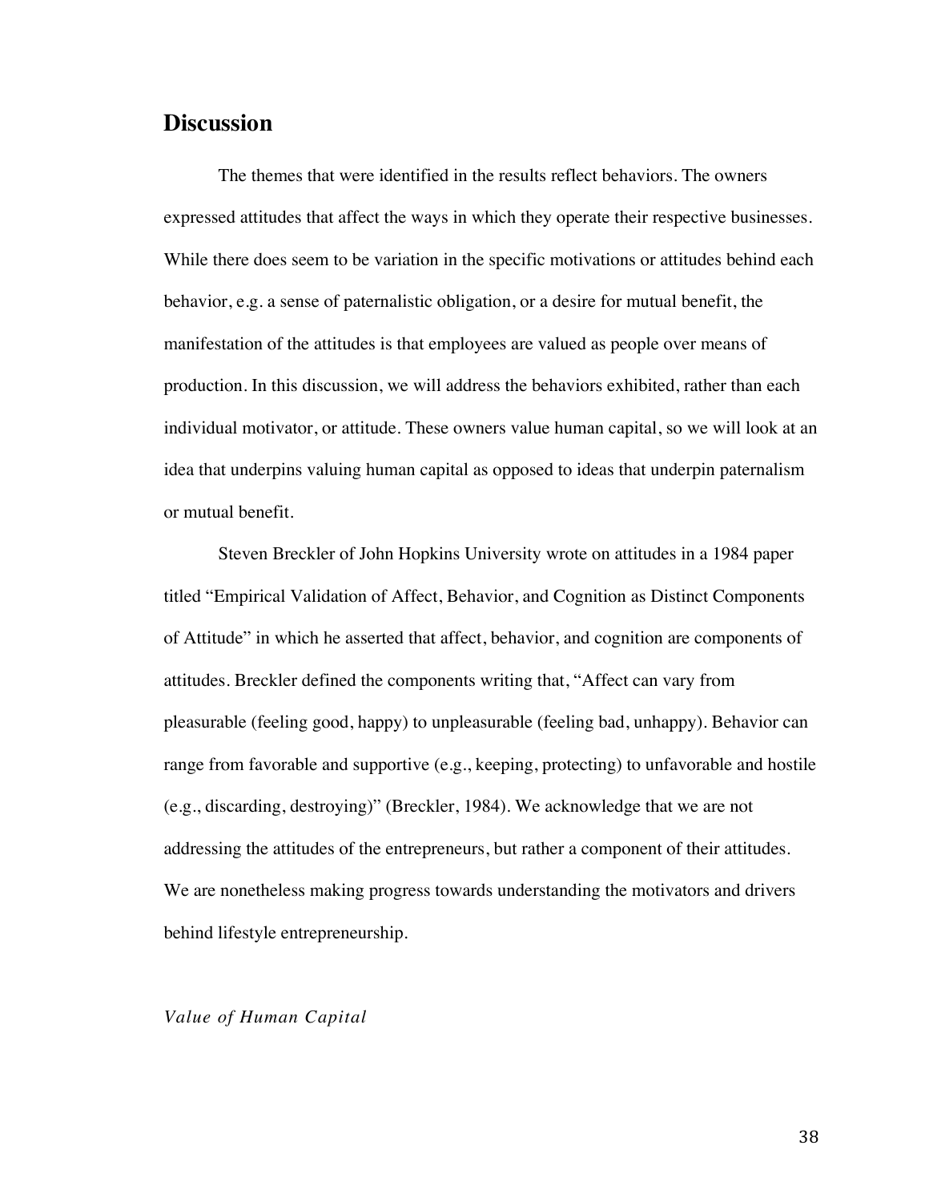## Discussion

The themes that were identified in the results reflect behaviors. The owners expressed attitudes that affect the ways in which they operate their respective businesses. While there does seem to be variation in the specific motivations or attitudes behind each behavior, e.g. a sense of paternalistic obligation, or a desire for mutual benefit, the manifestation of the attitudes is that employees are valued as people over means of production. In this discussion, we will address the behaviors exhibited, rather than each individual motivator, or attitude. These owners value human capital, so we will look at an idea that underpins valuing human capital as opposed to ideas that underpin paternalism or mutual benefit.

Steven Breckler of John Hopkins University wrote on attitudes in a 1984 paper titled "Empirical Validation of Affect, Behavior, and Cognition as Distinct Components of Attitude" in which he asserted that affect, behavior, and cognition are components of attitudes. Breckler defined the components writing that, "Affect can vary from pleasurable (feeling good, happy) to unpleasurable (feeling bad, unhappy). Behavior can range from favorable and supportive (e.g., keeping, protecting) to unfavorable and hostile (e.g., discarding, destroying)" (Breckler, 1984). We acknowledge that we are not addressing the attitudes of the entrepreneurs, but rather a component of their attitudes. We are nonetheless making progress towards understanding the motivators and drivers behind lifestyle entrepreneurship.

*Value of Human Capital*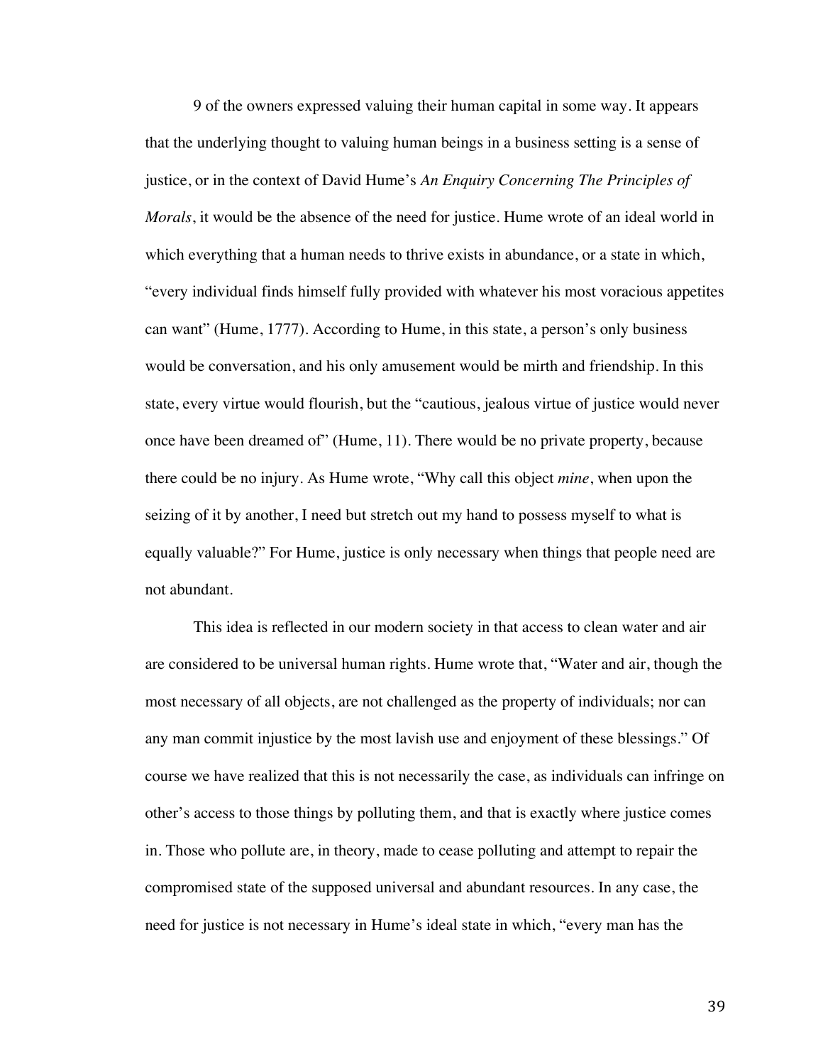9 of the owners expressed valuing their human capital in some way. It appears that the underlying thought to valuing human beings in a business setting is a sense of justice, or in the context of David Hume's *An Enquiry Concerning The Principles of Morals*, it would be the absence of the need for justice. Hume wrote of an ideal world in which everything that a human needs to thrive exists in abundance, or a state in which, "every individual finds himself fully provided with whatever his most voracious appetites can want" (Hume, 1777). According to Hume, in this state, a person's only business would be conversation, and his only amusement would be mirth and friendship. In this state, every virtue would flourish, but the "cautious, jealous virtue of justice would never once have been dreamed of" (Hume, 11). There would be no private property, because there could be no injury. As Hume wrote, "Why call this object *mine*, when upon the seizing of it by another, I need but stretch out my hand to possess myself to what is equally valuable?" For Hume, justice is only necessary when things that people need are not abundant.

This idea is reflected in our modern society in that access to clean water and air are considered to be universal human rights. Hume wrote that, "Water and air, though the most necessary of all objects, are not challenged as the property of individuals; nor can any man commit injustice by the most lavish use and enjoyment of these blessings." Of course we have realized that this is not necessarily the case, as individuals can infringe on other's access to those things by polluting them, and that is exactly where justice comes in. Those who pollute are, in theory, made to cease polluting and attempt to repair the compromised state of the supposed universal and abundant resources. In any case, the need for justice is not necessary in Hume's ideal state in which, "every man has the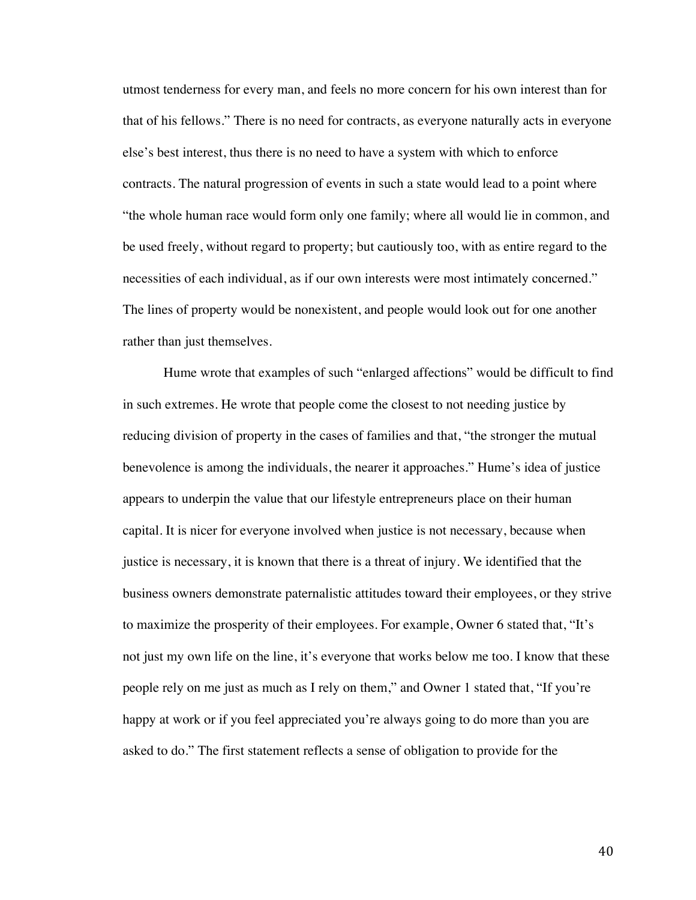utmost tenderness for every man, and feels no more concern for his own interest than for that of his fellows." There is no need for contracts, as everyone naturally acts in everyone else's best interest, thus there is no need to have a system with which to enforce contracts. The natural progression of events in such a state would lead to a point where "the whole human race would form only one family; where all would lie in common, and be used freely, without regard to property; but cautiously too, with as entire regard to the necessities of each individual, as if our own interests were most intimately concerned." The lines of property would be nonexistent, and people would look out for one another rather than just themselves.

Hume wrote that examples of such "enlarged affections" would be difficult to find in such extremes. He wrote that people come the closest to not needing justice by reducing division of property in the cases of families and that, "the stronger the mutual benevolence is among the individuals, the nearer it approaches." Hume's idea of justice appears to underpin the value that our lifestyle entrepreneurs place on their human capital. It is nicer for everyone involved when justice is not necessary, because when justice is necessary, it is known that there is a threat of injury. We identified that the business owners demonstrate paternalistic attitudes toward their employees, or they strive to maximize the prosperity of their employees. For example, Owner 6 stated that, "It's not just my own life on the line, it's everyone that works below me too. I know that these people rely on me just as much as I rely on them," and Owner 1 stated that, "If you're happy at work or if you feel appreciated you're always going to do more than you are asked to do." The first statement reflects a sense of obligation to provide for the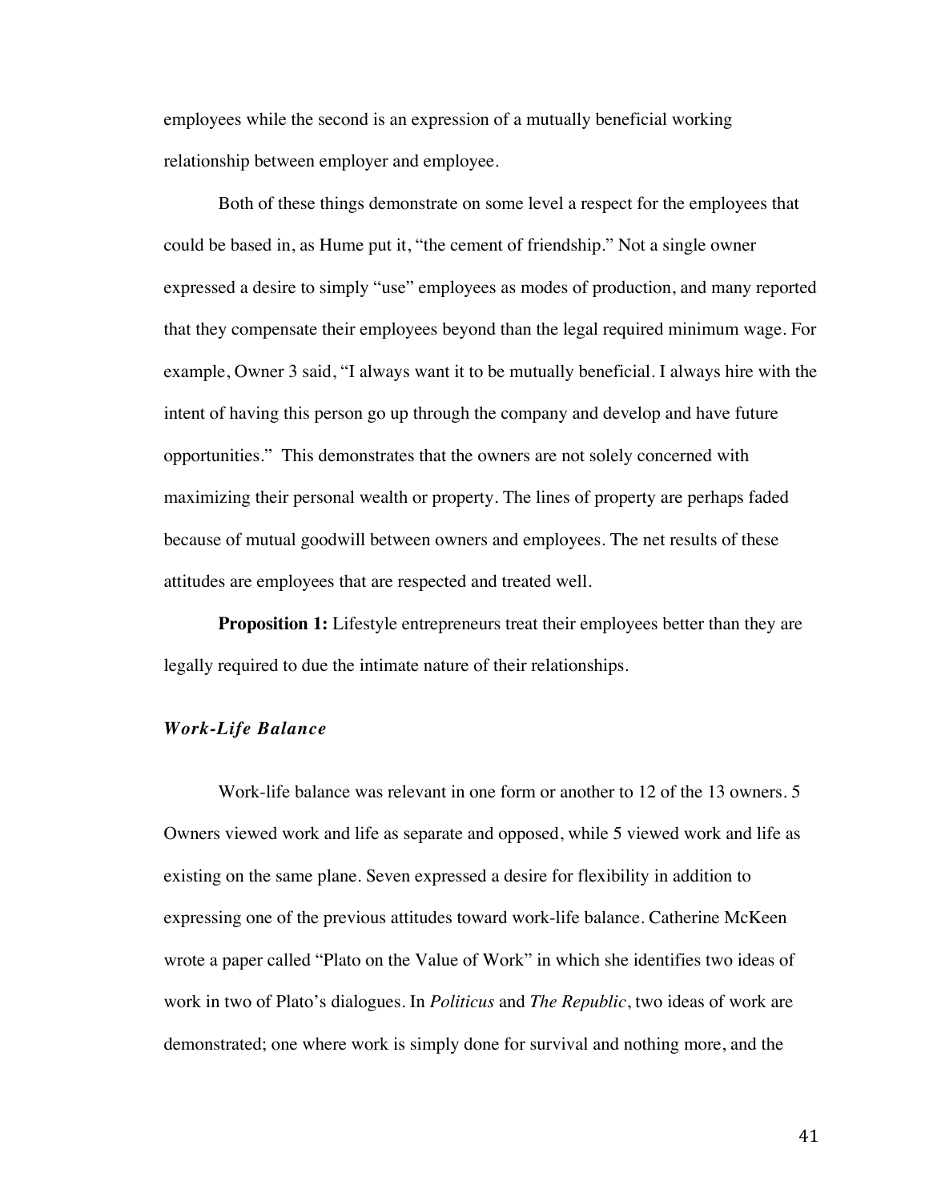employees while the second is an expression of a mutually beneficial working relationship between employer and employee.

Both of these things demonstrate on some level a respect for the employees that could be based in, as Hume put it, "the cement of friendship." Not a single owner expressed a desire to simply "use" employees as modes of production, and many reported that they compensate their employees beyond than the legal required minimum wage. For example, Owner 3 said, "I always want it to be mutually beneficial. I always hire with the intent of having this person go up through the company and develop and have future opportunities." This demonstrates that the owners are not solely concerned with maximizing their personal wealth or property. The lines of property are perhaps faded because of mutual goodwill between owners and employees. The net results of these attitudes are employees that are respected and treated well.

**Proposition 1:** Lifestyle entrepreneurs treat their employees better than they are legally required to due the intimate nature of their relationships.

### *Work-Life Balance*

Work-life balance was relevant in one form or another to 12 of the 13 owners. 5 Owners viewed work and life as separate and opposed, while 5 viewed work and life as existing on the same plane. Seven expressed a desire for flexibility in addition to expressing one of the previous attitudes toward work-life balance. Catherine McKeen wrote a paper called "Plato on the Value of Work" in which she identifies two ideas of work in two of Plato's dialogues. In *Politicus* and *The Republic*, two ideas of work are demonstrated; one where work is simply done for survival and nothing more, and the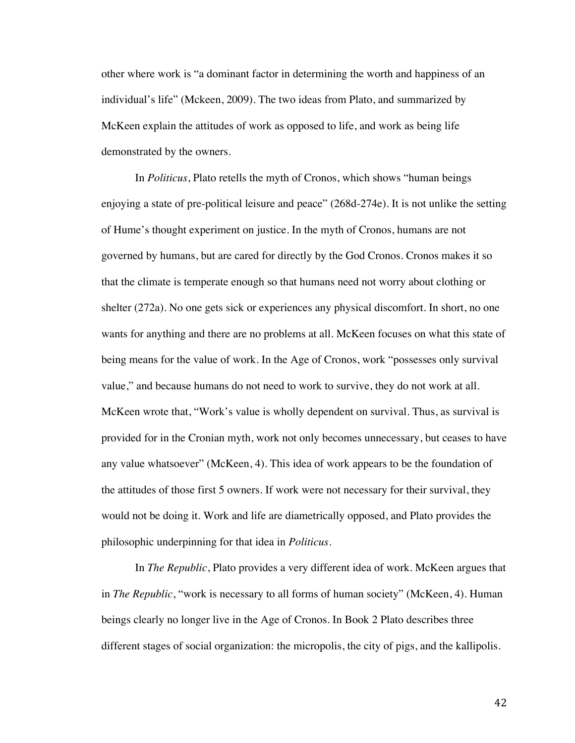other where work is “a dominant factor in determining the worth and happiness of an individual’s life” (Mckeen, 2009). The two ideas from Plato, and summarized by McKeen explain the attitudes of work as opposed to life, and work as being life demonstrated by the owners.

In *Politicus*, Plato retells the myth of Cronos, which shows “human beings enjoying a state of pre-political leisure and peace” (268d-274e). It is not unlike the setting of Hume’s thought experiment on justice. In the myth of Cronos, humans are not governed by humans, but are cared for directly by the God Cronos. Cronos makes it so that the climate is temperate enough so that humans need not worry about clothing or shelter (272a). No one gets sick or experiences any physical discomfort. In short, no one wants for anything and there are no problems at all. McKeen focuses on what this state of being means for the value of work. In the Age of Cronos, work “possesses only survival value,” and because humans do not need to work to survive, they do not work at all. McKeen wrote that, “Work’s value is wholly dependent on survival. Thus, as survival is provided for in the Cronian myth, work not only becomes unnecessary, but ceases to have any value whatsoever” (McKeen, 4). This idea of work appears to be the foundation of the attitudes of those first 5 owners. If work were not necessary for their survival, they would not be doing it. Work and life are diametrically opposed, and Plato provides the philosophic underpinning for that idea in *Politicus*.

In *The Republic*, Plato provides a very different idea of work. McKeen argues that in *The Republic*, “work is necessary to all forms of human society” (McKeen, 4). Human beings clearly no longer live in the Age of Cronos. In Book 2 Plato describes three different stages of social organization: the micropolis, the city of pigs, and the kallipolis.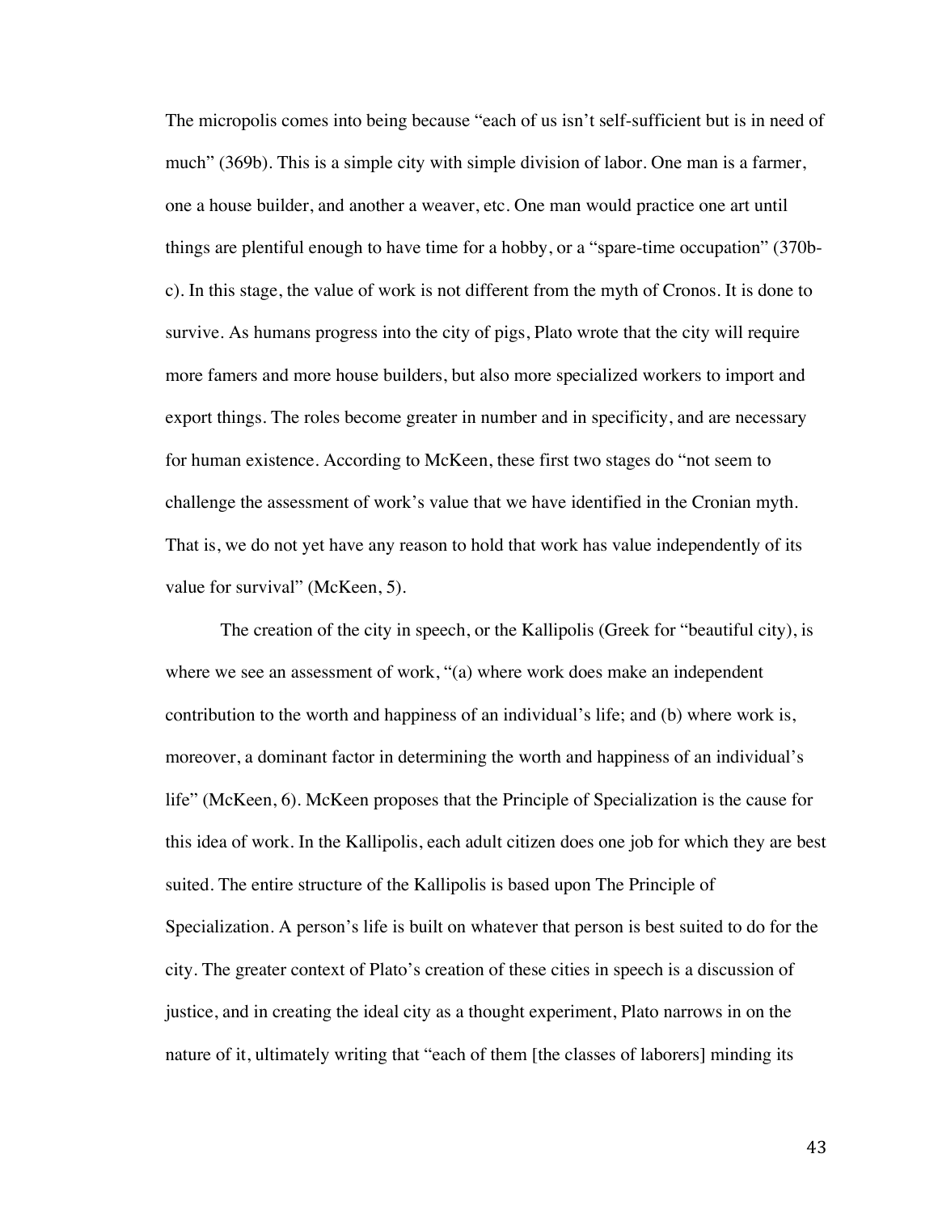The micropolis comes into being because "each of us isn't self-sufficient but is in need of much" (369b). This is a simple city with simple division of labor. One man is a farmer, one a house builder, and another a weaver, etc. One man would practice one art until things are plentiful enough to have time for a hobby, or a "spare-time occupation" (370b-c). In this stage, the value of work is not different from the myth of Cronos. It is done to survive. As humans progress into the city of pigs, Plato wrote that the city will require more famers and more house builders, but also more specialized workers to import and export things. The roles become greater in number and in specificity, and are necessary for human existence. According to McKeen, these first two stages do "not seem to challenge the assessment of work's value that we have identified in the Cronian myth. That is, we do not yet have any reason to hold that work has value independently of its value for survival" (McKeen, 5).

The creation of the city in speech, or the Kallipolis (Greek for "beautiful city), is where we see an assessment of work, "(a) where work does make an independent contribution to the worth and happiness of an individual's life; and (b) where work is, moreover, a dominant factor in determining the worth and happiness of an individual's life" (McKeen, 6). McKeen proposes that the Principle of Specialization is the cause for this idea of work. In the Kallipolis, each adult citizen does one job for which they are best suited. The entire structure of the Kallipolis is based upon The Principle of Specialization. A person's life is built on whatever that person is best suited to do for the city. The greater context of Plato's creation of these cities in speech is a discussion of justice, and in creating the ideal city as a thought experiment, Plato narrows in on the nature of it, ultimately writing that "each of them [the classes of laborers] minding its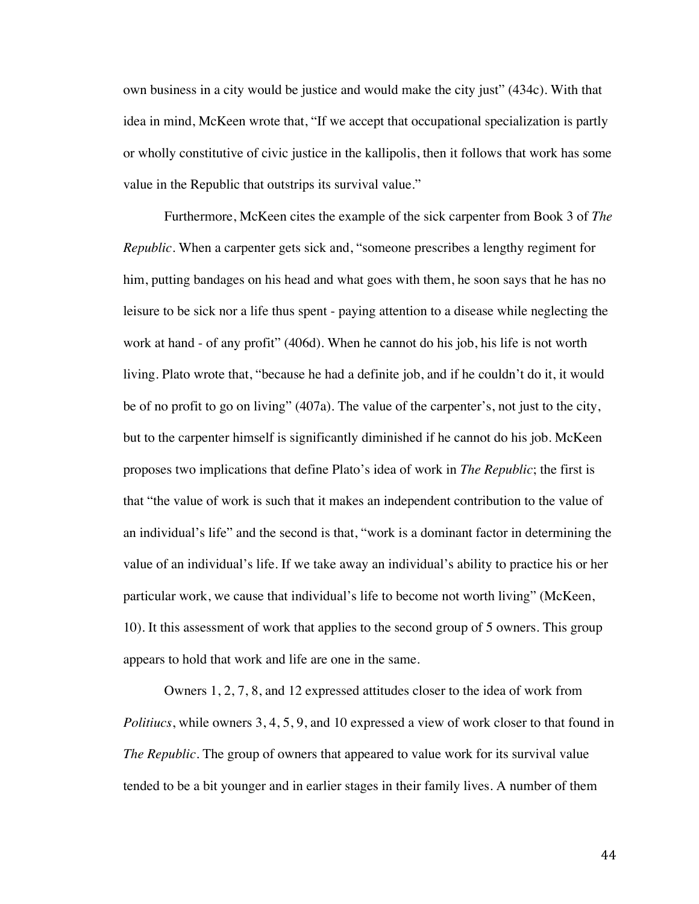own business in a city would be justice and would make the city just" (434c). With that idea in mind, McKeen wrote that, "If we accept that occupational specialization is partly or wholly constitutive of civic justice in the kallipolis, then it follows that work has some value in the Republic that outstrips its survival value."

Furthermore, McKeen cites the example of the sick carpenter from Book 3 of *The Republic*. When a carpenter gets sick and, "someone prescribes a lengthy regiment for him, putting bandages on his head and what goes with them, he soon says that he has no leisure to be sick nor a life thus spent - paying attention to a disease while neglecting the work at hand - of any profit" (406d). When he cannot do his job, his life is not worth living. Plato wrote that, "because he had a definite job, and if he couldn't do it, it would be of no profit to go on living" (407a). The value of the carpenter's, not just to the city, but to the carpenter himself is significantly diminished if he cannot do his job. McKeen proposes two implications that define Plato's idea of work in *The Republic*; the first is that "the value of work is such that it makes an independent contribution to the value of an individual's life" and the second is that, "work is a dominant factor in determining the value of an individual's life. If we take away an individual's ability to practice his or her particular work, we cause that individual's life to become not worth living" (McKeen, 10). It this assessment of work that applies to the second group of 5 owners. This group appears to hold that work and life are one in the same.

Owners 1, 2, 7, 8, and 12 expressed attitudes closer to the idea of work from *Politiucs*, while owners 3, 4, 5, 9, and 10 expressed a view of work closer to that found in *The Republic*. The group of owners that appeared to value work for its survival value tended to be a bit younger and in earlier stages in their family lives. A number of them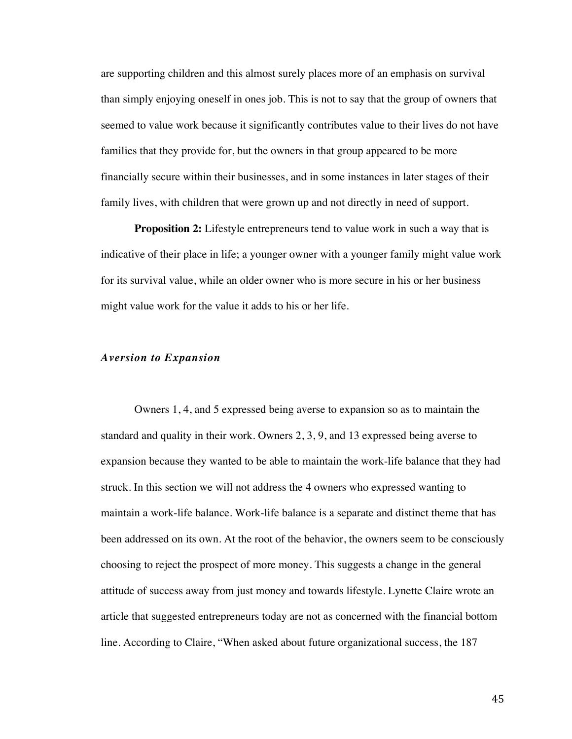are supporting children and this almost surely places more of an emphasis on survival than simply enjoying oneself in ones job. This is not to say that the group of owners that seemed to value work because it significantly contributes value to their lives do not have families that they provide for, but the owners in that group appeared to be more financially secure within their businesses, and in some instances in later stages of their family lives, with children that were grown up and not directly in need of support.

**Proposition 2:** Lifestyle entrepreneurs tend to value work in such a way that is indicative of their place in life; a younger owner with a younger family might value work for its survival value, while an older owner who is more secure in his or her business might value work for the value it adds to his or her life.

### *Aversion to Expansion*

Owners 1, 4, and 5 expressed being averse to expansion so as to maintain the standard and quality in their work. Owners 2, 3, 9, and 13 expressed being averse to expansion because they wanted to be able to maintain the work-life balance that they had struck. In this section we will not address the 4 owners who expressed wanting to maintain a work-life balance. Work-life balance is a separate and distinct theme that has been addressed on its own. At the root of the behavior, the owners seem to be consciously choosing to reject the prospect of more money. This suggests a change in the general attitude of success away from just money and towards lifestyle. Lynette Claire wrote an article that suggested entrepreneurs today are not as concerned with the financial bottom line. According to Claire, "When asked about future organizational success, the 187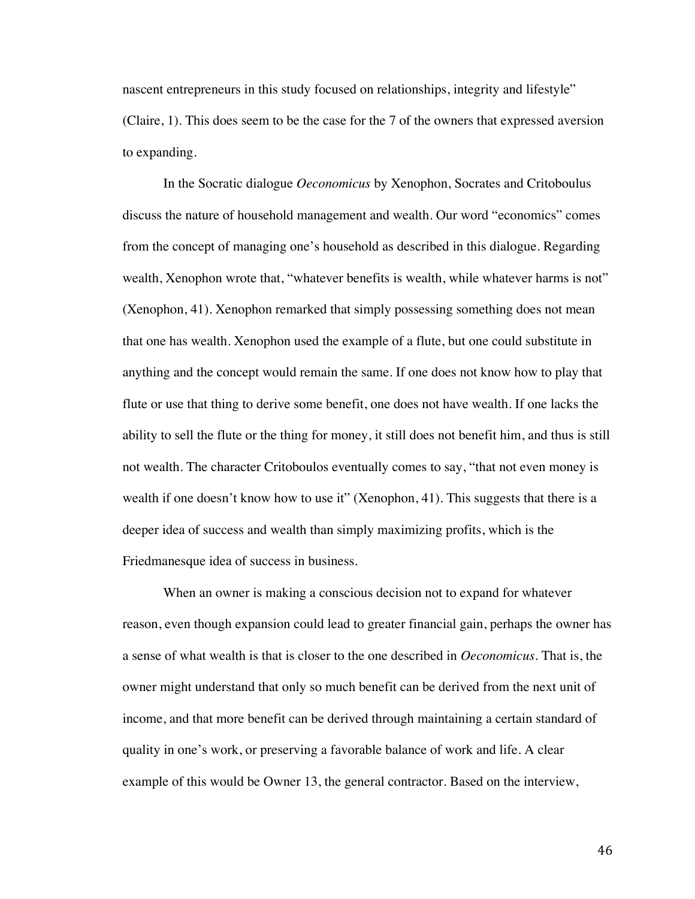nascent entrepreneurs in this study focused on relationships, integrity and lifestyle" (Claire, 1). This does seem to be the case for the 7 of the owners that expressed aversion to expanding.

In the Socratic dialogue *Oeconomicus* by Xenophon, Socrates and Critoboulus discuss the nature of household management and wealth. Our word "economics" comes from the concept of managing one's household as described in this dialogue. Regarding wealth, Xenophon wrote that, "whatever benefits is wealth, while whatever harms is not" (Xenophon, 41). Xenophon remarked that simply possessing something does not mean that one has wealth. Xenophon used the example of a flute, but one could substitute in anything and the concept would remain the same. If one does not know how to play that flute or use that thing to derive some benefit, one does not have wealth. If one lacks the ability to sell the flute or the thing for money, it still does not benefit him, and thus is still not wealth. The character Critoboulos eventually comes to say, "that not even money is wealth if one doesn't know how to use it" (Xenophon, 41). This suggests that there is a deeper idea of success and wealth than simply maximizing profits, which is the Friedmanesque idea of success in business.

When an owner is making a conscious decision not to expand for whatever reason, even though expansion could lead to greater financial gain, perhaps the owner has a sense of what wealth is that is closer to the one described in *Oeconomicus*. That is, the owner might understand that only so much benefit can be derived from the next unit of income, and that more benefit can be derived through maintaining a certain standard of quality in one's work, or preserving a favorable balance of work and life. A clear example of this would be Owner 13, the general contractor. Based on the interview,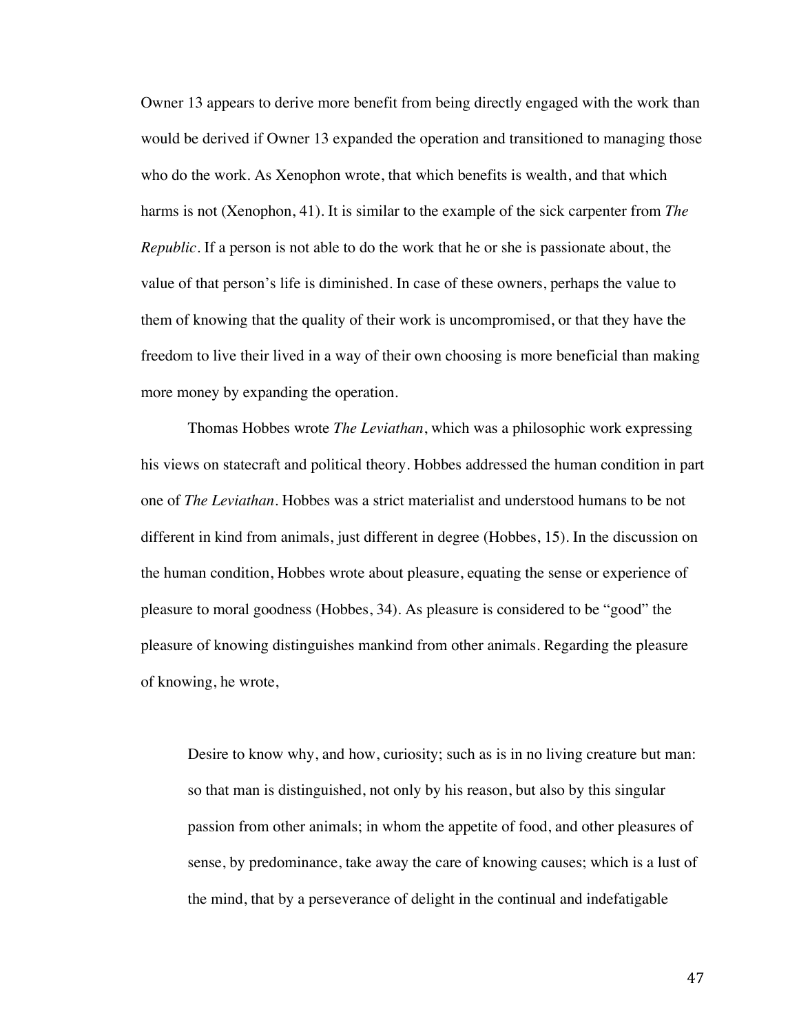Owner 13 appears to derive more benefit from being directly engaged with the work than would be derived if Owner 13 expanded the operation and transitioned to managing those who do the work. As Xenophon wrote, that which benefits is wealth, and that which harms is not (Xenophon, 41). It is similar to the example of the sick carpenter from *The Republic*. If a person is not able to do the work that he or she is passionate about, the value of that person's life is diminished. In case of these owners, perhaps the value to them of knowing that the quality of their work is uncompromised, or that they have the freedom to live their lived in a way of their own choosing is more beneficial than making more money by expanding the operation.

Thomas Hobbes wrote *The Leviathan*, which was a philosophic work expressing his views on statecraft and political theory. Hobbes addressed the human condition in part one of *The Leviathan*. Hobbes was a strict materialist and understood humans to be not different in kind from animals, just different in degree (Hobbes, 15). In the discussion on the human condition, Hobbes wrote about pleasure, equating the sense or experience of pleasure to moral goodness (Hobbes, 34). As pleasure is considered to be "good" the pleasure of knowing distinguishes mankind from other animals. Regarding the pleasure of knowing, he wrote,

> Desire to know why, and how, curiosity; such as is in no living creature but man: so that man is distinguished, not only by his reason, but also by this singular passion from other animals; in whom the appetite of food, and other pleasures of sense, by predominance, take away the care of knowing causes; which is a lust of the mind, that by a perseverance of delight in the continual and indefatigable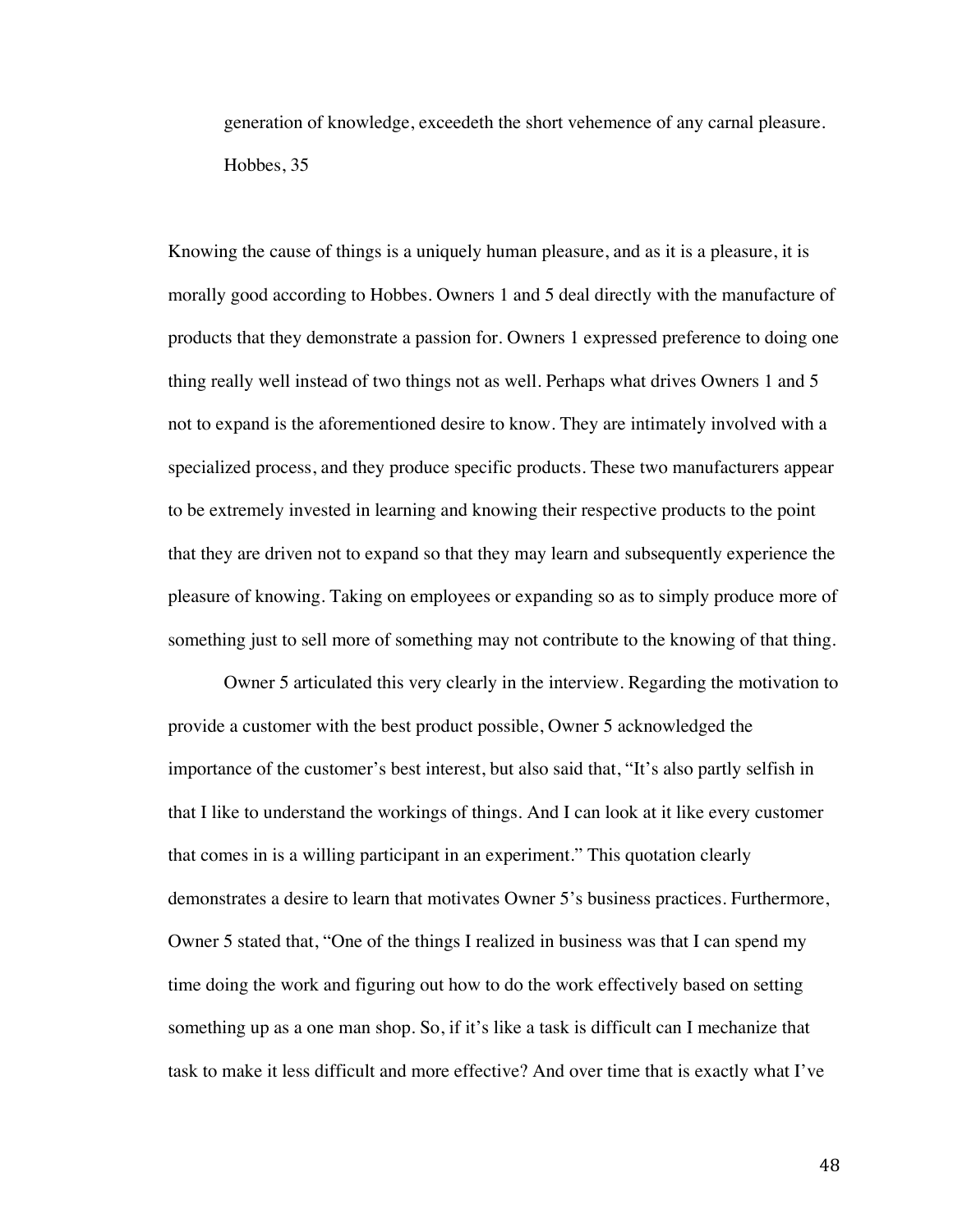> generation of knowledge, exceedeth the short vehemence of any carnal pleasure.
> Hobbes, 35

Knowing the cause of things is a uniquely human pleasure, and as it is a pleasure, it is morally good according to Hobbes. Owners 1 and 5 deal directly with the manufacture of products that they demonstrate a passion for. Owners 1 expressed preference to doing one thing really well instead of two things not as well. Perhaps what drives Owners 1 and 5 not to expand is the aforementioned desire to know. They are intimately involved with a specialized process, and they produce specific products. These two manufacturers appear to be extremely invested in learning and knowing their respective products to the point that they are driven not to expand so that they may learn and subsequently experience the pleasure of knowing. Taking on employees or expanding so as to simply produce more of something just to sell more of something may not contribute to the knowing of that thing.

Owner 5 articulated this very clearly in the interview. Regarding the motivation to provide a customer with the best product possible, Owner 5 acknowledged the importance of the customer's best interest, but also said that, "It's also partly selfish in that I like to understand the workings of things. And I can look at it like every customer that comes in is a willing participant in an experiment." This quotation clearly demonstrates a desire to learn that motivates Owner 5's business practices. Furthermore, Owner 5 stated that, "One of the things I realized in business was that I can spend my time doing the work and figuring out how to do the work effectively based on setting something up as a one man shop. So, if it's like a task is difficult can I mechanize that task to make it less difficult and more effective? And over time that is exactly what I've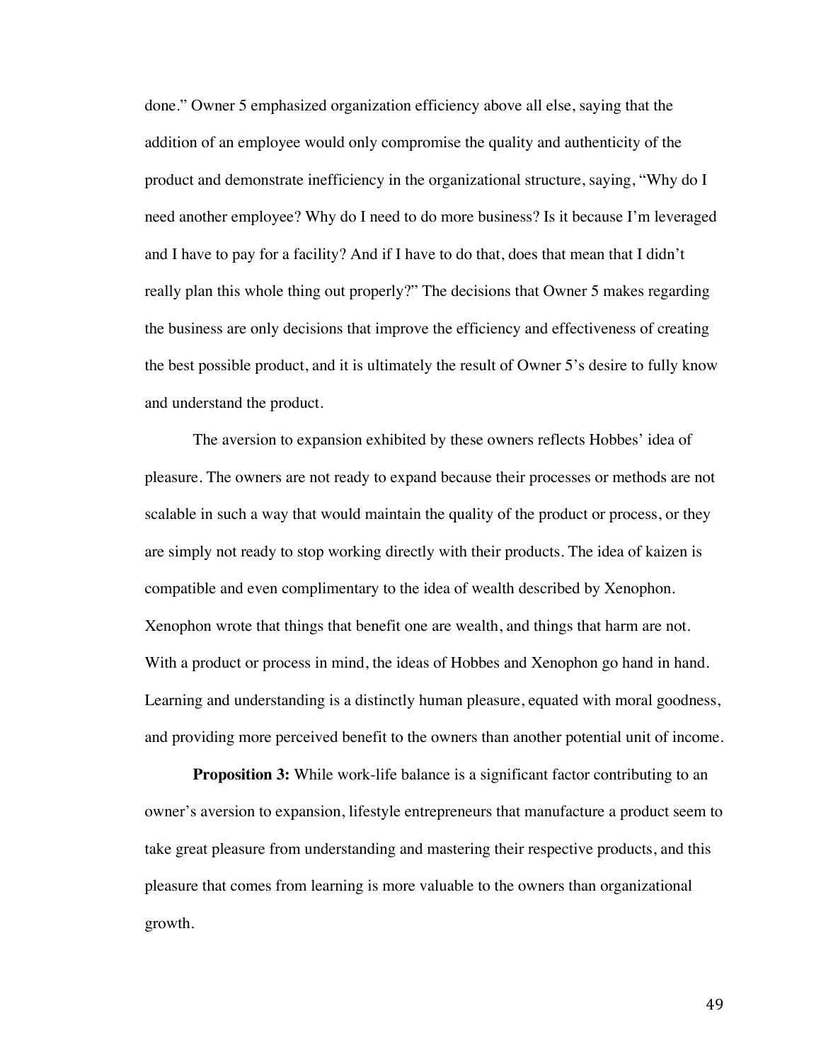done." Owner 5 emphasized organization efficiency above all else, saying that the addition of an employee would only compromise the quality and authenticity of the product and demonstrate inefficiency in the organizational structure, saying, "Why do I need another employee? Why do I need to do more business? Is it because I'm leveraged and I have to pay for a facility? And if I have to do that, does that mean that I didn't really plan this whole thing out properly?" The decisions that Owner 5 makes regarding the business are only decisions that improve the efficiency and effectiveness of creating the best possible product, and it is ultimately the result of Owner 5's desire to fully know and understand the product.

The aversion to expansion exhibited by these owners reflects Hobbes' idea of pleasure. The owners are not ready to expand because their processes or methods are not scalable in such a way that would maintain the quality of the product or process, or they are simply not ready to stop working directly with their products. The idea of kaizen is compatible and even complimentary to the idea of wealth described by Xenophon. Xenophon wrote that things that benefit one are wealth, and things that harm are not. With a product or process in mind, the ideas of Hobbes and Xenophon go hand in hand. Learning and understanding is a distinctly human pleasure, equated with moral goodness, and providing more perceived benefit to the owners than another potential unit of income.

**Proposition 3:** While work-life balance is a significant factor contributing to an owner's aversion to expansion, lifestyle entrepreneurs that manufacture a product seem to take great pleasure from understanding and mastering their respective products, and this pleasure that comes from learning is more valuable to the owners than organizational growth.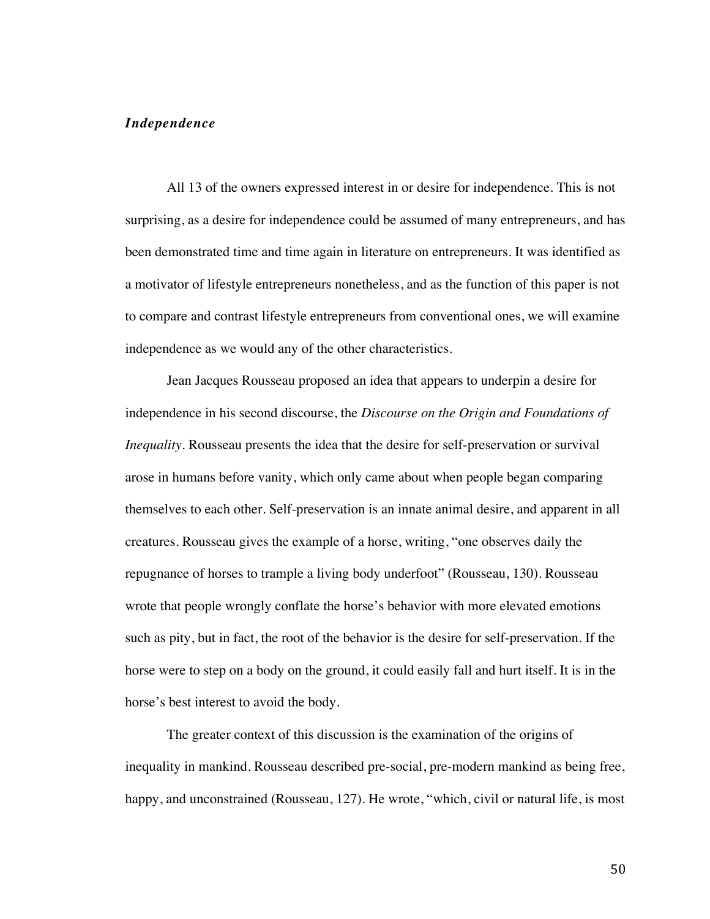### *Independence*

All 13 of the owners expressed interest in or desire for independence. This is not surprising, as a desire for independence could be assumed of many entrepreneurs, and has been demonstrated time and time again in literature on entrepreneurs. It was identified as a motivator of lifestyle entrepreneurs nonetheless, and as the function of this paper is not to compare and contrast lifestyle entrepreneurs from conventional ones, we will examine independence as we would any of the other characteristics.

Jean Jacques Rousseau proposed an idea that appears to underpin a desire for independence in his second discourse, the *Discourse on the Origin and Foundations of Inequality*. Rousseau presents the idea that the desire for self-preservation or survival arose in humans before vanity, which only came about when people began comparing themselves to each other. Self-preservation is an innate animal desire, and apparent in all creatures. Rousseau gives the example of a horse, writing, "one observes daily the repugnance of horses to trample a living body underfoot" (Rousseau, 130). Rousseau wrote that people wrongly conflate the horse's behavior with more elevated emotions such as pity, but in fact, the root of the behavior is the desire for self-preservation. If the horse were to step on a body on the ground, it could easily fall and hurt itself. It is in the horse's best interest to avoid the body.

The greater context of this discussion is the examination of the origins of inequality in mankind. Rousseau described pre-social, pre-modern mankind as being free, happy, and unconstrained (Rousseau, 127). He wrote, "which, civil or natural life, is most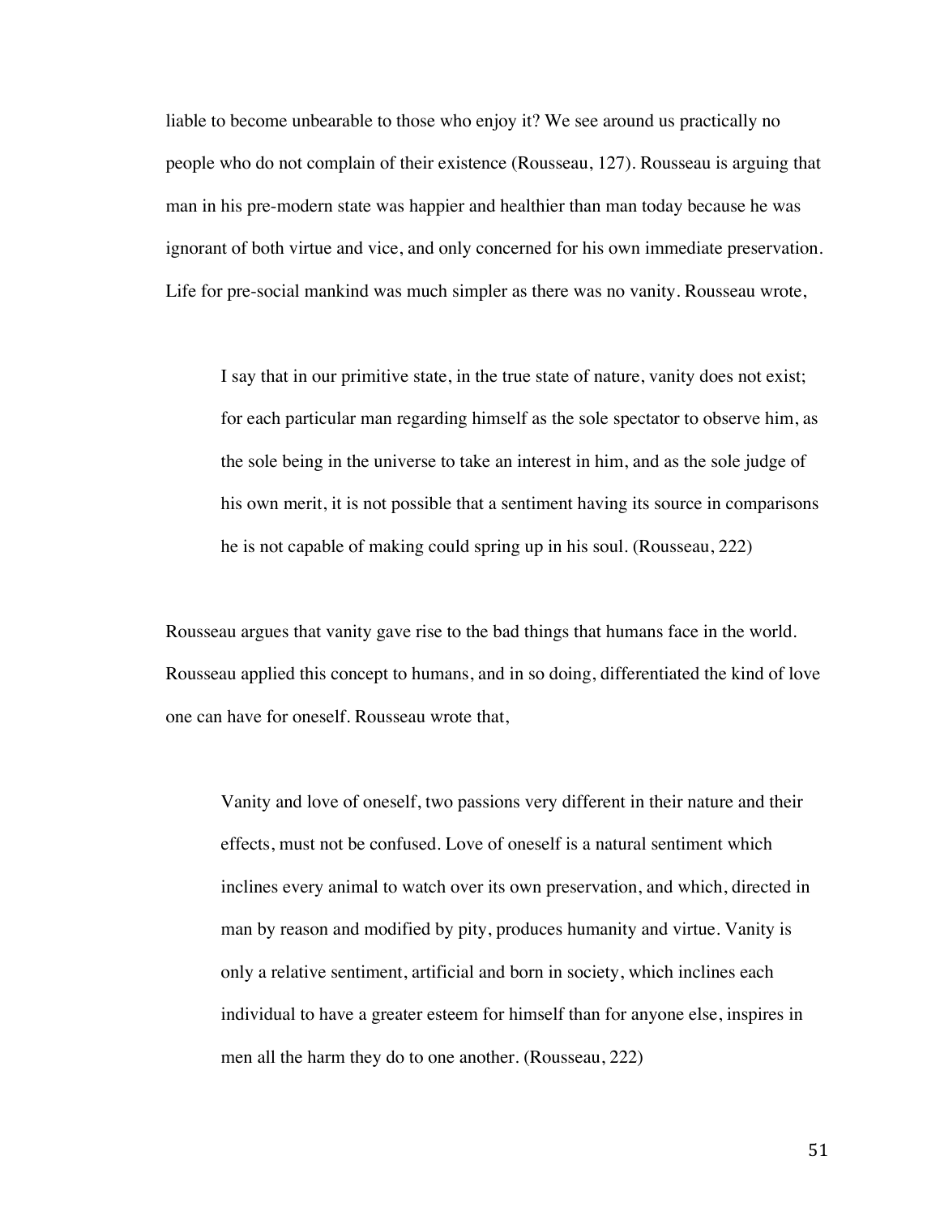liable to become unbearable to those who enjoy it? We see around us practically no people who do not complain of their existence (Rousseau, 127). Rousseau is arguing that man in his pre-modern state was happier and healthier than man today because he was ignorant of both virtue and vice, and only concerned for his own immediate preservation. Life for pre-social mankind was much simpler as there was no vanity. Rousseau wrote,

> I say that in our primitive state, in the true state of nature, vanity does not exist; for each particular man regarding himself as the sole spectator to observe him, as the sole being in the universe to take an interest in him, and as the sole judge of his own merit, it is not possible that a sentiment having its source in comparisons he is not capable of making could spring up in his soul. (Rousseau, 222)

Rousseau argues that vanity gave rise to the bad things that humans face in the world. Rousseau applied this concept to humans, and in so doing, differentiated the kind of love one can have for oneself. Rousseau wrote that,

> Vanity and love of oneself, two passions very different in their nature and their effects, must not be confused. Love of oneself is a natural sentiment which inclines every animal to watch over its own preservation, and which, directed in man by reason and modified by pity, produces humanity and virtue. Vanity is only a relative sentiment, artificial and born in society, which inclines each individual to have a greater esteem for himself than for anyone else, inspires in men all the harm they do to one another. (Rousseau, 222)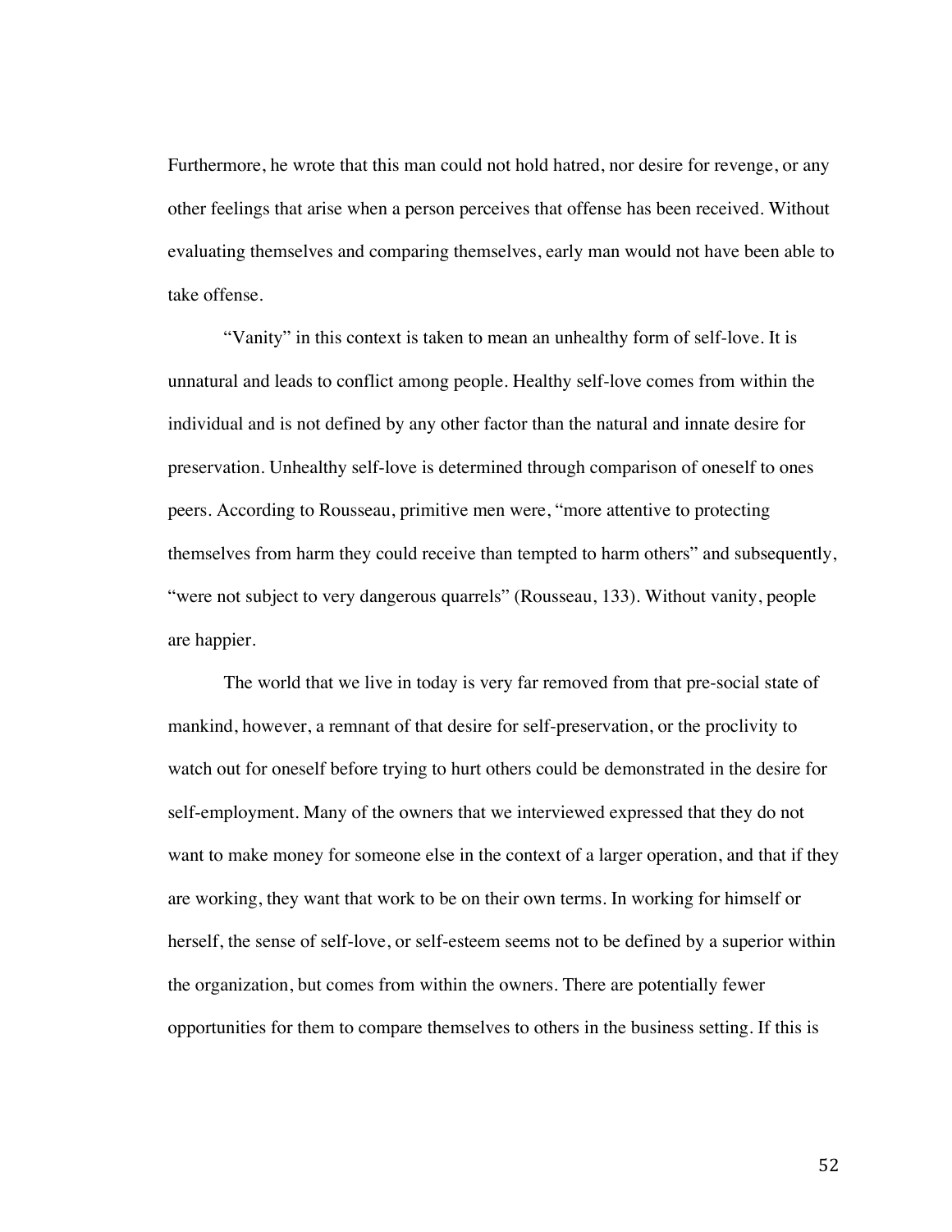Furthermore, he wrote that this man could not hold hatred, nor desire for revenge, or any other feelings that arise when a person perceives that offense has been received. Without evaluating themselves and comparing themselves, early man would not have been able to take offense.

"Vanity" in this context is taken to mean an unhealthy form of self-love. It is unnatural and leads to conflict among people. Healthy self-love comes from within the individual and is not defined by any other factor than the natural and innate desire for preservation. Unhealthy self-love is determined through comparison of oneself to ones peers. According to Rousseau, primitive men were, "more attentive to protecting themselves from harm they could receive than tempted to harm others" and subsequently, "were not subject to very dangerous quarrels" (Rousseau, 133). Without vanity, people are happier.

The world that we live in today is very far removed from that pre-social state of mankind, however, a remnant of that desire for self-preservation, or the proclivity to watch out for oneself before trying to hurt others could be demonstrated in the desire for self-employment. Many of the owners that we interviewed expressed that they do not want to make money for someone else in the context of a larger operation, and that if they are working, they want that work to be on their own terms. In working for himself or herself, the sense of self-love, or self-esteem seems not to be defined by a superior within the organization, but comes from within the owners. There are potentially fewer opportunities for them to compare themselves to others in the business setting. If this is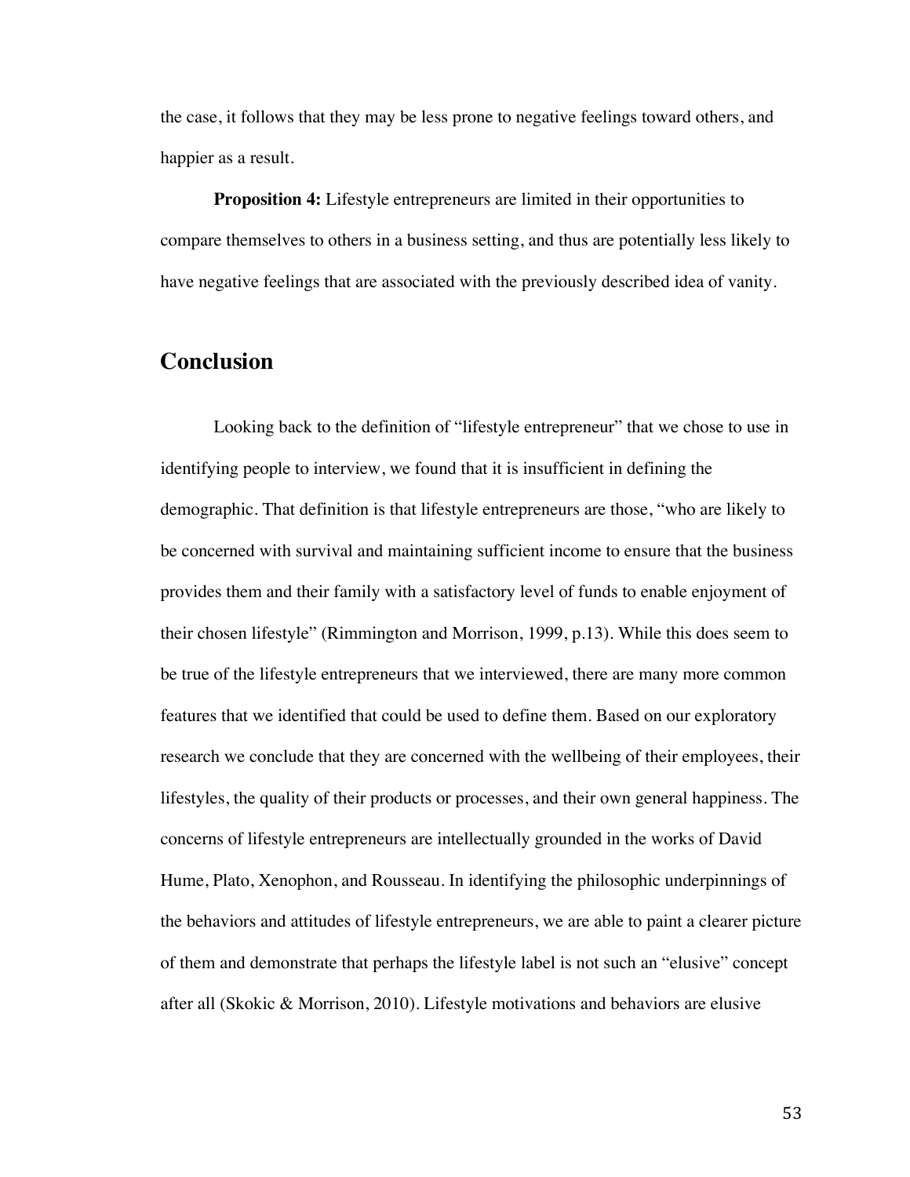the case, it follows that they may be less prone to negative feelings toward others, and happier as a result.

**Proposition 4:** Lifestyle entrepreneurs are limited in their opportunities to compare themselves to others in a business setting, and thus are potentially less likely to have negative feelings that are associated with the previously described idea of vanity.

## Conclusion

Looking back to the definition of "lifestyle entrepreneur" that we chose to use in identifying people to interview, we found that it is insufficient in defining the demographic. That definition is that lifestyle entrepreneurs are those, "who are likely to be concerned with survival and maintaining sufficient income to ensure that the business provides them and their family with a satisfactory level of funds to enable enjoyment of their chosen lifestyle" (Rimmington and Morrison, 1999, p.13). While this does seem to be true of the lifestyle entrepreneurs that we interviewed, there are many more common features that we identified that could be used to define them. Based on our exploratory research we conclude that they are concerned with the wellbeing of their employees, their lifestyles, the quality of their products or processes, and their own general happiness. The concerns of lifestyle entrepreneurs are intellectually grounded in the works of David Hume, Plato, Xenophon, and Rousseau. In identifying the philosophic underpinnings of the behaviors and attitudes of lifestyle entrepreneurs, we are able to paint a clearer picture of them and demonstrate that perhaps the lifestyle label is not such an "elusive" concept after all (Skokic & Morrison, 2010). Lifestyle motivations and behaviors are elusive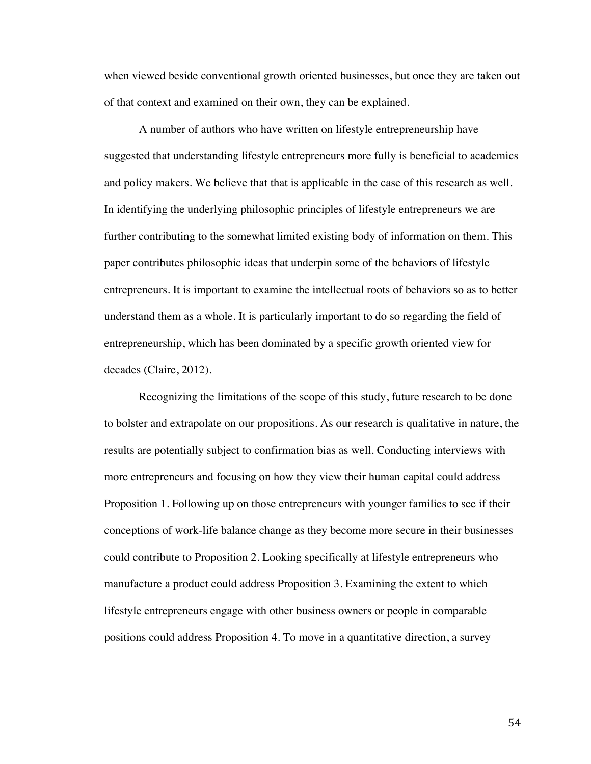when viewed beside conventional growth oriented businesses, but once they are taken out of that context and examined on their own, they can be explained.

A number of authors who have written on lifestyle entrepreneurship have suggested that understanding lifestyle entrepreneurs more fully is beneficial to academics and policy makers. We believe that that is applicable in the case of this research as well. In identifying the underlying philosophic principles of lifestyle entrepreneurs we are further contributing to the somewhat limited existing body of information on them. This paper contributes philosophic ideas that underpin some of the behaviors of lifestyle entrepreneurs. It is important to examine the intellectual roots of behaviors so as to better understand them as a whole. It is particularly important to do so regarding the field of entrepreneurship, which has been dominated by a specific growth oriented view for decades (Claire, 2012).

Recognizing the limitations of the scope of this study, future research to be done to bolster and extrapolate on our propositions. As our research is qualitative in nature, the results are potentially subject to confirmation bias as well. Conducting interviews with more entrepreneurs and focusing on how they view their human capital could address Proposition 1. Following up on those entrepreneurs with younger families to see if their conceptions of work-life balance change as they become more secure in their businesses could contribute to Proposition 2. Looking specifically at lifestyle entrepreneurs who manufacture a product could address Proposition 3. Examining the extent to which lifestyle entrepreneurs engage with other business owners or people in comparable positions could address Proposition 4. To move in a quantitative direction, a survey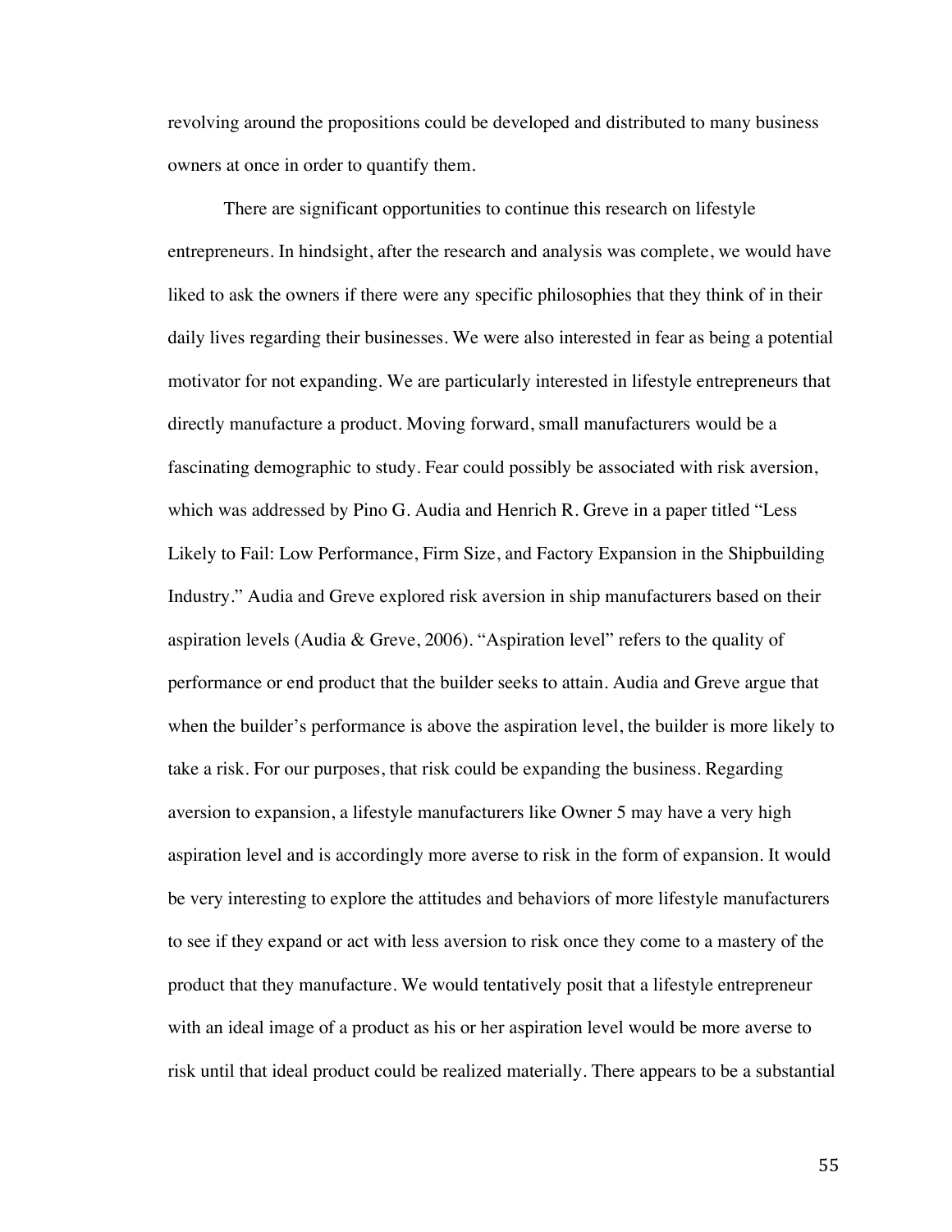revolving around the propositions could be developed and distributed to many business owners at once in order to quantify them.

There are significant opportunities to continue this research on lifestyle entrepreneurs. In hindsight, after the research and analysis was complete, we would have liked to ask the owners if there were any specific philosophies that they think of in their daily lives regarding their businesses. We were also interested in fear as being a potential motivator for not expanding. We are particularly interested in lifestyle entrepreneurs that directly manufacture a product. Moving forward, small manufacturers would be a fascinating demographic to study. Fear could possibly be associated with risk aversion, which was addressed by Pino G. Audia and Henrich R. Greve in a paper titled "Less Likely to Fail: Low Performance, Firm Size, and Factory Expansion in the Shipbuilding Industry." Audia and Greve explored risk aversion in ship manufacturers based on their aspiration levels (Audia & Greve, 2006). "Aspiration level" refers to the quality of performance or end product that the builder seeks to attain. Audia and Greve argue that when the builder's performance is above the aspiration level, the builder is more likely to take a risk. For our purposes, that risk could be expanding the business. Regarding aversion to expansion, a lifestyle manufacturers like Owner 5 may have a very high aspiration level and is accordingly more averse to risk in the form of expansion. It would be very interesting to explore the attitudes and behaviors of more lifestyle manufacturers to see if they expand or act with less aversion to risk once they come to a mastery of the product that they manufacture. We would tentatively posit that a lifestyle entrepreneur with an ideal image of a product as his or her aspiration level would be more averse to risk until that ideal product could be realized materially. There appears to be a substantial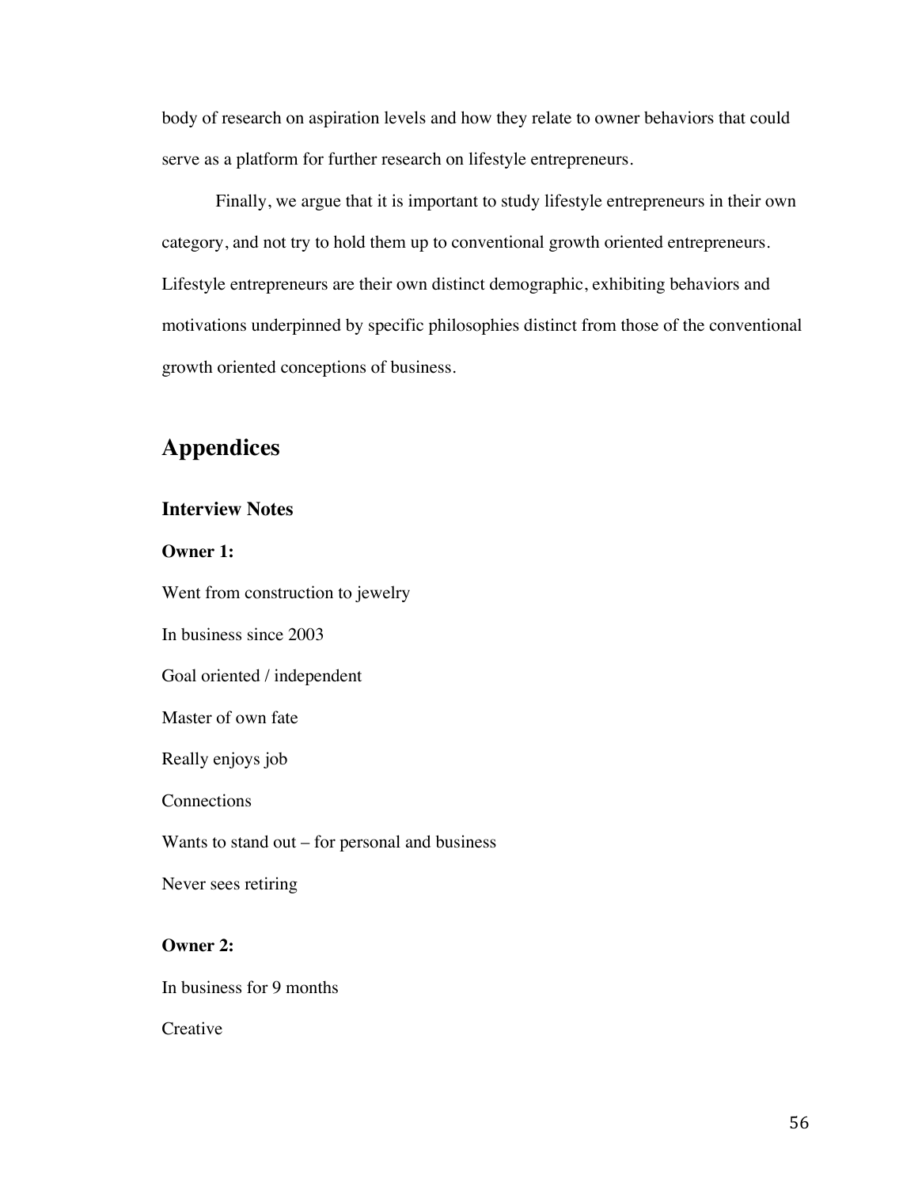body of research on aspiration levels and how they relate to owner behaviors that could serve as a platform for further research on lifestyle entrepreneurs.

Finally, we argue that it is important to study lifestyle entrepreneurs in their own category, and not try to hold them up to conventional growth oriented entrepreneurs. Lifestyle entrepreneurs are their own distinct demographic, exhibiting behaviors and motivations underpinned by specific philosophies distinct from those of the conventional growth oriented conceptions of business.

# Appendices

### Interview Notes

**Owner 1:**

Went from construction to jewelry

In business since 2003

Goal oriented / independent

Master of own fate

Really enjoys job

Connections

Wants to stand out – for personal and business

Never sees retiring

**Owner 2:**

In business for 9 months

Creative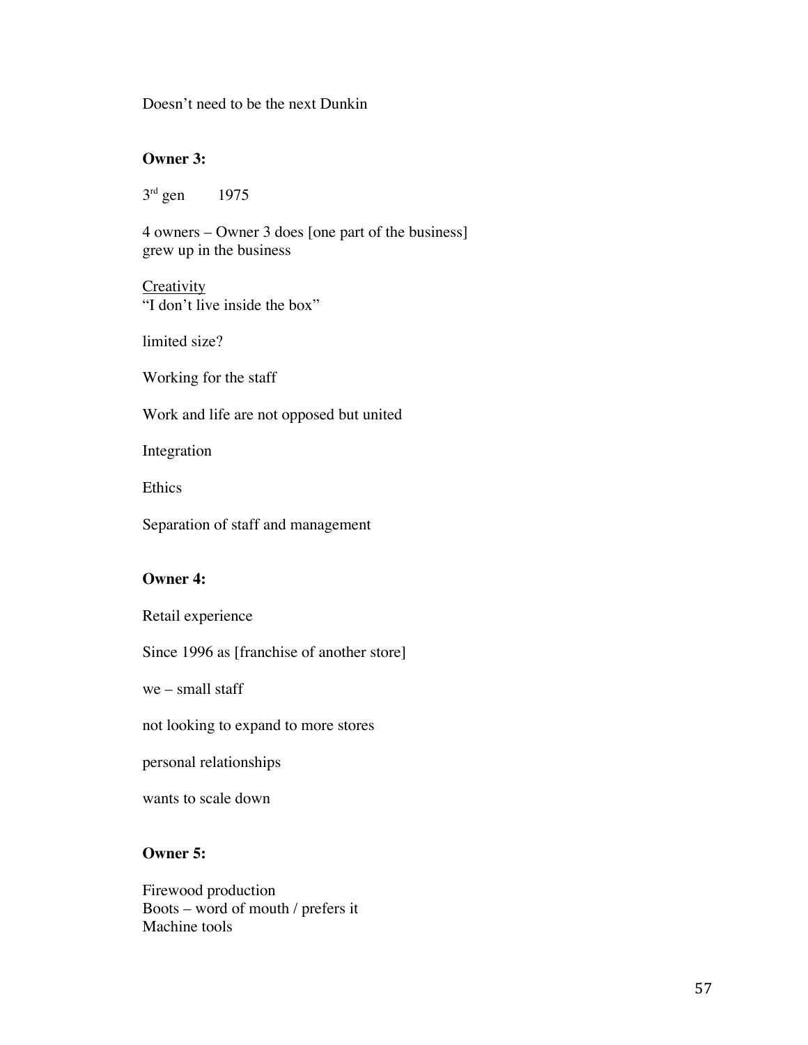Doesn’t need to be the next Dunkin

**Owner 3:**

3rd gen    1975

4 owners – Owner 3 does [one part of the business]
grew up in the business

<u>Creativity</u>
“I don’t live inside the box”

limited size?

Working for the staff

Work and life are not opposed but united

Integration

Ethics

Separation of staff and management

**Owner 4:**

Retail experience

Since 1996 as [franchise of another store]

we – small staff

not looking to expand to more stores

personal relationships

wants to scale down

**Owner 5:**

Firewood production
Boots – word of mouth / prefers it
Machine tools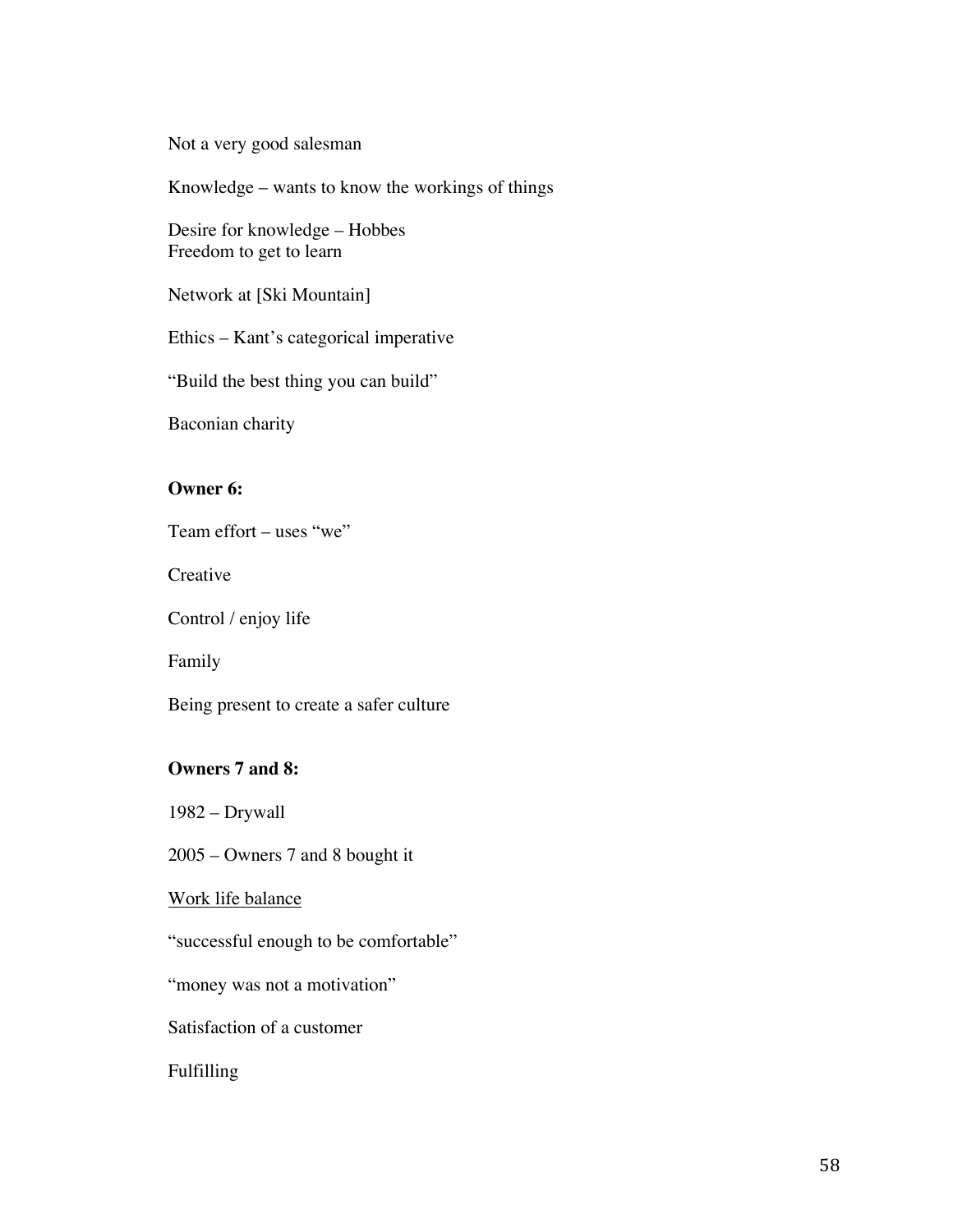Not a very good salesman

Knowledge – wants to know the workings of things

Desire for knowledge – Hobbes
Freedom to get to learn

Network at [Ski Mountain]

Ethics – Kant's categorical imperative

"Build the best thing you can build"

Baconian charity

**Owner 6:**

Team effort – uses "we"

Creative

Control / enjoy life

Family

Being present to create a safer culture

**Owners 7 and 8:**

1982 – Drywall

2005 – Owners 7 and 8 bought it

<u>Work life balance</u>

"successful enough to be comfortable"

"money was not a motivation"

Satisfaction of a customer

Fulfilling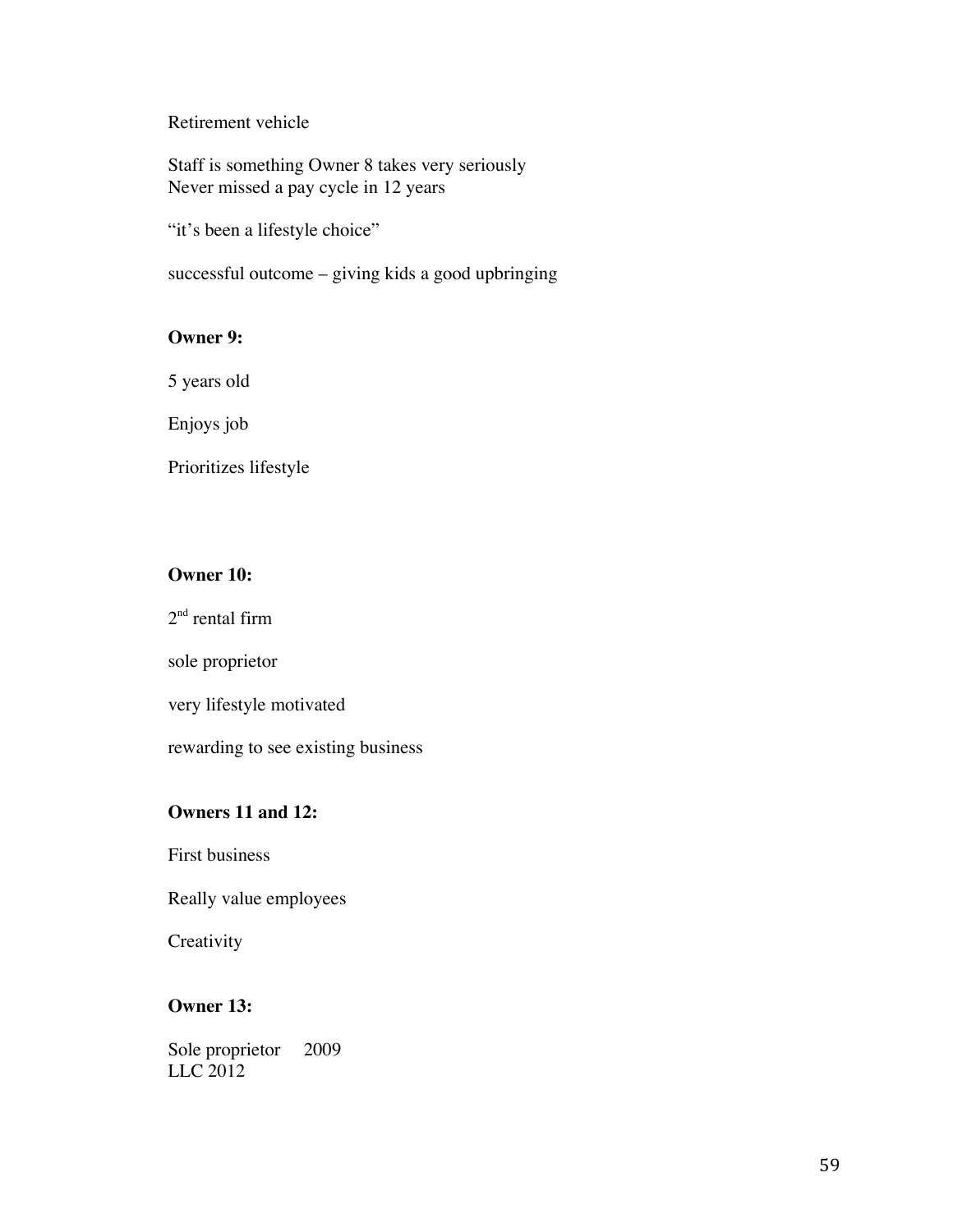Retirement vehicle

Staff is something Owner 8 takes very seriously
Never missed a pay cycle in 12 years

"it's been a lifestyle choice"

successful outcome – giving kids a good upbringing

**Owner 9:**

5 years old

Enjoys job

Prioritizes lifestyle

**Owner 10:**

2nd rental firm

sole proprietor

very lifestyle motivated

rewarding to see existing business

**Owners 11 and 12:**

First business

Really value employees

Creativity

**Owner 13:**

Sole proprietor 2009
LLC 2012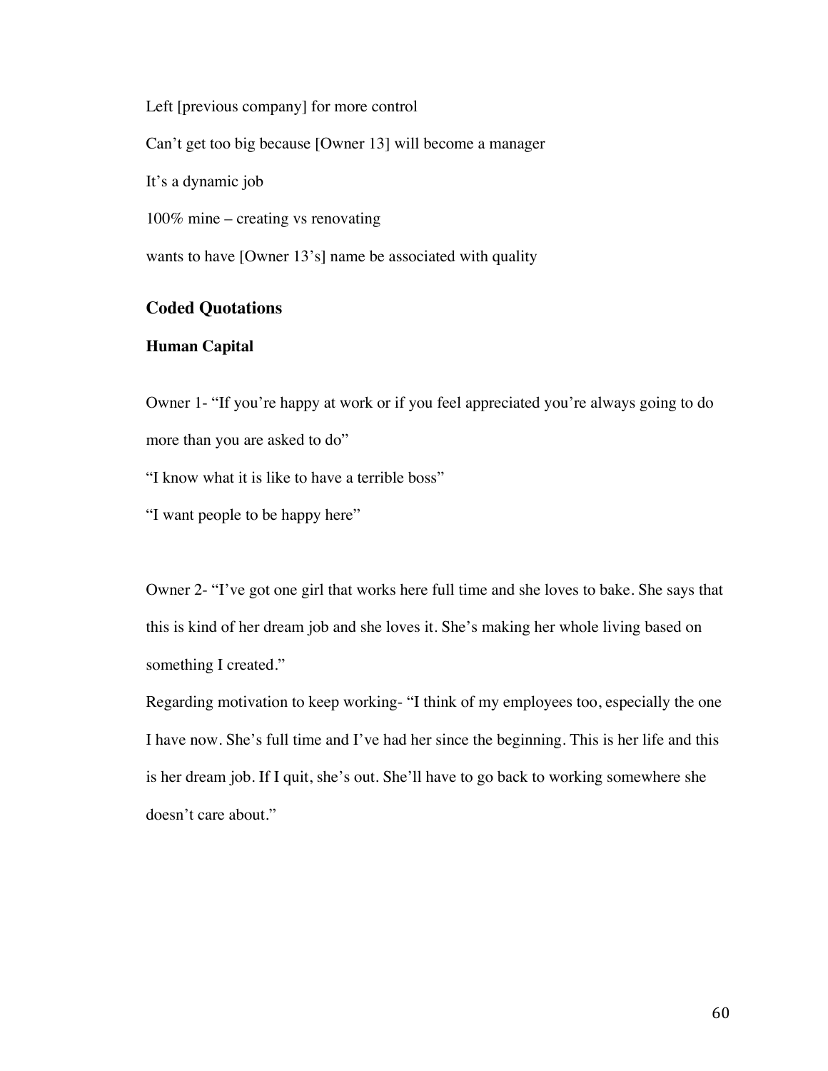Left [previous company] for more control

Can't get too big because [Owner 13] will become a manager

It's a dynamic job

100% mine – creating vs renovating

wants to have [Owner 13's] name be associated with quality

## Coded Quotations

### Human Capital

Owner 1- "If you're happy at work or if you feel appreciated you're always going to do more than you are asked to do"

"I know what it is like to have a terrible boss"

"I want people to be happy here"

Owner 2- "I've got one girl that works here full time and she loves to bake. She says that this is kind of her dream job and she loves it. She's making her whole living based on something I created."

Regarding motivation to keep working- "I think of my employees too, especially the one I have now. She's full time and I've had her since the beginning. This is her life and this is her dream job. If I quit, she's out. She'll have to go back to working somewhere she doesn't care about."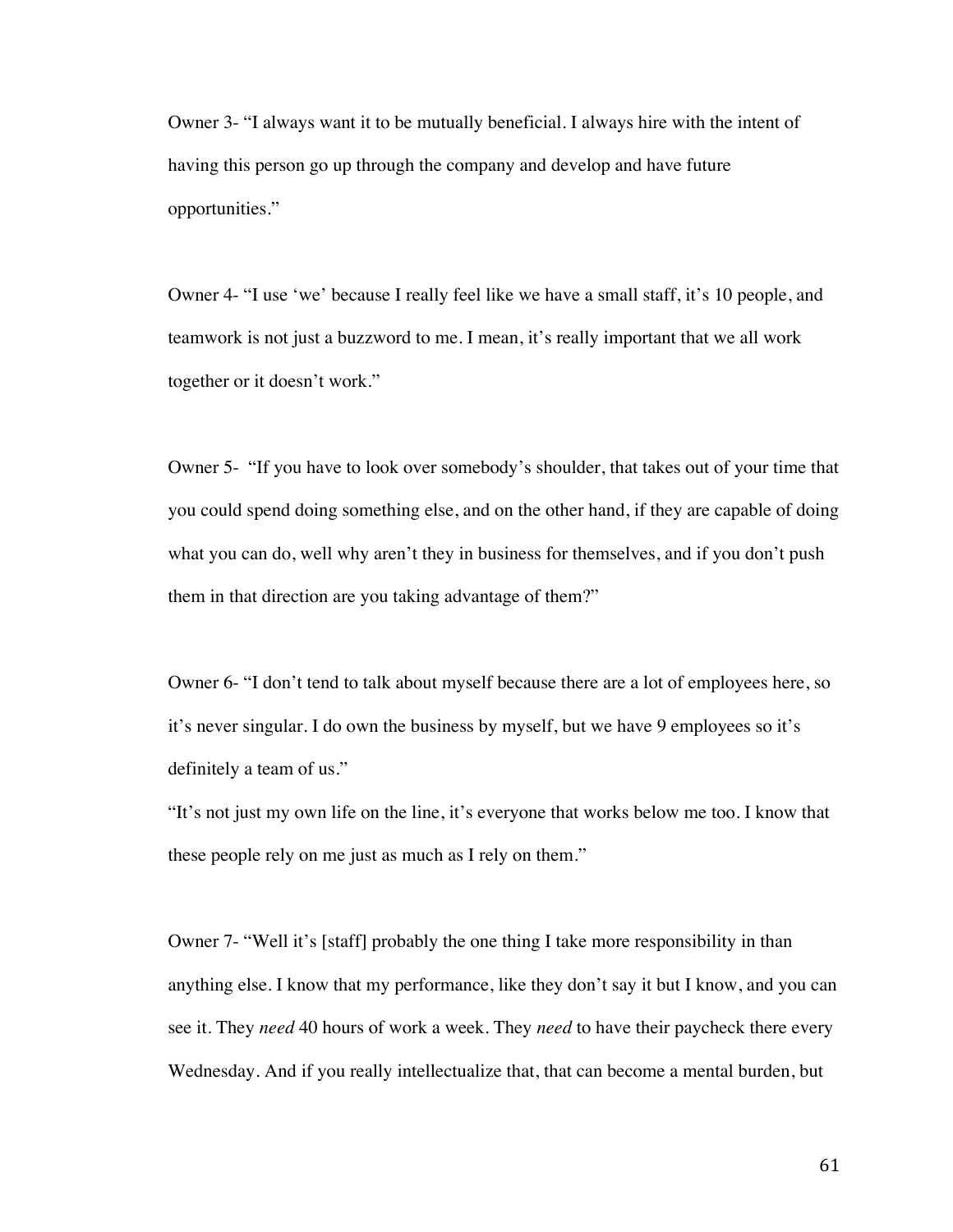Owner 3- "I always want it to be mutually beneficial. I always hire with the intent of having this person go up through the company and develop and have future opportunities."

Owner 4- "I use 'we' because I really feel like we have a small staff, it's 10 people, and teamwork is not just a buzzword to me. I mean, it's really important that we all work together or it doesn't work."

Owner 5- "If you have to look over somebody's shoulder, that takes out of your time that you could spend doing something else, and on the other hand, if they are capable of doing what you can do, well why aren't they in business for themselves, and if you don't push them in that direction are you taking advantage of them?"

Owner 6- "I don't tend to talk about myself because there are a lot of employees here, so it's never singular. I do own the business by myself, but we have 9 employees so it's definitely a team of us."

"It's not just my own life on the line, it's everyone that works below me too. I know that these people rely on me just as much as I rely on them."

Owner 7- "Well it's [staff] probably the one thing I take more responsibility in than anything else. I know that my performance, like they don't say it but I know, and you can see it. They *need* 40 hours of work a week. They *need* to have their paycheck there every Wednesday. And if you really intellectualize that, that can become a mental burden, but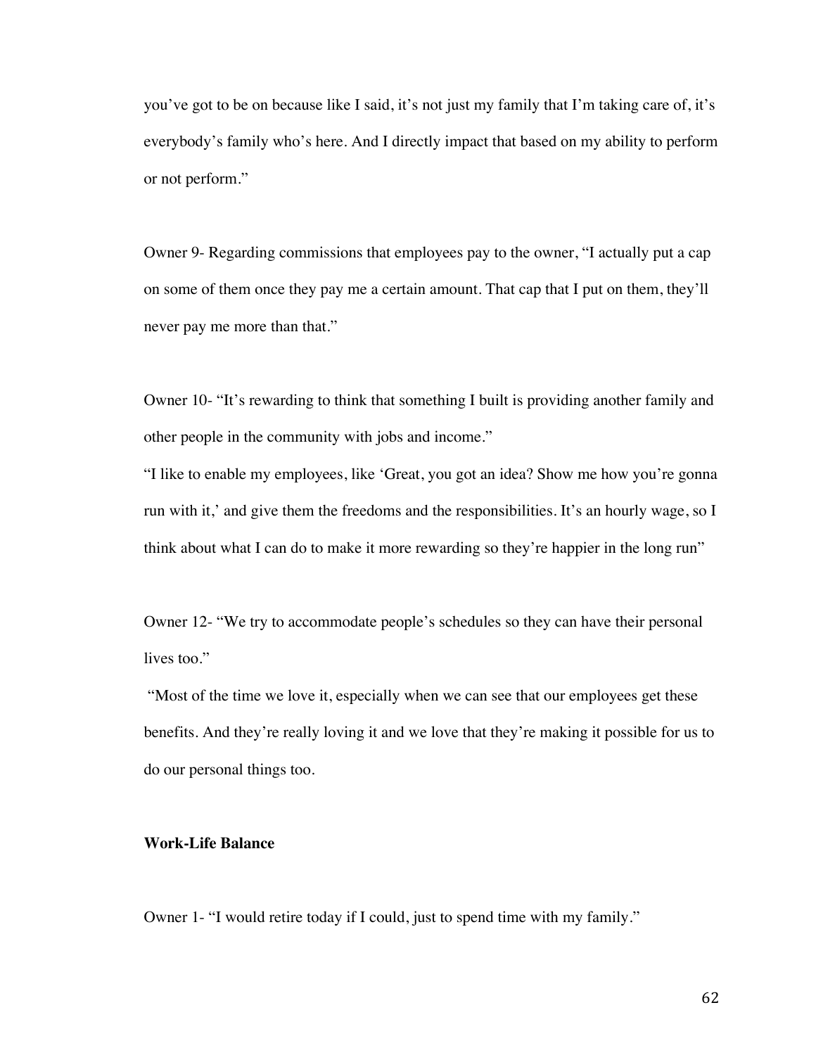you've got to be on because like I said, it's not just my family that I'm taking care of, it's everybody's family who's here. And I directly impact that based on my ability to perform or not perform."

Owner 9- Regarding commissions that employees pay to the owner, "I actually put a cap on some of them once they pay me a certain amount. That cap that I put on them, they'll never pay me more than that."

Owner 10- "It's rewarding to think that something I built is providing another family and other people in the community with jobs and income."

"I like to enable my employees, like 'Great, you got an idea? Show me how you're gonna run with it,' and give them the freedoms and the responsibilities. It's an hourly wage, so I think about what I can do to make it more rewarding so they're happier in the long run"

Owner 12- "We try to accommodate people's schedules so they can have their personal lives too."

"Most of the time we love it, especially when we can see that our employees get these benefits. And they're really loving it and we love that they're making it possible for us to do our personal things too.

**Work-Life Balance**

Owner 1- "I would retire today if I could, just to spend time with my family."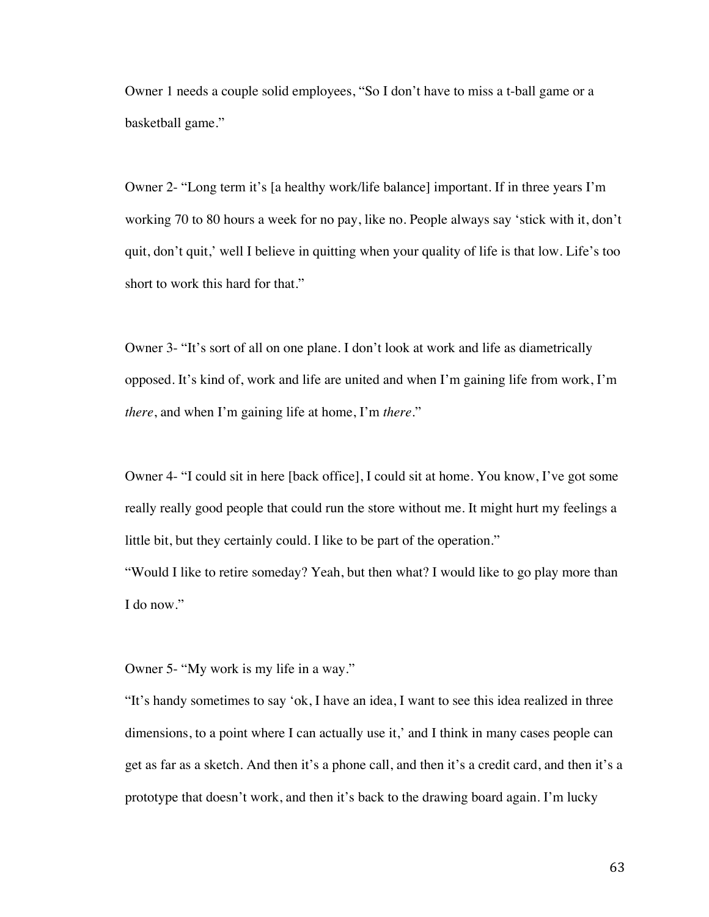Owner 1 needs a couple solid employees, "So I don't have to miss a t-ball game or a basketball game."

Owner 2- "Long term it's [a healthy work/life balance] important. If in three years I'm working 70 to 80 hours a week for no pay, like no. People always say 'stick with it, don't quit, don't quit,' well I believe in quitting when your quality of life is that low. Life's too short to work this hard for that."

Owner 3- "It's sort of all on one plane. I don't look at work and life as diametrically opposed. It's kind of, work and life are united and when I'm gaining life from work, I'm *there*, and when I'm gaining life at home, I'm *there*."

Owner 4- "I could sit in here [back office], I could sit at home. You know, I've got some really really good people that could run the store without me. It might hurt my feelings a little bit, but they certainly could. I like to be part of the operation."

"Would I like to retire someday? Yeah, but then what? I would like to go play more than I do now."

Owner 5- "My work is my life in a way."

"It's handy sometimes to say 'ok, I have an idea, I want to see this idea realized in three dimensions, to a point where I can actually use it,' and I think in many cases people can get as far as a sketch. And then it's a phone call, and then it's a credit card, and then it's a prototype that doesn't work, and then it's back to the drawing board again. I'm lucky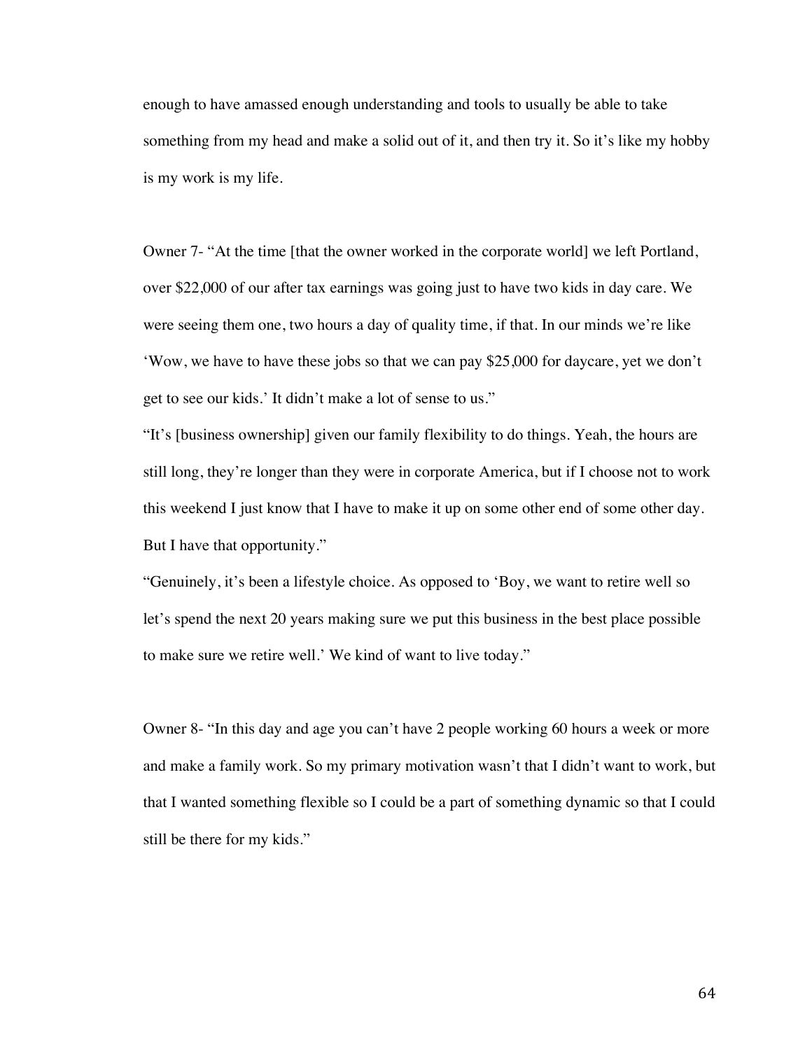enough to have amassed enough understanding and tools to usually be able to take something from my head and make a solid out of it, and then try it. So it's like my hobby is my work is my life.

Owner 7- "At the time [that the owner worked in the corporate world] we left Portland, over $22,000 of our after tax earnings was going just to have two kids in day care. We were seeing them one, two hours a day of quality time, if that. In our minds we're like 'Wow, we have to have these jobs so that we can pay $25,000 for daycare, yet we don't get to see our kids.' It didn't make a lot of sense to us."

"It's [business ownership] given our family flexibility to do things. Yeah, the hours are still long, they're longer than they were in corporate America, but if I choose not to work this weekend I just know that I have to make it up on some other end of some other day. But I have that opportunity."

"Genuinely, it's been a lifestyle choice. As opposed to 'Boy, we want to retire well so let's spend the next 20 years making sure we put this business in the best place possible to make sure we retire well.' We kind of want to live today."

Owner 8- "In this day and age you can't have 2 people working 60 hours a week or more and make a family work. So my primary motivation wasn't that I didn't want to work, but that I wanted something flexible so I could be a part of something dynamic so that I could still be there for my kids."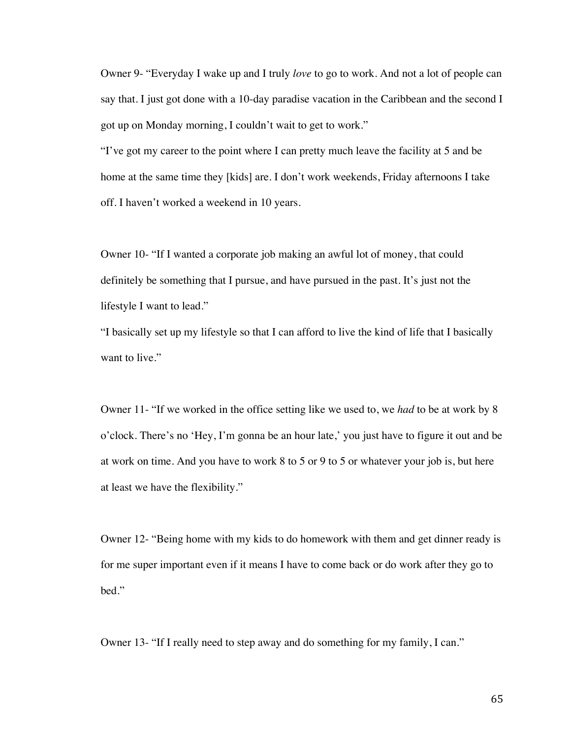Owner 9- “Everyday I wake up and I truly *love* to go to work. And not a lot of people can say that. I just got done with a 10-day paradise vacation in the Caribbean and the second I got up on Monday morning, I couldn’t wait to get to work.”

“I’ve got my career to the point where I can pretty much leave the facility at 5 and be home at the same time they [kids] are. I don’t work weekends, Friday afternoons I take off. I haven’t worked a weekend in 10 years.

Owner 10- “If I wanted a corporate job making an awful lot of money, that could definitely be something that I pursue, and have pursued in the past. It’s just not the lifestyle I want to lead.”

“I basically set up my lifestyle so that I can afford to live the kind of life that I basically want to live.”

Owner 11- “If we worked in the office setting like we used to, we *had* to be at work by 8 o’clock. There’s no ‘Hey, I’m gonna be an hour late,’ you just have to figure it out and be at work on time. And you have to work 8 to 5 or 9 to 5 or whatever your job is, but here at least we have the flexibility.”

Owner 12- “Being home with my kids to do homework with them and get dinner ready is for me super important even if it means I have to come back or do work after they go to bed.”

Owner 13- “If I really need to step away and do something for my family, I can.”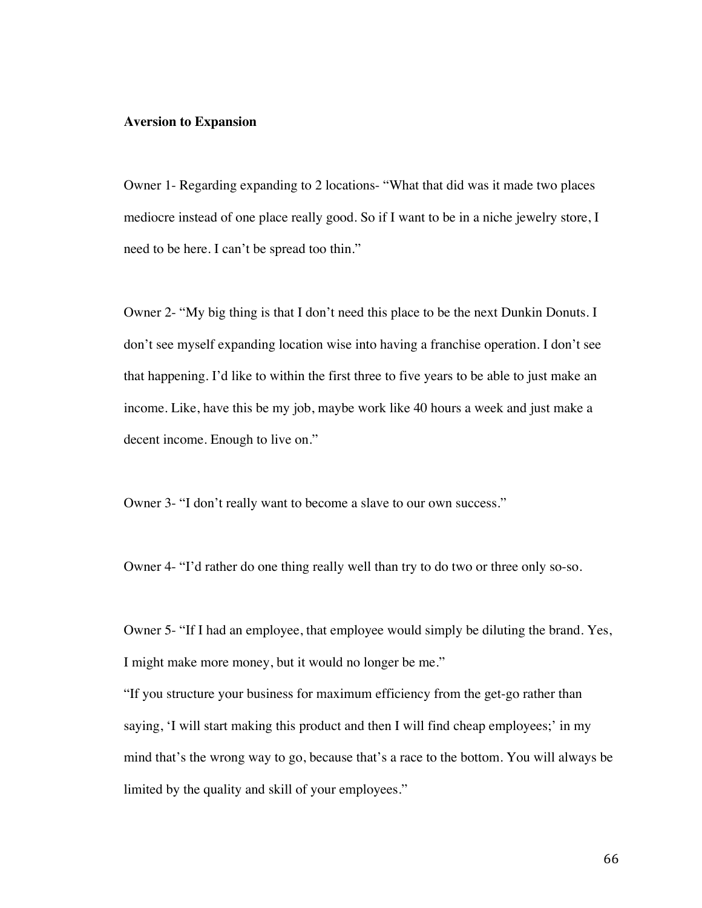**Aversion to Expansion**

Owner 1- Regarding expanding to 2 locations- "What that did was it made two places mediocre instead of one place really good. So if I want to be in a niche jewelry store, I need to be here. I can't be spread too thin."

Owner 2- "My big thing is that I don't need this place to be the next Dunkin Donuts. I don't see myself expanding location wise into having a franchise operation. I don't see that happening. I'd like to within the first three to five years to be able to just make an income. Like, have this be my job, maybe work like 40 hours a week and just make a decent income. Enough to live on."

Owner 3- "I don't really want to become a slave to our own success."

Owner 4- "I'd rather do one thing really well than try to do two or three only so-so.

Owner 5- "If I had an employee, that employee would simply be diluting the brand. Yes, I might make more money, but it would no longer be me."

"If you structure your business for maximum efficiency from the get-go rather than saying, 'I will start making this product and then I will find cheap employees;' in my mind that's the wrong way to go, because that's a race to the bottom. You will always be limited by the quality and skill of your employees."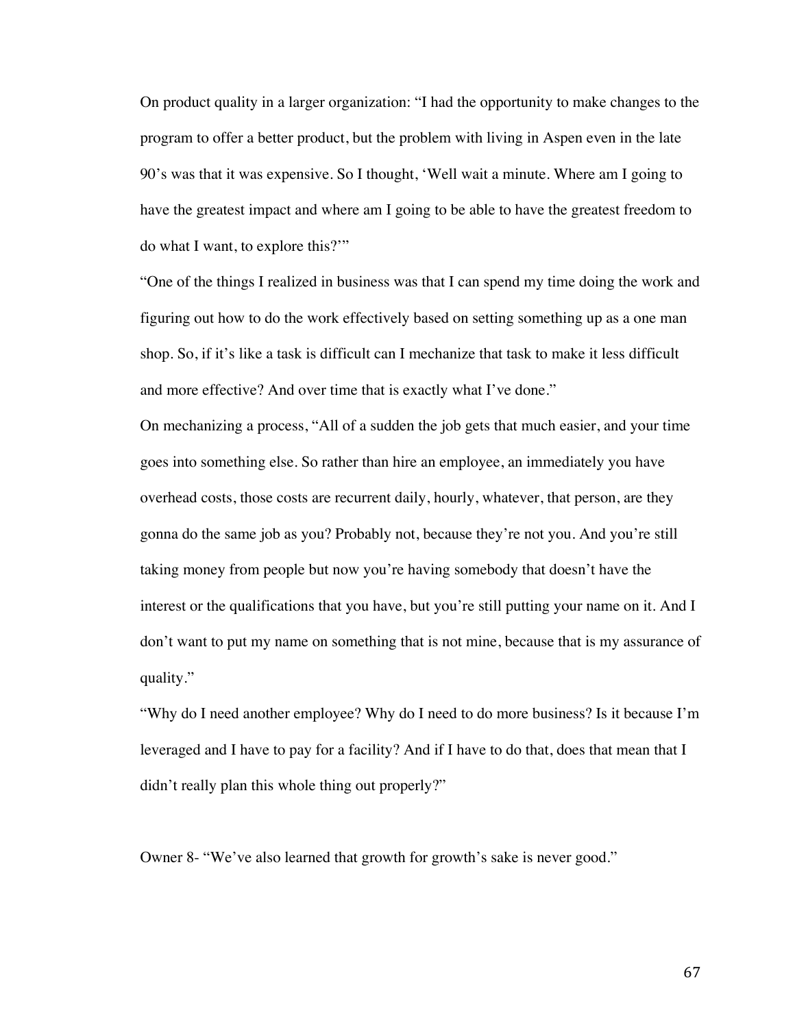On product quality in a larger organization: "I had the opportunity to make changes to the program to offer a better product, but the problem with living in Aspen even in the late 90's was that it was expensive. So I thought, 'Well wait a minute. Where am I going to have the greatest impact and where am I going to be able to have the greatest freedom to do what I want, to explore this?'"

"One of the things I realized in business was that I can spend my time doing the work and figuring out how to do the work effectively based on setting something up as a one man shop. So, if it's like a task is difficult can I mechanize that task to make it less difficult and more effective? And over time that is exactly what I've done."

On mechanizing a process, "All of a sudden the job gets that much easier, and your time goes into something else. So rather than hire an employee, an immediately you have overhead costs, those costs are recurrent daily, hourly, whatever, that person, are they gonna do the same job as you? Probably not, because they're not you. And you're still taking money from people but now you're having somebody that doesn't have the interest or the qualifications that you have, but you're still putting your name on it. And I don't want to put my name on something that is not mine, because that is my assurance of quality."

"Why do I need another employee? Why do I need to do more business? Is it because I'm leveraged and I have to pay for a facility? And if I have to do that, does that mean that I didn't really plan this whole thing out properly?"

Owner 8- "We've also learned that growth for growth's sake is never good."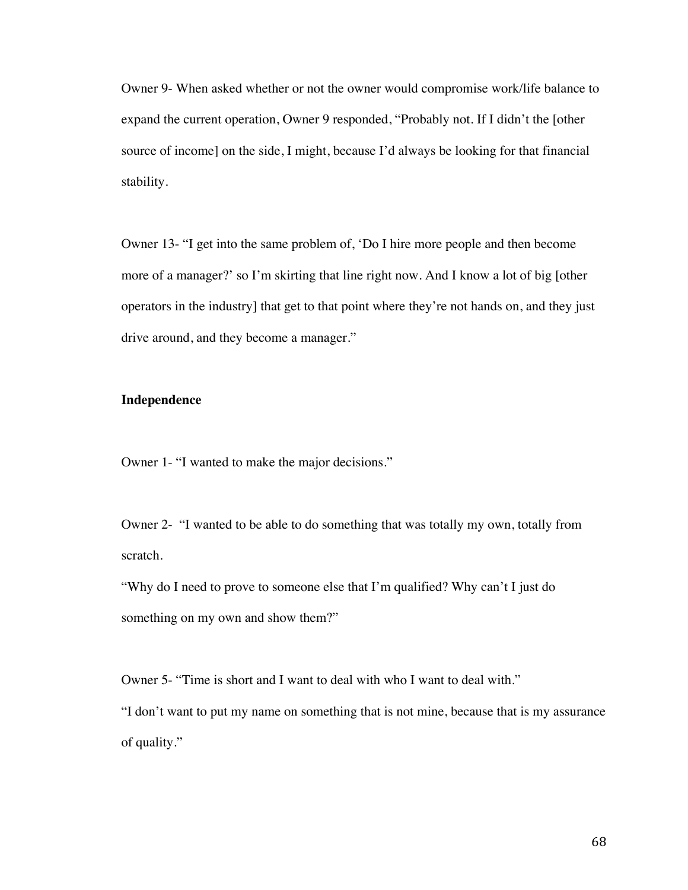Owner 9- When asked whether or not the owner would compromise work/life balance to expand the current operation, Owner 9 responded, "Probably not. If I didn't the [other source of income] on the side, I might, because I'd always be looking for that financial stability.

Owner 13- "I get into the same problem of, 'Do I hire more people and then become more of a manager?' so I'm skirting that line right now. And I know a lot of big [other operators in the industry] that get to that point where they're not hands on, and they just drive around, and they become a manager."

**Independence**

Owner 1- "I wanted to make the major decisions."

Owner 2- "I wanted to be able to do something that was totally my own, totally from scratch.

"Why do I need to prove to someone else that I'm qualified? Why can't I just do something on my own and show them?"

Owner 5- "Time is short and I want to deal with who I want to deal with."

"I don't want to put my name on something that is not mine, because that is my assurance of quality."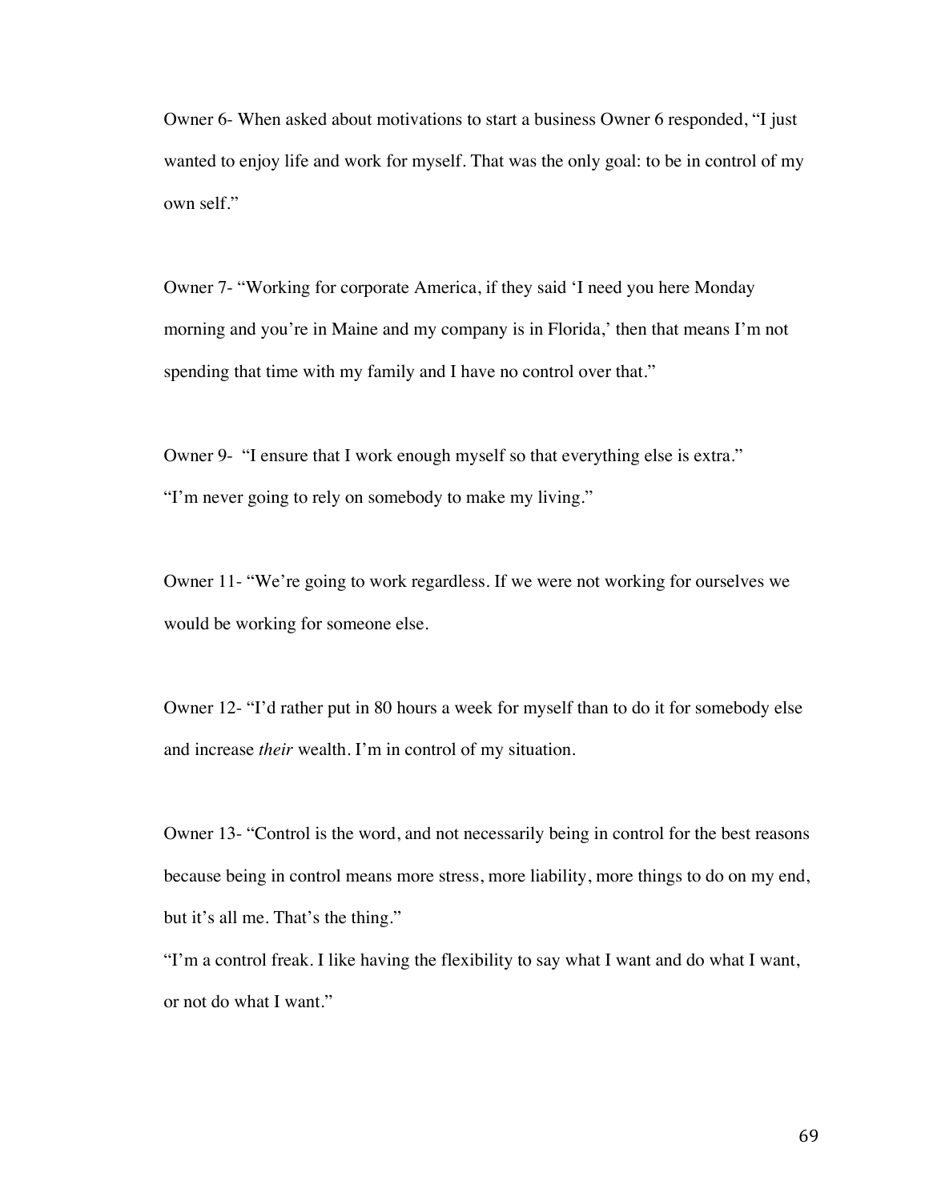Owner 6- When asked about motivations to start a business Owner 6 responded, “I just wanted to enjoy life and work for myself. That was the only goal: to be in control of my own self.”

Owner 7- “Working for corporate America, if they said ‘I need you here Monday morning and you’re in Maine and my company is in Florida,’ then that means I’m not spending that time with my family and I have no control over that.”

Owner 9- “I ensure that I work enough myself so that everything else is extra.”
“I’m never going to rely on somebody to make my living.”

Owner 11- “We’re going to work regardless. If we were not working for ourselves we would be working for someone else.

Owner 12- “I’d rather put in 80 hours a week for myself than to do it for somebody else and increase *their* wealth. I’m in control of my situation.

Owner 13- “Control is the word, and not necessarily being in control for the best reasons because being in control means more stress, more liability, more things to do on my end, but it’s all me. That’s the thing.”
“I’m a control freak. I like having the flexibility to say what I want and do what I want, or not do what I want.”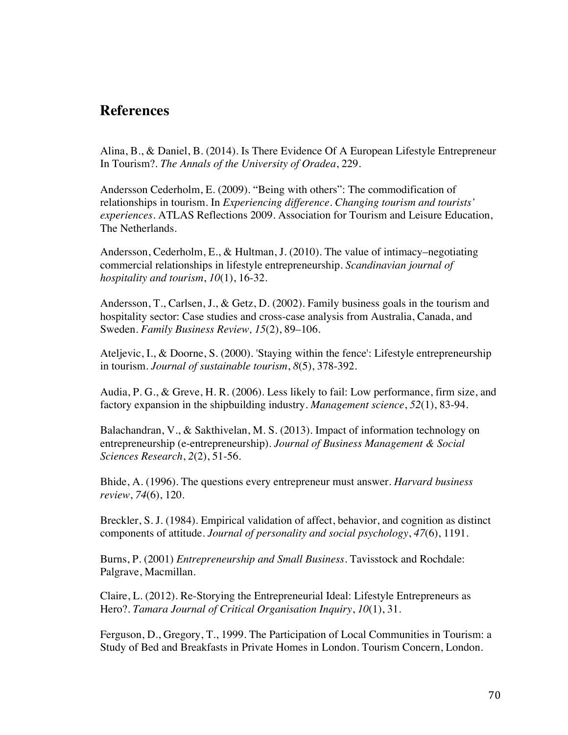## References

Alina, B., & Daniel, B. (2014). Is There Evidence Of A European Lifestyle Entrepreneur In Tourism?. *The Annals of the University of Oradea*, 229.

Andersson Cederholm, E. (2009). "Being with others": The commodification of relationships in tourism. In *Experiencing difference. Changing tourism and tourists' experiences*. ATLAS Reflections 2009. Association for Tourism and Leisure Education, The Netherlands.

Andersson, Cederholm, E., & Hultman, J. (2010). The value of intimacy–negotiating commercial relationships in lifestyle entrepreneurship. *Scandinavian journal of hospitality and tourism*, *10*(1), 16-32.

Andersson, T., Carlsen, J., & Getz, D. (2002). Family business goals in the tourism and hospitality sector: Case studies and cross-case analysis from Australia, Canada, and Sweden. *Family Business Review, 15*(2), 89–106.

Ateljevic, I., & Doorne, S. (2000). 'Staying within the fence': Lifestyle entrepreneurship in tourism. *Journal of sustainable tourism*, *8*(5), 378-392.

Audia, P. G., & Greve, H. R. (2006). Less likely to fail: Low performance, firm size, and factory expansion in the shipbuilding industry. *Management science*, *52*(1), 83-94.

Balachandran, V., & Sakthivelan, M. S. (2013). Impact of information technology on entrepreneurship (e-entrepreneurship). *Journal of Business Management & Social Sciences Research*, *2*(2), 51-56.

Bhide, A. (1996). The questions every entrepreneur must answer. *Harvard business review*, *74*(6), 120.

Breckler, S. J. (1984). Empirical validation of affect, behavior, and cognition as distinct components of attitude. *Journal of personality and social psychology*, *47*(6), 1191.

Burns, P. (2001) *Entrepreneurship and Small Business*. Tavisstock and Rochdale: Palgrave, Macmillan.

Claire, L. (2012). Re-Storying the Entrepreneurial Ideal: Lifestyle Entrepreneurs as Hero?. *Tamara Journal of Critical Organisation Inquiry*, *10*(1), 31.

Ferguson, D., Gregory, T., 1999. The Participation of Local Communities in Tourism: a Study of Bed and Breakfasts in Private Homes in London. Tourism Concern, London.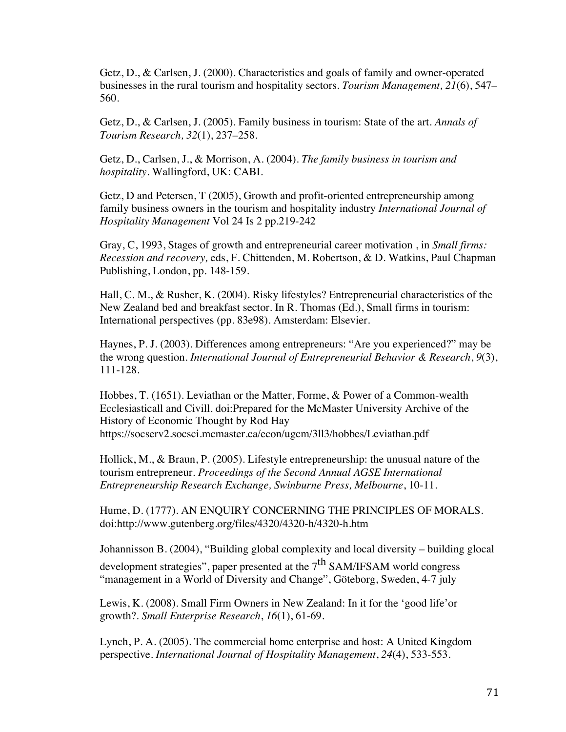Getz, D., & Carlsen, J. (2000). Characteristics and goals of family and owner-operated businesses in the rural tourism and hospitality sectors. *Tourism Management, 21*(6), 547–560.

Getz, D., & Carlsen, J. (2005). Family business in tourism: State of the art. *Annals of Tourism Research, 32*(1), 237–258.

Getz, D., Carlsen, J., & Morrison, A. (2004). *The family business in tourism and hospitality*. Wallingford, UK: CABI.

Getz, D and Petersen, T (2005), Growth and profit-oriented entrepreneurship among family business owners in the tourism and hospitality industry *International Journal of Hospitality Management* Vol 24 Is 2 pp.219-242

Gray, C, 1993, Stages of growth and entrepreneurial career motivation , in *Small firms: Recession and recovery,* eds, F. Chittenden, M. Robertson, & D. Watkins, Paul Chapman Publishing, London, pp. 148-159.

Hall, C. M., & Rusher, K. (2004). Risky lifestyles? Entrepreneurial characteristics of the New Zealand bed and breakfast sector. In R. Thomas (Ed.), Small firms in tourism: International perspectives (pp. 83e98). Amsterdam: Elsevier.

Haynes, P. J. (2003). Differences among entrepreneurs: "Are you experienced?" may be the wrong question. *International Journal of Entrepreneurial Behavior & Research*, *9*(3), 111-128.

Hobbes, T. (1651). Leviathan or the Matter, Forme, & Power of a Common-wealth Ecclesiasticall and Civill. doi:Prepared for the McMaster University Archive of the History of Economic Thought by Rod Hay
https://socserv2.socsci.mcmaster.ca/econ/ugcm/3ll3/hobbes/Leviathan.pdf

Hollick, M., & Braun, P. (2005). Lifestyle entrepreneurship: the unusual nature of the tourism entrepreneur. *Proceedings of the Second Annual AGSE International Entrepreneurship Research Exchange, Swinburne Press, Melbourne*, 10-11.

Hume, D. (1777). AN ENQUIRY CONCERNING THE PRINCIPLES OF MORALS. doi:http://www.gutenberg.org/files/4320/4320-h/4320-h.htm

Johannisson B. (2004), "Building global complexity and local diversity – building glocal development strategies", paper presented at the 7th SAM/IFSAM world congress "management in a World of Diversity and Change", Göteborg, Sweden, 4-7 july

Lewis, K. (2008). Small Firm Owners in New Zealand: In it for the 'good life'or growth?. *Small Enterprise Research*, *16*(1), 61-69.

Lynch, P. A. (2005). The commercial home enterprise and host: A United Kingdom perspective. *International Journal of Hospitality Management*, *24*(4), 533-553.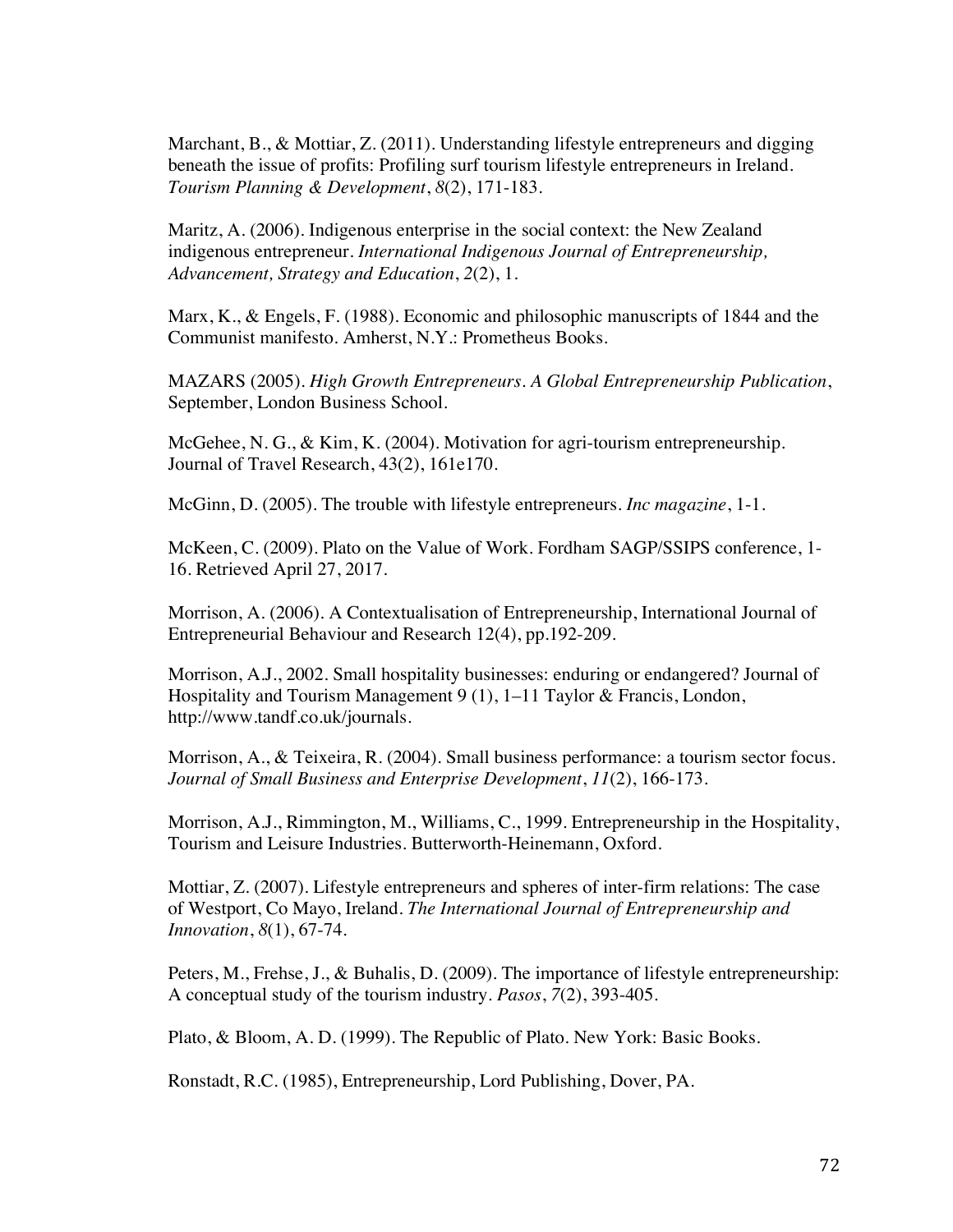Marchant, B., & Mottiar, Z. (2011). Understanding lifestyle entrepreneurs and digging beneath the issue of profits: Profiling surf tourism lifestyle entrepreneurs in Ireland. *Tourism Planning & Development*, *8*(2), 171-183.

Maritz, A. (2006). Indigenous enterprise in the social context: the New Zealand indigenous entrepreneur. *International Indigenous Journal of Entrepreneurship, Advancement, Strategy and Education*, *2*(2), 1.

Marx, K., & Engels, F. (1988). Economic and philosophic manuscripts of 1844 and the Communist manifesto. Amherst, N.Y.: Prometheus Books.

MAZARS (2005). *High Growth Entrepreneurs. A Global Entrepreneurship Publication*, September, London Business School.

McGehee, N. G., & Kim, K. (2004). Motivation for agri-tourism entrepreneurship. Journal of Travel Research, 43(2), 161e170.

McGinn, D. (2005). The trouble with lifestyle entrepreneurs. *Inc magazine*, 1-1.

McKeen, C. (2009). Plato on the Value of Work. Fordham SAGP/SSIPS conference, 1-16. Retrieved April 27, 2017.

Morrison, A. (2006). A Contextualisation of Entrepreneurship, International Journal of Entrepreneurial Behaviour and Research 12(4), pp.192-209.

Morrison, A.J., 2002. Small hospitality businesses: enduring or endangered? Journal of Hospitality and Tourism Management 9 (1), 1–11 Taylor & Francis, London, http://www.tandf.co.uk/journals.

Morrison, A., & Teixeira, R. (2004). Small business performance: a tourism sector focus. *Journal of Small Business and Enterprise Development*, *11*(2), 166-173.

Morrison, A.J., Rimmington, M., Williams, C., 1999. Entrepreneurship in the Hospitality, Tourism and Leisure Industries. Butterworth-Heinemann, Oxford.

Mottiar, Z. (2007). Lifestyle entrepreneurs and spheres of inter-firm relations: The case of Westport, Co Mayo, Ireland. *The International Journal of Entrepreneurship and Innovation*, *8*(1), 67-74.

Peters, M., Frehse, J., & Buhalis, D. (2009). The importance of lifestyle entrepreneurship: A conceptual study of the tourism industry. *Pasos*, *7*(2), 393-405.

Plato, & Bloom, A. D. (1999). The Republic of Plato. New York: Basic Books.

Ronstadt, R.C. (1985), Entrepreneurship, Lord Publishing, Dover, PA.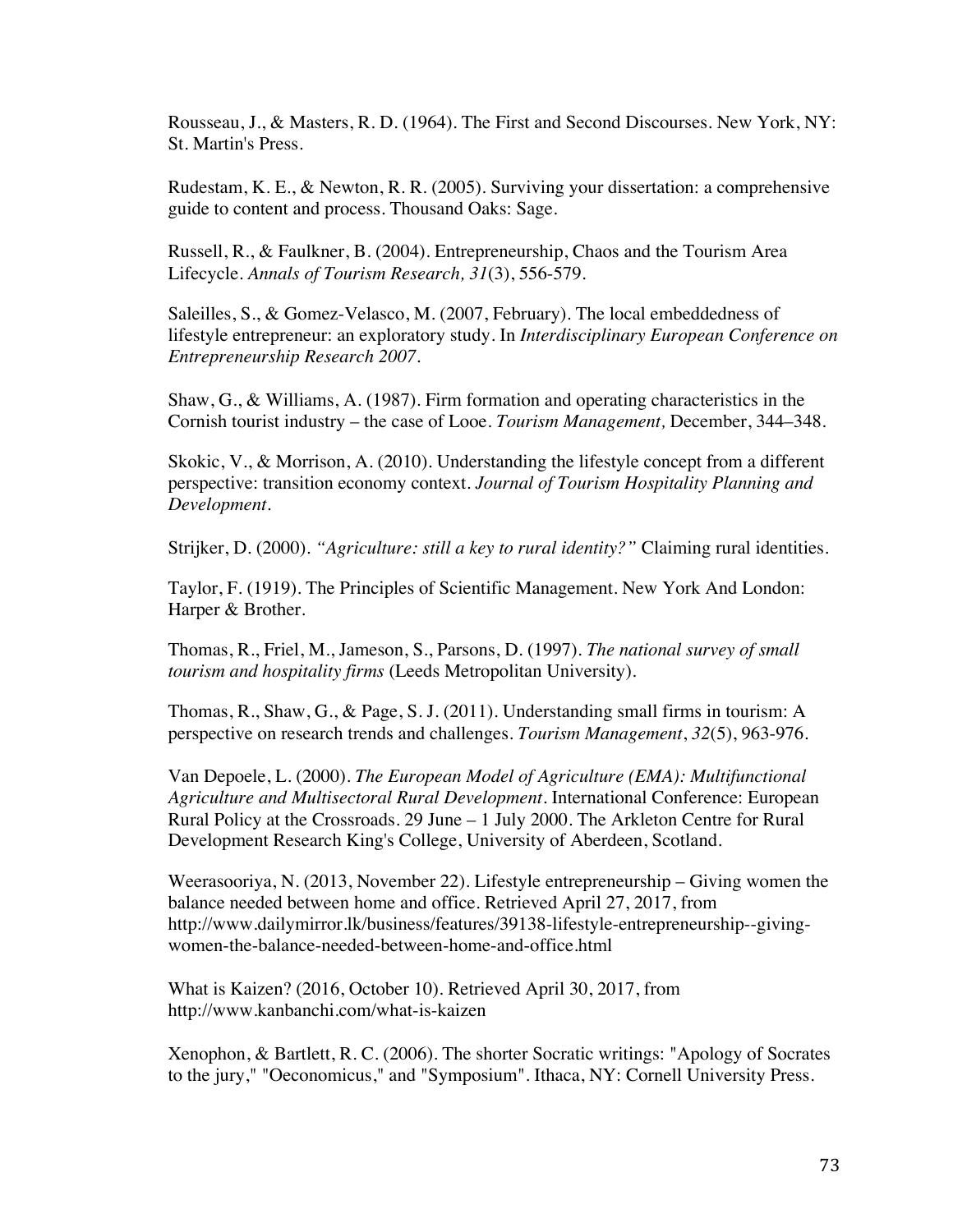Rousseau, J., & Masters, R. D. (1964). The First and Second Discourses. New York, NY: St. Martin's Press.

Rudestam, K. E., & Newton, R. R. (2005). Surviving your dissertation: a comprehensive guide to content and process. Thousand Oaks: Sage.

Russell, R., & Faulkner, B. (2004). Entrepreneurship, Chaos and the Tourism Area Lifecycle. *Annals of Tourism Research, 31*(3), 556-579.

Saleilles, S., & Gomez-Velasco, M. (2007, February). The local embeddedness of lifestyle entrepreneur: an exploratory study. In *Interdisciplinary European Conference on Entrepreneurship Research 2007*.

Shaw, G., & Williams, A. (1987). Firm formation and operating characteristics in the Cornish tourist industry – the case of Looe. *Tourism Management,* December, 344–348.

Skokic, V., & Morrison, A. (2010). Understanding the lifestyle concept from a different perspective: transition economy context. *Journal of Tourism Hospitality Planning and Development*.

Strijker, D. (2000). *"Agriculture: still a key to rural identity?"* Claiming rural identities.

Taylor, F. (1919). The Principles of Scientific Management. New York And London: Harper & Brother.

Thomas, R., Friel, M., Jameson, S., Parsons, D. (1997). *The national survey of small tourism and hospitality firms* (Leeds Metropolitan University).

Thomas, R., Shaw, G., & Page, S. J. (2011). Understanding small firms in tourism: A perspective on research trends and challenges. *Tourism Management*, *32*(5), 963-976.

Van Depoele, L. (2000). *The European Model of Agriculture (EMA): Multifunctional Agriculture and Multisectoral Rural Development*. International Conference: European Rural Policy at the Crossroads. 29 June – 1 July 2000. The Arkleton Centre for Rural Development Research King's College, University of Aberdeen, Scotland.

Weerasooriya, N. (2013, November 22). Lifestyle entrepreneurship – Giving women the balance needed between home and office. Retrieved April 27, 2017, from http://www.dailymirror.lk/business/features/39138-lifestyle-entrepreneurship--giving-women-the-balance-needed-between-home-and-office.html

What is Kaizen? (2016, October 10). Retrieved April 30, 2017, from http://www.kanbanchi.com/what-is-kaizen

Xenophon, & Bartlett, R. C. (2006). The shorter Socratic writings: "Apology of Socrates to the jury," "Oeconomicus," and "Symposium". Ithaca, NY: Cornell University Press.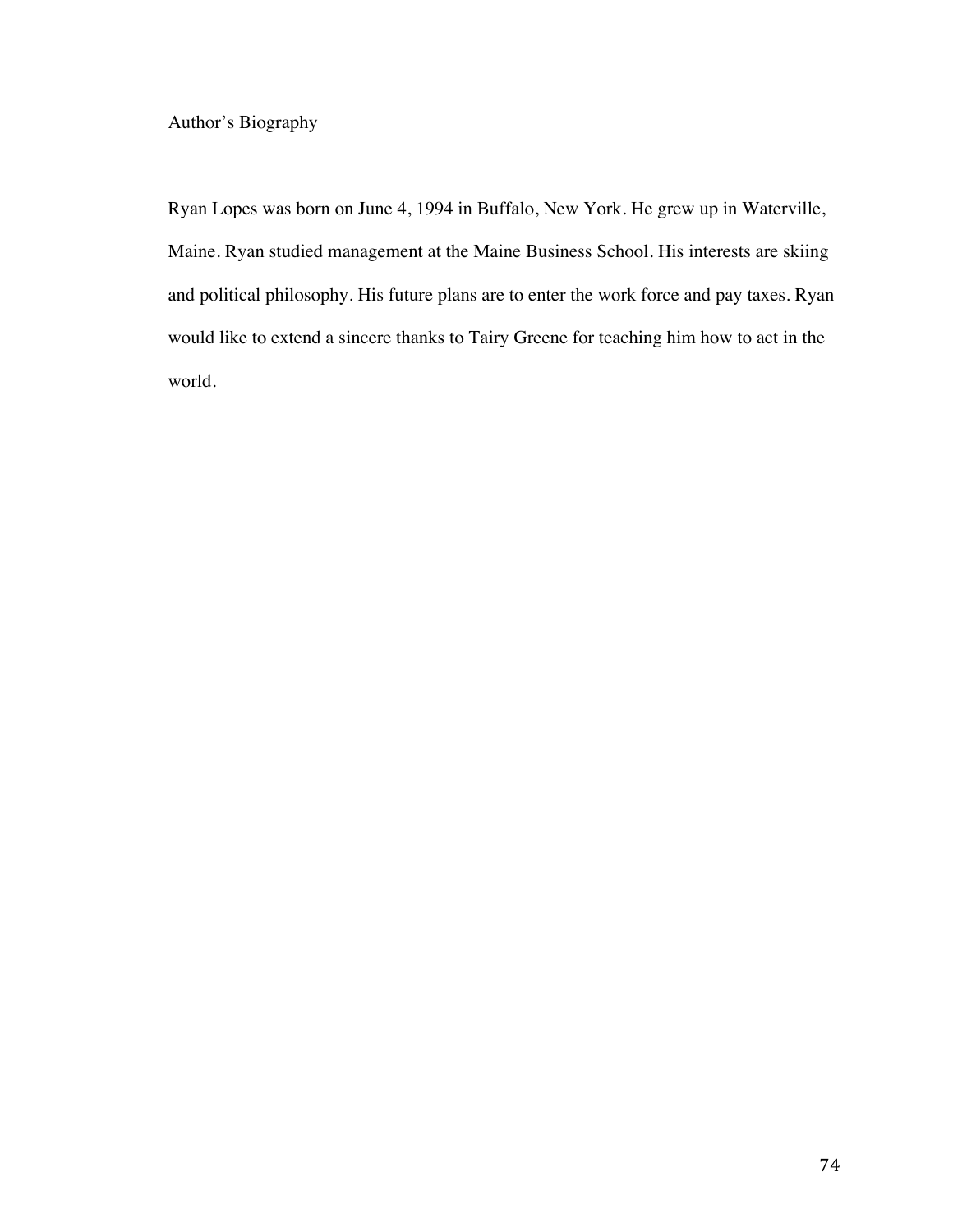# Author's Biography

Ryan Lopes was born on June 4, 1994 in Buffalo, New York. He grew up in Waterville, Maine. Ryan studied management at the Maine Business School. His interests are skiing and political philosophy. His future plans are to enter the work force and pay taxes. Ryan would like to extend a sincere thanks to Tairy Greene for teaching him how to act in the world.